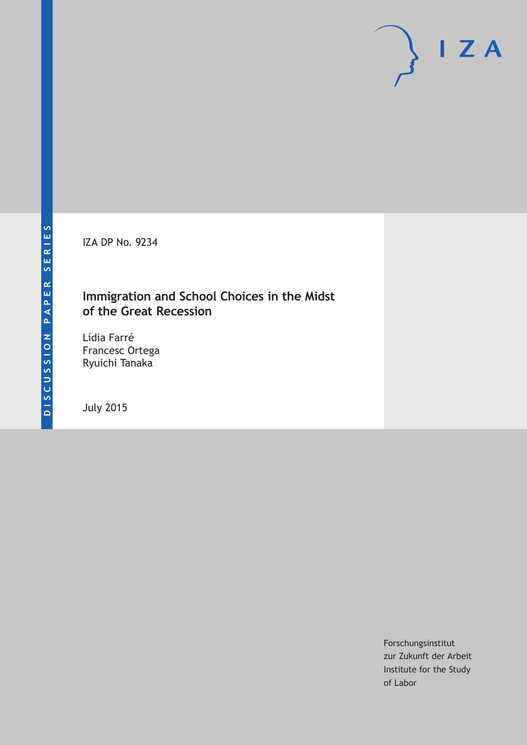DISCUSSION PAPER SERIES

IZA

IZA DP No. 9234

# Immigration and School Choices in the Midst of the Great Recession

Lídia Farré
Francesc Ortega
Ryuichi Tanaka

July 2015

Forschungsinstitut
zur Zukunft der Arbeit
Institute for the Study
of Labor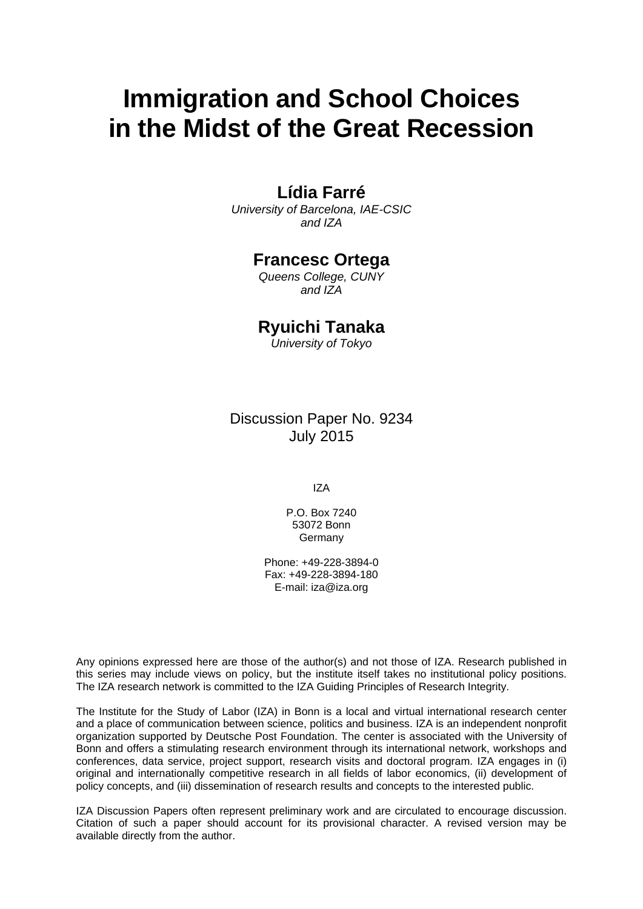# Immigration and School Choices in the Midst of the Great Recession

**Lídia Farré**
*University of Barcelona, IAE-CSIC and IZA*

**Francesc Ortega**
*Queens College, CUNY and IZA*

**Ryuichi Tanaka**
*University of Tokyo*

Discussion Paper No. 9234
July 2015

IZA

P.O. Box 7240
53072 Bonn
Germany

Phone: +49-228-3894-0
Fax: +49-228-3894-180
E-mail: iza@iza.org

Any opinions expressed here are those of the author(s) and not those of IZA. Research published in this series may include views on policy, but the institute itself takes no institutional policy positions. The IZA research network is committed to the IZA Guiding Principles of Research Integrity.

The Institute for the Study of Labor (IZA) in Bonn is a local and virtual international research center and a place of communication between science, politics and business. IZA is an independent nonprofit organization supported by Deutsche Post Foundation. The center is associated with the University of Bonn and offers a stimulating research environment through its international network, workshops and conferences, data service, project support, research visits and doctoral program. IZA engages in (i) original and internationally competitive research in all fields of labor economics, (ii) development of policy concepts, and (iii) dissemination of research results and concepts to the interested public.

IZA Discussion Papers often represent preliminary work and are circulated to encourage discussion. Citation of such a paper should account for its provisional character. A revised version may be available directly from the author.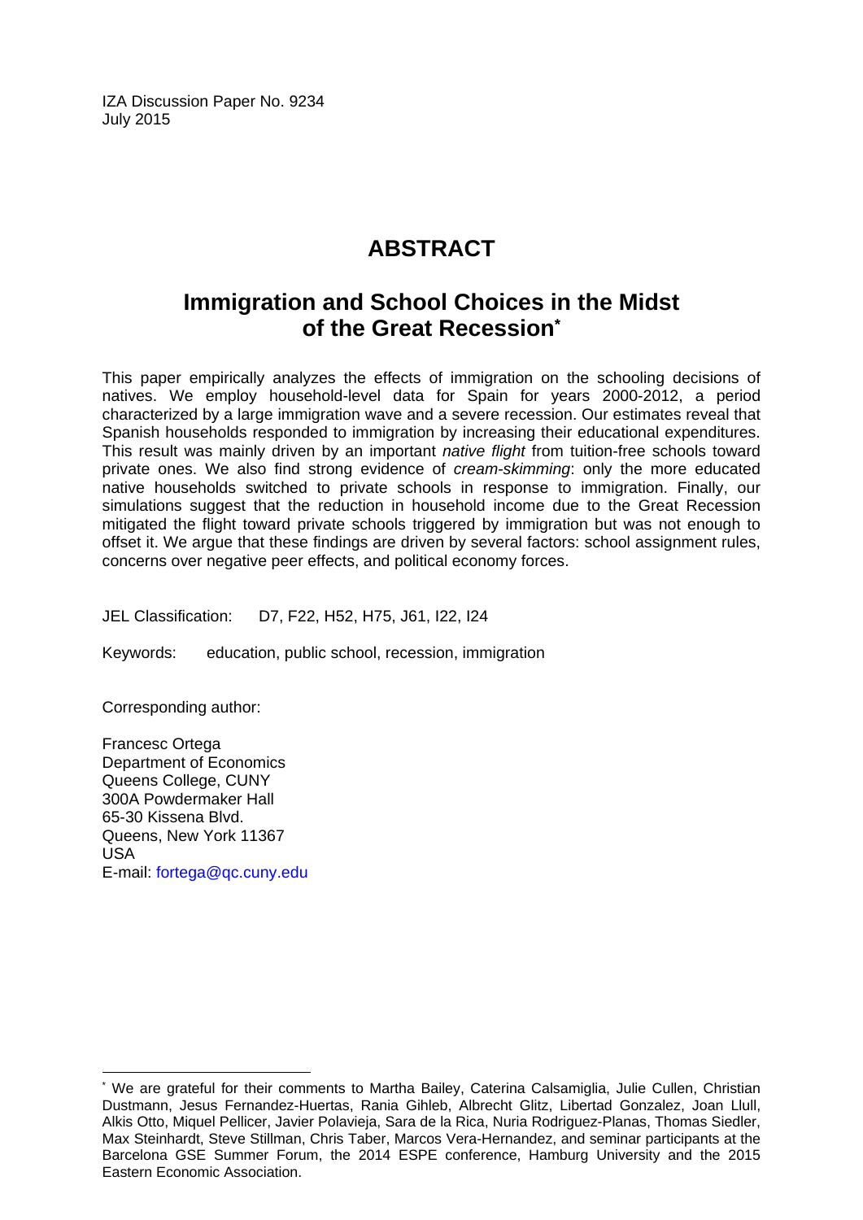IZA Discussion Paper No. 9234
July 2015

# ABSTRACT

## Immigration and School Choices in the Midst of the Great Recession[*]

This paper empirically analyzes the effects of immigration on the schooling decisions of natives. We employ household-level data for Spain for years 2000-2012, a period characterized by a large immigration wave and a severe recession. Our estimates reveal that Spanish households responded to immigration by increasing their educational expenditures. This result was mainly driven by an important *native flight* from tuition-free schools toward private ones. We also find strong evidence of *cream-skimming*: only the more educated native households switched to private schools in response to immigration. Finally, our simulations suggest that the reduction in household income due to the Great Recession mitigated the flight toward private schools triggered by immigration but was not enough to offset it. We argue that these findings are driven by several factors: school assignment rules, concerns over negative peer effects, and political economy forces.

JEL Classification: D7, F22, H52, H75, J61, I22, I24

Keywords: education, public school, recession, immigration

Corresponding author:

Francesc Ortega
Department of Economics
Queens College, CUNY
300A Powdermaker Hall
65-30 Kissena Blvd.
Queens, New York 11367
USA
E-mail: fortega@qc.cuny.edu

[*] We are grateful for their comments to Martha Bailey, Caterina Calsamiglia, Julie Cullen, Christian Dustmann, Jesus Fernandez-Huertas, Rania Gihleb, Albrecht Glitz, Libertad Gonzalez, Joan Llull, Alkis Otto, Miquel Pellicer, Javier Polavieja, Sara de la Rica, Nuria Rodriguez-Planas, Thomas Siedler, Max Steinhardt, Steve Stillman, Chris Taber, Marcos Vera-Hernandez, and seminar participants at the Barcelona GSE Summer Forum, the 2014 ESPE conference, Hamburg University and the 2015 Eastern Economic Association.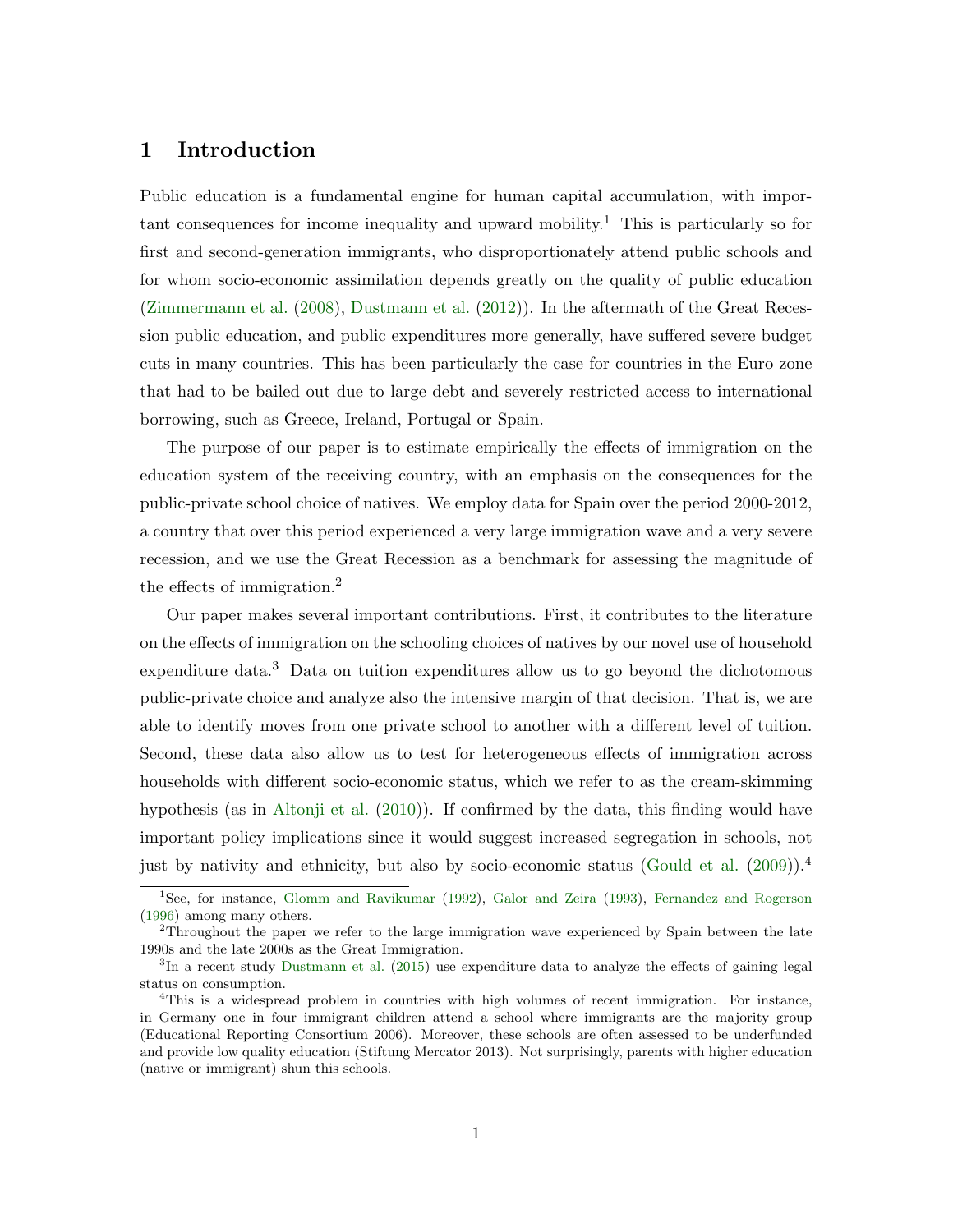# 1 Introduction

Public education is a fundamental engine for human capital accumulation, with important consequences for income inequality and upward mobility.[1] This is particularly so for first and second-generation immigrants, who disproportionately attend public schools and for whom socio-economic assimilation depends greatly on the quality of public education (Zimmermann et al. (2008), Dustmann et al. (2012)). In the aftermath of the Great Recession public education, and public expenditures more generally, have suffered severe budget cuts in many countries. This has been particularly the case for countries in the Euro zone that had to be bailed out due to large debt and severely restricted access to international borrowing, such as Greece, Ireland, Portugal or Spain.

The purpose of our paper is to estimate empirically the effects of immigration on the education system of the receiving country, with an emphasis on the consequences for the public-private school choice of natives. We employ data for Spain over the period 2000-2012, a country that over this period experienced a very large immigration wave and a very severe recession, and we use the Great Recession as a benchmark for assessing the magnitude of the effects of immigration.[2]

Our paper makes several important contributions. First, it contributes to the literature on the effects of immigration on the schooling choices of natives by our novel use of household expenditure data.[3] Data on tuition expenditures allow us to go beyond the dichotomous public-private choice and analyze also the intensive margin of that decision. That is, we are able to identify moves from one private school to another with a different level of tuition. Second, these data also allow us to test for heterogeneous effects of immigration across households with different socio-economic status, which we refer to as the cream-skimming hypothesis (as in Altonji et al. (2010)). If confirmed by the data, this finding would have important policy implications since it would suggest increased segregation in schools, not just by nativity and ethnicity, but also by socio-economic status (Gould et al. (2009)).[4]

[1] See, for instance, Glomm and Ravikumar (1992), Galor and Zeira (1993), Fernandez and Rogerson (1996) among many others.

[2] Throughout the paper we refer to the large immigration wave experienced by Spain between the late 1990s and the late 2000s as the Great Immigration.

[3] In a recent study Dustmann et al. (2015) use expenditure data to analyze the effects of gaining legal status on consumption.

[4] This is a widespread problem in countries with high volumes of recent immigration. For instance, in Germany one in four immigrant children attend a school where immigrants are the majority group (Educational Reporting Consortium 2006). Moreover, these schools are often assessed to be underfunded and provide low quality education (Stiftung Mercator 2013). Not surprisingly, parents with higher education (native or immigrant) shun this schools.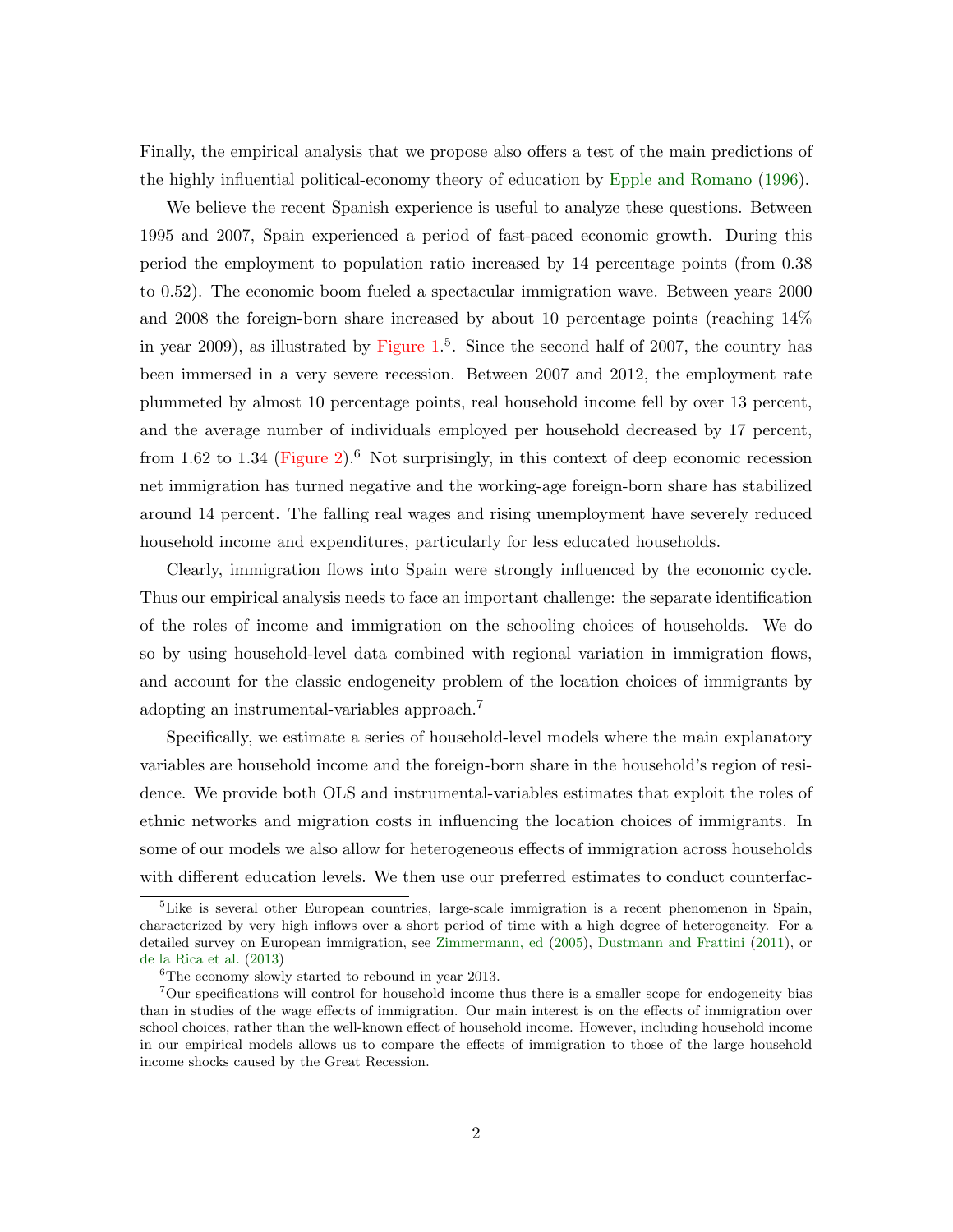Finally, the empirical analysis that we propose also offers a test of the main predictions of the highly influential political-economy theory of education by Epple and Romano (1996).

We believe the recent Spanish experience is useful to analyze these questions. Between 1995 and 2007, Spain experienced a period of fast-paced economic growth. During this period the employment to population ratio increased by 14 percentage points (from 0.38 to 0.52). The economic boom fueled a spectacular immigration wave. Between years 2000 and 2008 the foreign-born share increased by about 10 percentage points (reaching 14% in year 2009), as illustrated by Figure 1.[5]. Since the second half of 2007, the country has been immersed in a very severe recession. Between 2007 and 2012, the employment rate plummeted by almost 10 percentage points, real household income fell by over 13 percent, and the average number of individuals employed per household decreased by 17 percent, from 1.62 to 1.34 (Figure 2).[6] Not surprisingly, in this context of deep economic recession net immigration has turned negative and the working-age foreign-born share has stabilized around 14 percent. The falling real wages and rising unemployment have severely reduced household income and expenditures, particularly for less educated households.

Clearly, immigration flows into Spain were strongly influenced by the economic cycle. Thus our empirical analysis needs to face an important challenge: the separate identification of the roles of income and immigration on the schooling choices of households. We do so by using household-level data combined with regional variation in immigration flows, and account for the classic endogeneity problem of the location choices of immigrants by adopting an instrumental-variables approach.[7]

Specifically, we estimate a series of household-level models where the main explanatory variables are household income and the foreign-born share in the household's region of residence. We provide both OLS and instrumental-variables estimates that exploit the roles of ethnic networks and migration costs in influencing the location choices of immigrants. In some of our models we also allow for heterogeneous effects of immigration across households with different education levels. We then use our preferred estimates to conduct counterfac-

[5]Like is several other European countries, large-scale immigration is a recent phenomenon in Spain, characterized by very high inflows over a short period of time with a high degree of heterogeneity. For a detailed survey on European immigration, see Zimmermann, ed (2005), Dustmann and Frattini (2011), or de la Rica et al. (2013)

[6]The economy slowly started to rebound in year 2013.

[7]Our specifications will control for household income thus there is a smaller scope for endogeneity bias than in studies of the wage effects of immigration. Our main interest is on the effects of immigration over school choices, rather than the well-known effect of household income. However, including household income in our empirical models allows us to compare the effects of immigration to those of the large household income shocks caused by the Great Recession.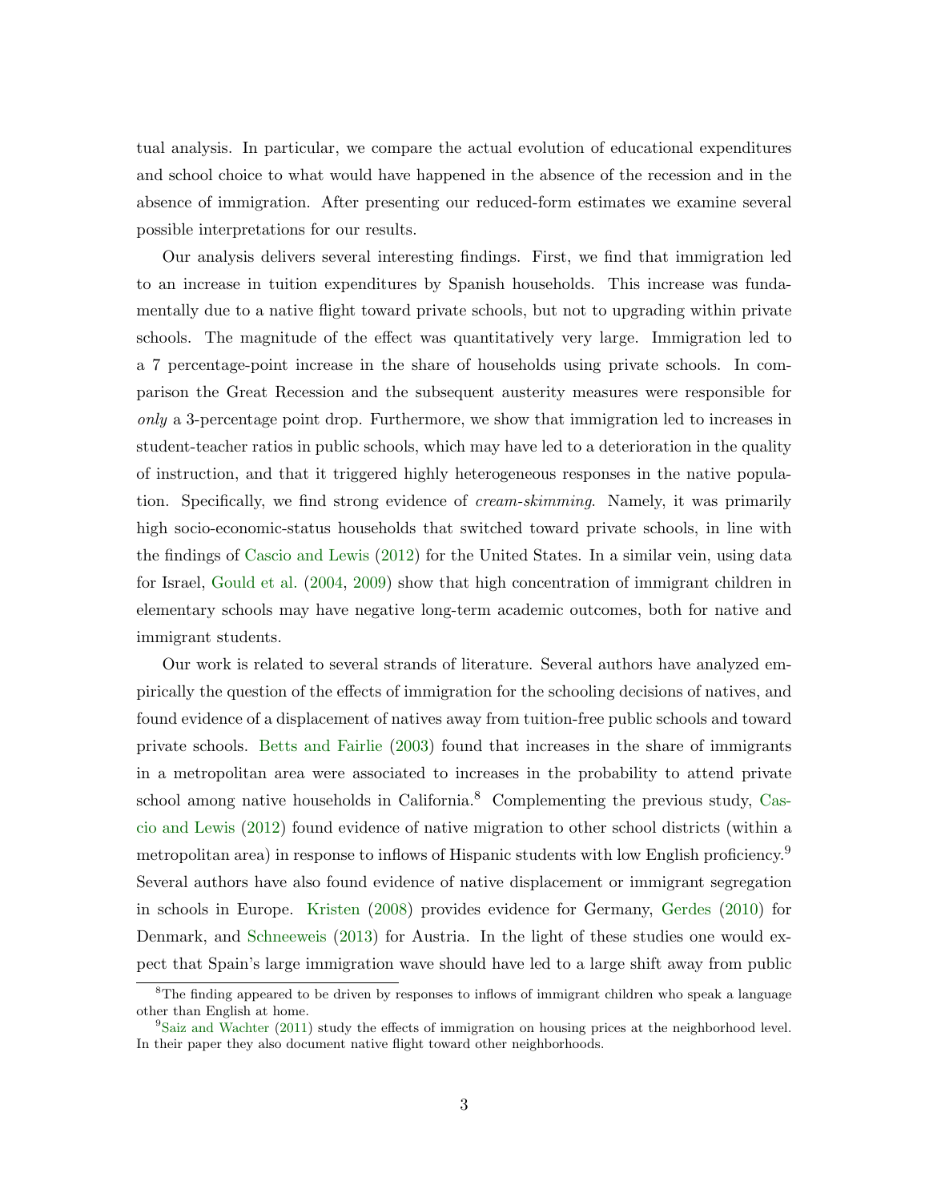tual analysis. In particular, we compare the actual evolution of educational expenditures and school choice to what would have happened in the absence of the recession and in the absence of immigration. After presenting our reduced-form estimates we examine several possible interpretations for our results.

Our analysis delivers several interesting findings. First, we find that immigration led to an increase in tuition expenditures by Spanish households. This increase was fundamentally due to a native flight toward private schools, but not to upgrading within private schools. The magnitude of the effect was quantitatively very large. Immigration led to a 7 percentage-point increase in the share of households using private schools. In comparison the Great Recession and the subsequent austerity measures were responsible for *only* a 3-percentage point drop. Furthermore, we show that immigration led to increases in student-teacher ratios in public schools, which may have led to a deterioration in the quality of instruction, and that it triggered highly heterogeneous responses in the native population. Specifically, we find strong evidence of *cream-skimming*. Namely, it was primarily high socio-economic-status households that switched toward private schools, in line with the findings of Cascio and Lewis (2012) for the United States. In a similar vein, using data for Israel, Gould et al. (2004, 2009) show that high concentration of immigrant children in elementary schools may have negative long-term academic outcomes, both for native and immigrant students.

Our work is related to several strands of literature. Several authors have analyzed empirically the question of the effects of immigration for the schooling decisions of natives, and found evidence of a displacement of natives away from tuition-free public schools and toward private schools. Betts and Fairlie (2003) found that increases in the share of immigrants in a metropolitan area were associated to increases in the probability to attend private school among native households in California.[8] Complementing the previous study, Cascio and Lewis (2012) found evidence of native migration to other school districts (within a metropolitan area) in response to inflows of Hispanic students with low English proficiency.[9] Several authors have also found evidence of native displacement or immigrant segregation in schools in Europe. Kristen (2008) provides evidence for Germany, Gerdes (2010) for Denmark, and Schneeweis (2013) for Austria. In the light of these studies one would expect that Spain's large immigration wave should have led to a large shift away from public

[8] The finding appeared to be driven by responses to inflows of immigrant children who speak a language other than English at home.

[9] Saiz and Wachter (2011) study the effects of immigration on housing prices at the neighborhood level. In their paper they also document native flight toward other neighborhoods.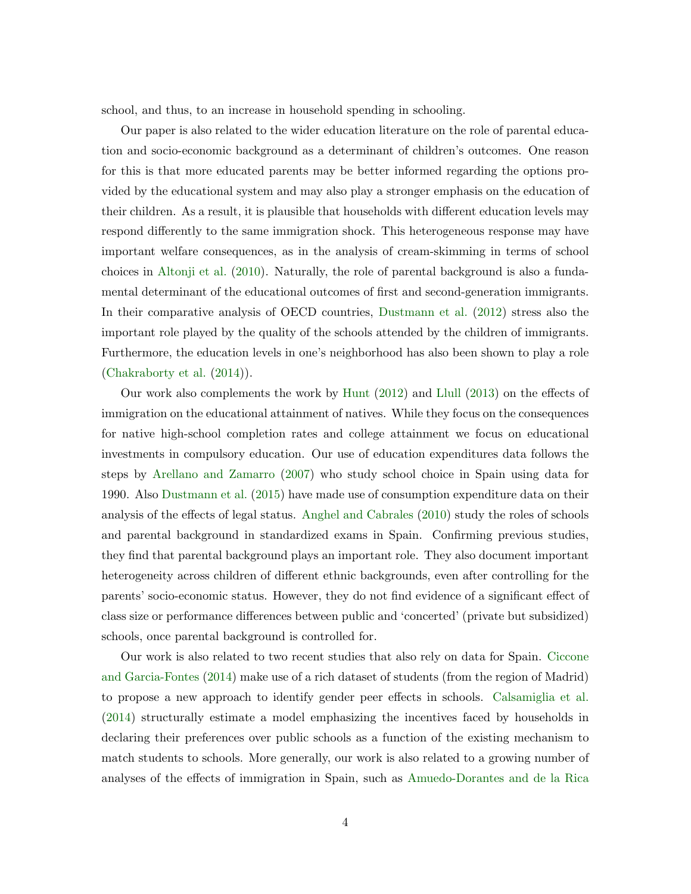school, and thus, to an increase in household spending in schooling.

Our paper is also related to the wider education literature on the role of parental education and socio-economic background as a determinant of children's outcomes. One reason for this is that more educated parents may be better informed regarding the options provided by the educational system and may also play a stronger emphasis on the education of their children. As a result, it is plausible that households with different education levels may respond differently to the same immigration shock. This heterogeneous response may have important welfare consequences, as in the analysis of cream-skimming in terms of school choices in Altonji et al. (2010). Naturally, the role of parental background is also a fundamental determinant of the educational outcomes of first and second-generation immigrants. In their comparative analysis of OECD countries, Dustmann et al. (2012) stress also the important role played by the quality of the schools attended by the children of immigrants. Furthermore, the education levels in one's neighborhood has also been shown to play a role (Chakraborty et al. (2014)).

Our work also complements the work by Hunt (2012) and Llull (2013) on the effects of immigration on the educational attainment of natives. While they focus on the consequences for native high-school completion rates and college attainment we focus on educational investments in compulsory education. Our use of education expenditures data follows the steps by Arellano and Zamarro (2007) who study school choice in Spain using data for 1990. Also Dustmann et al. (2015) have made use of consumption expenditure data on their analysis of the effects of legal status. Anghel and Cabrales (2010) study the roles of schools and parental background in standardized exams in Spain. Confirming previous studies, they find that parental background plays an important role. They also document important heterogeneity across children of different ethnic backgrounds, even after controlling for the parents' socio-economic status. However, they do not find evidence of a significant effect of class size or performance differences between public and 'concerted' (private but subsidized) schools, once parental background is controlled for.

Our work is also related to two recent studies that also rely on data for Spain. Ciccone and Garcia-Fontes (2014) make use of a rich dataset of students (from the region of Madrid) to propose a new approach to identify gender peer effects in schools. Calsamiglia et al. (2014) structurally estimate a model emphasizing the incentives faced by households in declaring their preferences over public schools as a function of the existing mechanism to match students to schools. More generally, our work is also related to a growing number of analyses of the effects of immigration in Spain, such as Amuedo-Dorantes and de la Rica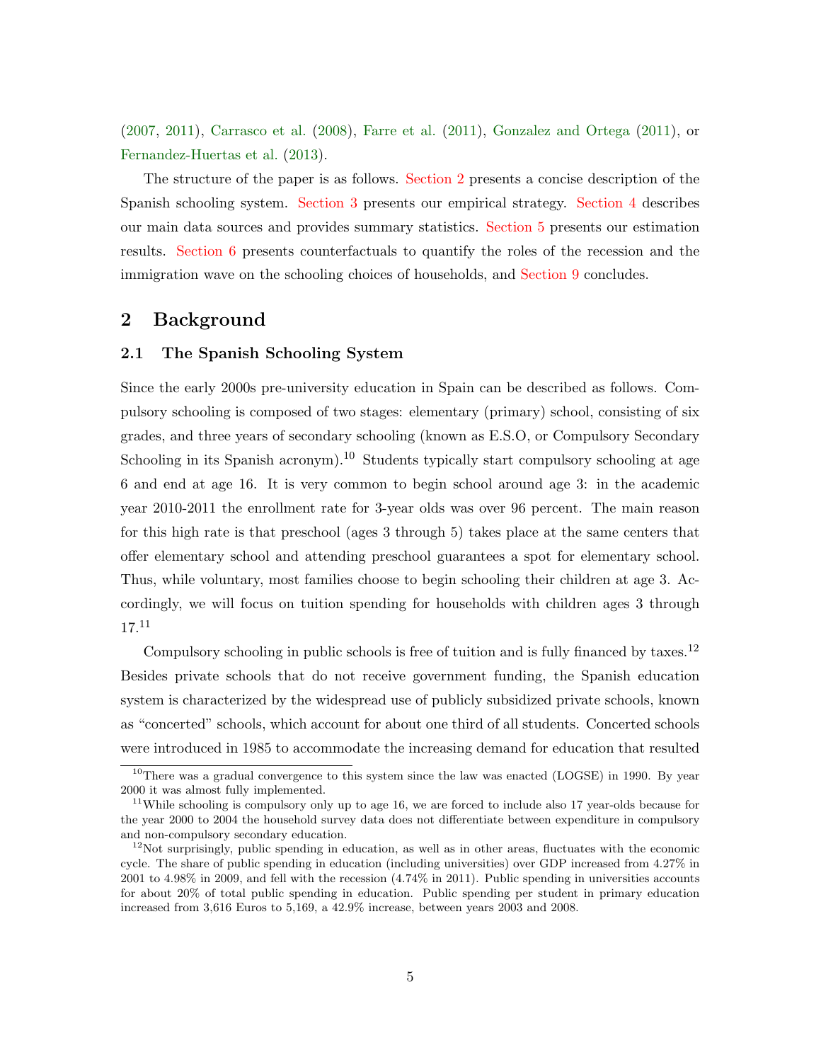(2007, 2011), Carrasco et al. (2008), Farre et al. (2011), Gonzalez and Ortega (2011), or Fernandez-Huertas et al. (2013).

The structure of the paper is as follows. Section 2 presents a concise description of the Spanish schooling system. Section 3 presents our empirical strategy. Section 4 describes our main data sources and provides summary statistics. Section 5 presents our estimation results. Section 6 presents counterfactuals to quantify the roles of the recession and the immigration wave on the schooling choices of households, and Section 9 concludes.

## 2 Background

### 2.1 The Spanish Schooling System

Since the early 2000s pre-university education in Spain can be described as follows. Compulsory schooling is composed of two stages: elementary (primary) school, consisting of six grades, and three years of secondary schooling (known as E.S.O, or Compulsory Secondary Schooling in its Spanish acronym).[10] Students typically start compulsory schooling at age 6 and end at age 16. It is very common to begin school around age 3: in the academic year 2010-2011 the enrollment rate for 3-year olds was over 96 percent. The main reason for this high rate is that preschool (ages 3 through 5) takes place at the same centers that offer elementary school and attending preschool guarantees a spot for elementary school. Thus, while voluntary, most families choose to begin schooling their children at age 3. Accordingly, we will focus on tuition spending for households with children ages 3 through 17.[11]

Compulsory schooling in public schools is free of tuition and is fully financed by taxes.[12] Besides private schools that do not receive government funding, the Spanish education system is characterized by the widespread use of publicly subsidized private schools, known as "concerted" schools, which account for about one third of all students. Concerted schools were introduced in 1985 to accommodate the increasing demand for education that resulted

---

[10] There was a gradual convergence to this system since the law was enacted (LOGSE) in 1990. By year 2000 it was almost fully implemented.

[11] While schooling is compulsory only up to age 16, we are forced to include also 17 year-olds because for the year 2000 to 2004 the household survey data does not differentiate between expenditure in compulsory and non-compulsory secondary education.

[12] Not surprisingly, public spending in education, as well as in other areas, fluctuates with the economic cycle. The share of public spending in education (including universities) over GDP increased from 4.27% in 2001 to 4.98% in 2009, and fell with the recession (4.74% in 2011). Public spending in universities accounts for about 20% of total public spending in education. Public spending per student in primary education increased from 3,616 Euros to 5,169, a 42.9% increase, between years 2003 and 2008.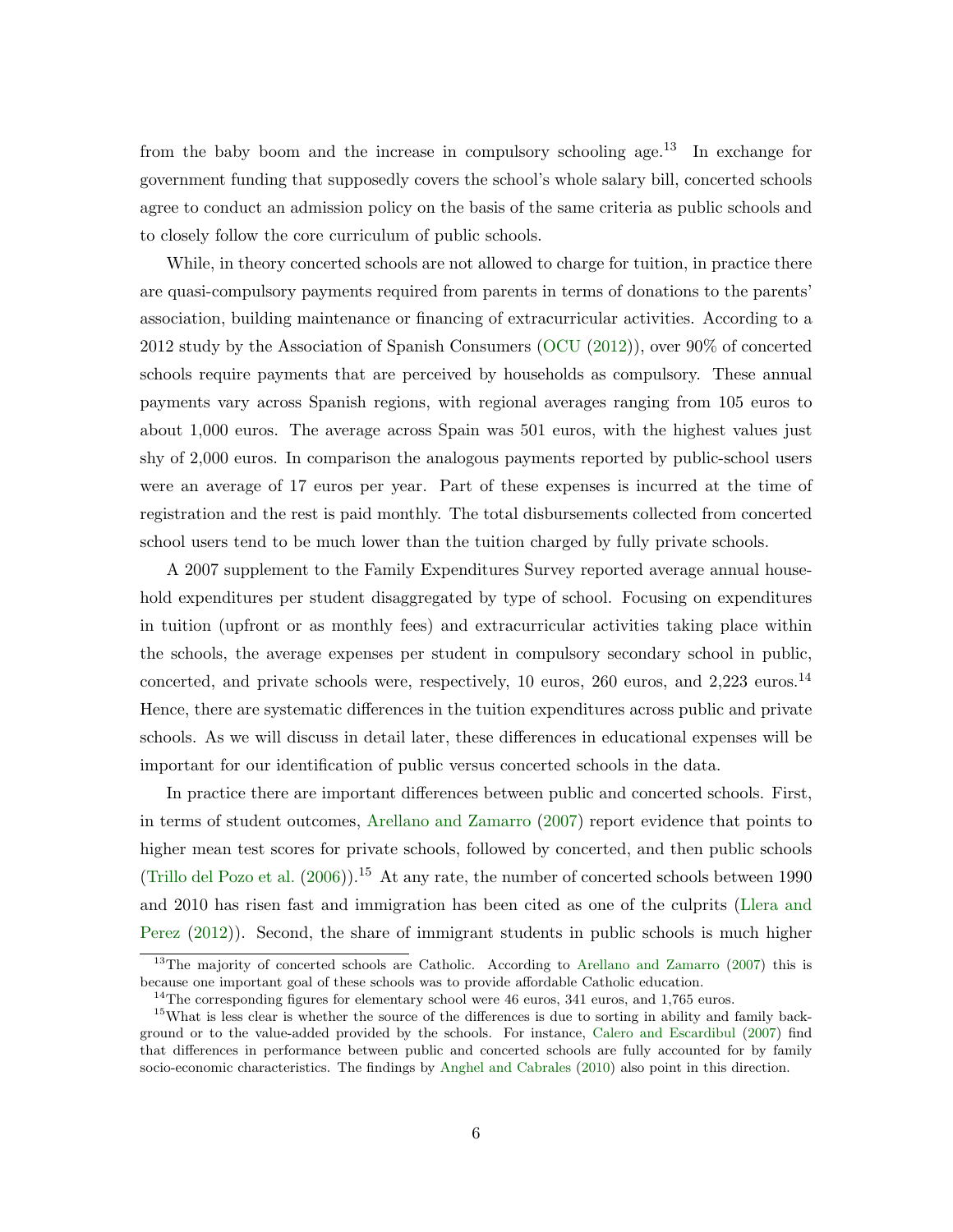from the baby boom and the increase in compulsory schooling age.[13] In exchange for government funding that supposedly covers the school's whole salary bill, concerted schools agree to conduct an admission policy on the basis of the same criteria as public schools and to closely follow the core curriculum of public schools.

While, in theory concerted schools are not allowed to charge for tuition, in practice there are quasi-compulsory payments required from parents in terms of donations to the parents' association, building maintenance or financing of extracurricular activities. According to a 2012 study by the Association of Spanish Consumers (OCU (2012)), over 90% of concerted schools require payments that are perceived by households as compulsory. These annual payments vary across Spanish regions, with regional averages ranging from 105 euros to about 1,000 euros. The average across Spain was 501 euros, with the highest values just shy of 2,000 euros. In comparison the analogous payments reported by public-school users were an average of 17 euros per year. Part of these expenses is incurred at the time of registration and the rest is paid monthly. The total disbursements collected from concerted school users tend to be much lower than the tuition charged by fully private schools.

A 2007 supplement to the Family Expenditures Survey reported average annual household expenditures per student disaggregated by type of school. Focusing on expenditures in tuition (upfront or as monthly fees) and extracurricular activities taking place within the schools, the average expenses per student in compulsory secondary school in public, concerted, and private schools were, respectively, 10 euros, 260 euros, and 2,223 euros.[14] Hence, there are systematic differences in the tuition expenditures across public and private schools. As we will discuss in detail later, these differences in educational expenses will be important for our identification of public versus concerted schools in the data.

In practice there are important differences between public and concerted schools. First, in terms of student outcomes, Arellano and Zamarro (2007) report evidence that points to higher mean test scores for private schools, followed by concerted, and then public schools (Trillo del Pozo et al. (2006)).[15] At any rate, the number of concerted schools between 1990 and 2010 has risen fast and immigration has been cited as one of the culprits (Llera and Perez (2012)). Second, the share of immigrant students in public schools is much higher

[13] The majority of concerted schools are Catholic. According to Arellano and Zamarro (2007) this is because one important goal of these schools was to provide affordable Catholic education.

[14] The corresponding figures for elementary school were 46 euros, 341 euros, and 1,765 euros.

[15] What is less clear is whether the source of the differences is due to sorting in ability and family background or to the value-added provided by the schools. For instance, Calero and Escardibul (2007) find that differences in performance between public and concerted schools are fully accounted for by family socio-economic characteristics. The findings by Anghel and Cabrales (2010) also point in this direction.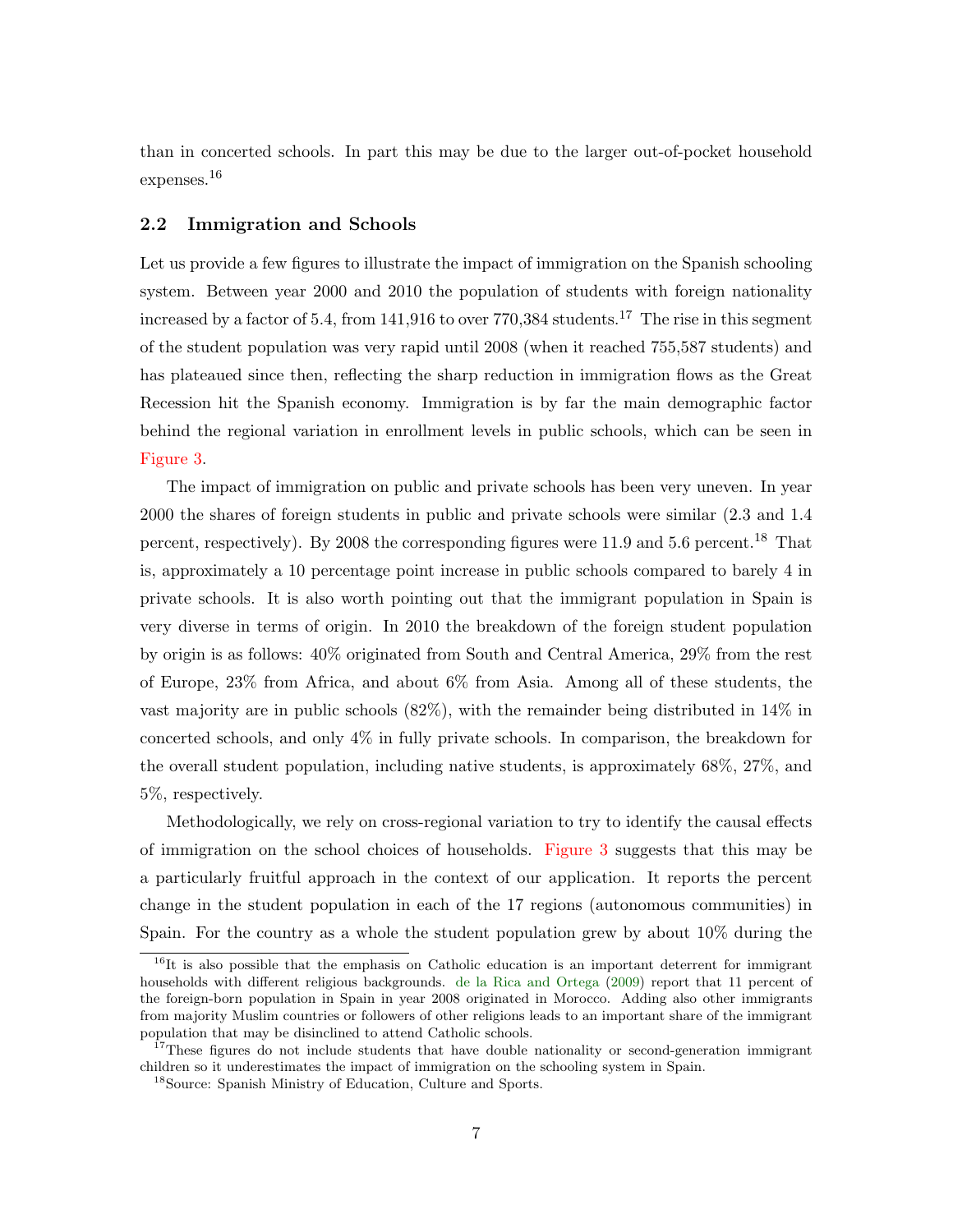than in concerted schools. In part this may be due to the larger out-of-pocket household expenses.[16]

### 2.2 Immigration and Schools

Let us provide a few figures to illustrate the impact of immigration on the Spanish schooling system. Between year 2000 and 2010 the population of students with foreign nationality increased by a factor of 5.4, from 141,916 to over 770,384 students.[17] The rise in this segment of the student population was very rapid until 2008 (when it reached 755,587 students) and has plateaued since then, reflecting the sharp reduction in immigration flows as the Great Recession hit the Spanish economy. Immigration is by far the main demographic factor behind the regional variation in enrollment levels in public schools, which can be seen in Figure 3.

The impact of immigration on public and private schools has been very uneven. In year 2000 the shares of foreign students in public and private schools were similar (2.3 and 1.4 percent, respectively). By 2008 the corresponding figures were 11.9 and 5.6 percent.[18] That is, approximately a 10 percentage point increase in public schools compared to barely 4 in private schools. It is also worth pointing out that the immigrant population in Spain is very diverse in terms of origin. In 2010 the breakdown of the foreign student population by origin is as follows: 40% originated from South and Central America, 29% from the rest of Europe, 23% from Africa, and about 6% from Asia. Among all of these students, the vast majority are in public schools (82%), with the remainder being distributed in 14% in concerted schools, and only 4% in fully private schools. In comparison, the breakdown for the overall student population, including native students, is approximately 68%, 27%, and 5%, respectively.

Methodologically, we rely on cross-regional variation to try to identify the causal effects of immigration on the school choices of households. Figure 3 suggests that this may be a particularly fruitful approach in the context of our application. It reports the percent change in the student population in each of the 17 regions (autonomous communities) in Spain. For the country as a whole the student population grew by about 10% during the

[16] It is also possible that the emphasis on Catholic education is an important deterrent for immigrant households with different religious backgrounds. de la Rica and Ortega (2009) report that 11 percent of the foreign-born population in Spain in year 2008 originated in Morocco. Adding also other immigrants from majority Muslim countries or followers of other religions leads to an important share of the immigrant population that may be disinclined to attend Catholic schools.

[17] These figures do not include students that have double nationality or second-generation immigrant children so it underestimates the impact of immigration on the schooling system in Spain.

[18] Source: Spanish Ministry of Education, Culture and Sports.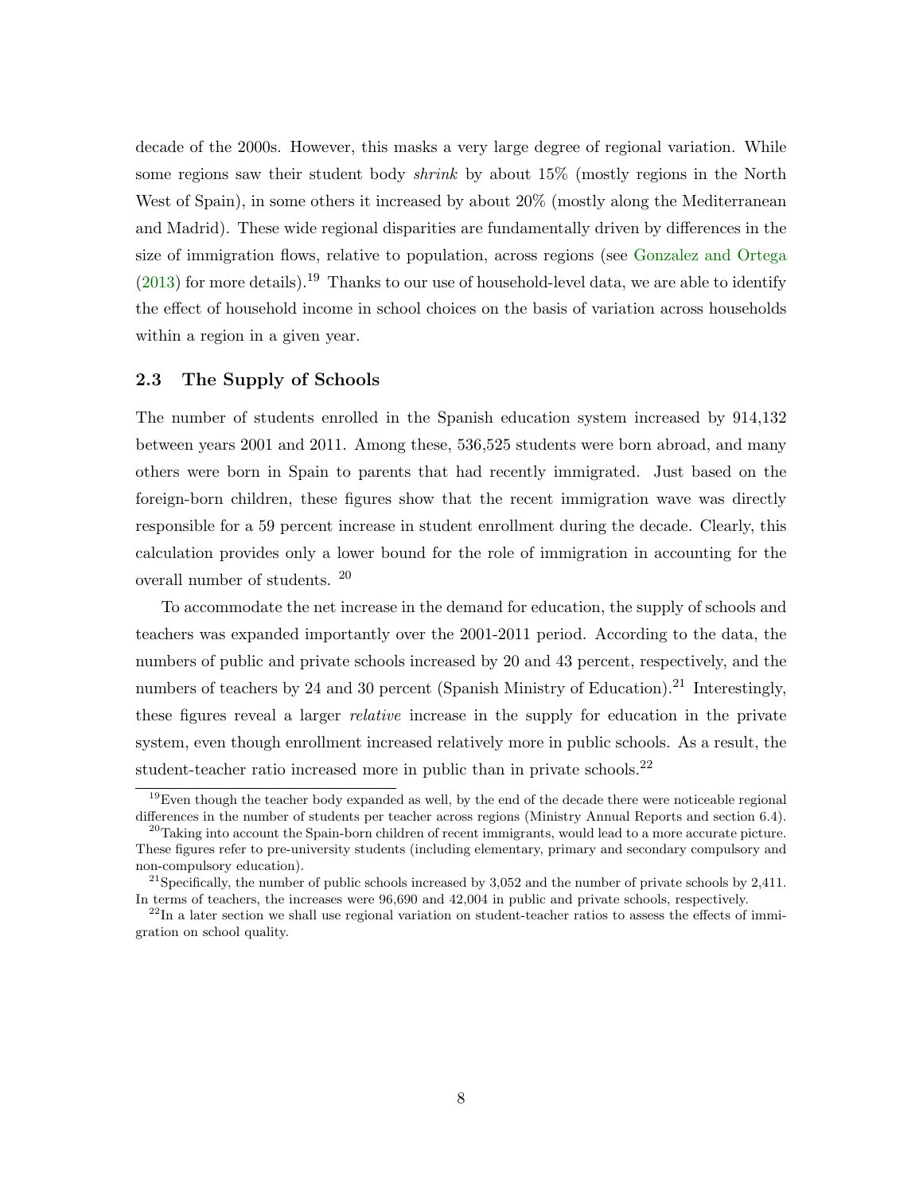decade of the 2000s. However, this masks a very large degree of regional variation. While some regions saw their student body *shrink* by about 15% (mostly regions in the North West of Spain), in some others it increased by about 20% (mostly along the Mediterranean and Madrid). These wide regional disparities are fundamentally driven by differences in the size of immigration flows, relative to population, across regions (see Gonzalez and Ortega (2013) for more details).[19] Thanks to our use of household-level data, we are able to identify the effect of household income in school choices on the basis of variation across households within a region in a given year.

### 2.3 The Supply of Schools

The number of students enrolled in the Spanish education system increased by 914,132 between years 2001 and 2011. Among these, 536,525 students were born abroad, and many others were born in Spain to parents that had recently immigrated. Just based on the foreign-born children, these figures show that the recent immigration wave was directly responsible for a 59 percent increase in student enrollment during the decade. Clearly, this calculation provides only a lower bound for the role of immigration in accounting for the overall number of students. [20]

To accommodate the net increase in the demand for education, the supply of schools and teachers was expanded importantly over the 2001-2011 period. According to the data, the numbers of public and private schools increased by 20 and 43 percent, respectively, and the numbers of teachers by 24 and 30 percent (Spanish Ministry of Education).[21] Interestingly, these figures reveal a larger *relative* increase in the supply for education in the private system, even though enrollment increased relatively more in public schools. As a result, the student-teacher ratio increased more in public than in private schools.[22]

---

[19] Even though the teacher body expanded as well, by the end of the decade there were noticeable regional differences in the number of students per teacher across regions (Ministry Annual Reports and section 6.4).

[20] Taking into account the Spain-born children of recent immigrants, would lead to a more accurate picture. These figures refer to pre-university students (including elementary, primary and secondary compulsory and non-compulsory education).

[21] Specifically, the number of public schools increased by 3,052 and the number of private schools by 2,411. In terms of teachers, the increases were 96,690 and 42,004 in public and private schools, respectively.

[22] In a later section we shall use regional variation on student-teacher ratios to assess the effects of immigration on school quality.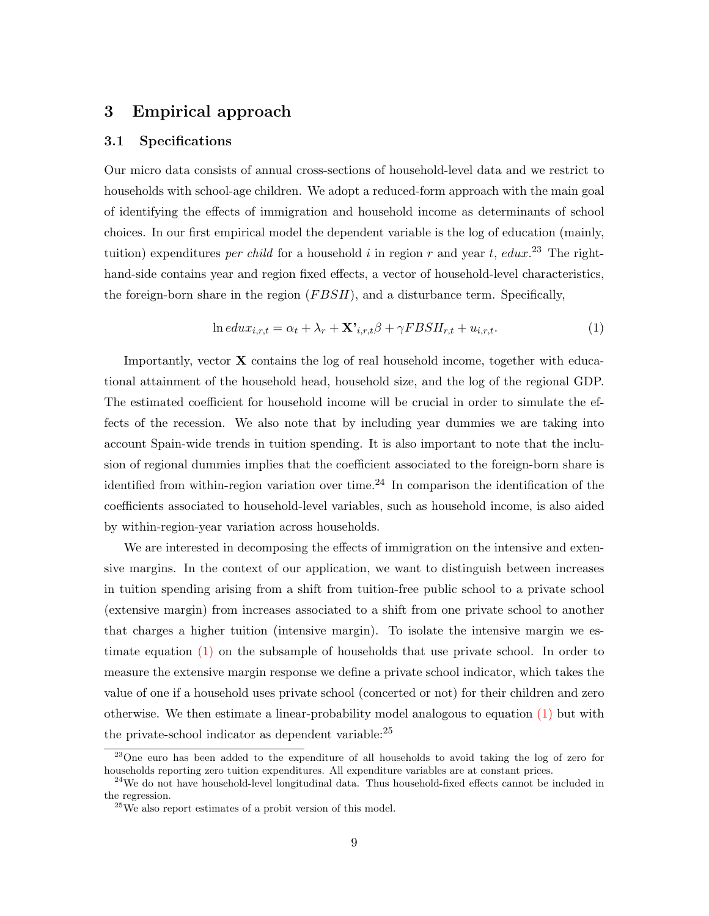# 3 Empirical approach

## 3.1 Specifications

Our micro data consists of annual cross-sections of household-level data and we restrict to households with school-age children. We adopt a reduced-form approach with the main goal of identifying the effects of immigration and household income as determinants of school choices. In our first empirical model the dependent variable is the log of education (mainly, tuition) expenditures *per child* for a household $i$ in region $r$ and year $t$, $edux$.[23] The right-hand-side contains year and region fixed effects, a vector of household-level characteristics, the foreign-born share in the region ($FBSH$), and a disturbance term. Specifically,

$$\ln edux_{i,r,t} = \alpha_t + \lambda_r + \mathbf{X'}_{i,r,t}\beta + \gamma FBSH_{r,t} + u_{i,r,t}. \tag{1}$$

Importantly, vector $\mathbf{X}$ contains the log of real household income, together with educational attainment of the household head, household size, and the log of the regional GDP. The estimated coefficient for household income will be crucial in order to simulate the effects of the recession. We also note that by including year dummies we are taking into account Spain-wide trends in tuition spending. It is also important to note that the inclusion of regional dummies implies that the coefficient associated to the foreign-born share is identified from within-region variation over time.[24] In comparison the identification of the coefficients associated to household-level variables, such as household income, is also aided by within-region-year variation across households.

We are interested in decomposing the effects of immigration on the intensive and extensive margins. In the context of our application, we want to distinguish between increases in tuition spending arising from a shift from tuition-free public school to a private school (extensive margin) from increases associated to a shift from one private school to another that charges a higher tuition (intensive margin). To isolate the intensive margin we estimate equation (1) on the subsample of households that use private school. In order to measure the extensive margin response we define a private school indicator, which takes the value of one if a household uses private school (concerted or not) for their children and zero otherwise. We then estimate a linear-probability model analogous to equation (1) but with the private-school indicator as dependent variable:[25]

[23] One euro has been added to the expenditure of all households to avoid taking the log of zero for households reporting zero tuition expenditures. All expenditure variables are at constant prices.

[24] We do not have household-level longitudinal data. Thus household-fixed effects cannot be included in the regression.

[25] We also report estimates of a probit version of this model.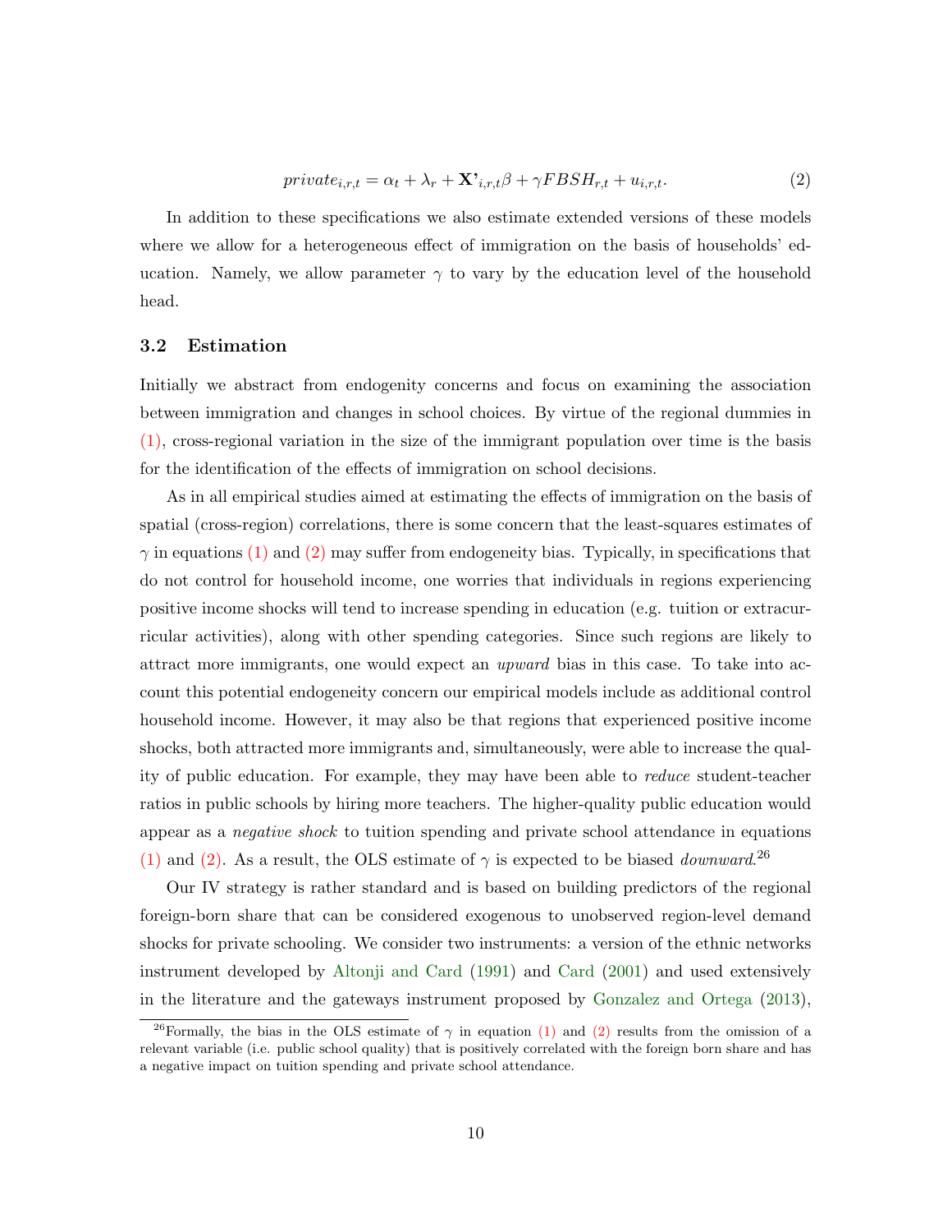$$private_{i,r,t} = \alpha_t + \lambda_r + \mathbf{X'}_{i,r,t}\beta + \gamma FBSH_{r,t} + u_{i,r,t}. \tag{2}$$

In addition to these specifications we also estimate extended versions of these models where we allow for a heterogeneous effect of immigration on the basis of households' education. Namely, we allow parameter $\gamma$ to vary by the education level of the household head.

### 3.2 Estimation

Initially we abstract from endogenity concerns and focus on examining the association between immigration and changes in school choices. By virtue of the regional dummies in (1), cross-regional variation in the size of the immigrant population over time is the basis for the identification of the effects of immigration on school decisions.

As in all empirical studies aimed at estimating the effects of immigration on the basis of spatial (cross-region) correlations, there is some concern that the least-squares estimates of $\gamma$ in equations (1) and (2) may suffer from endogeneity bias. Typically, in specifications that do not control for household income, one worries that individuals in regions experiencing positive income shocks will tend to increase spending in education (e.g. tuition or extracurricular activities), along with other spending categories. Since such regions are likely to attract more immigrants, one would expect an *upward* bias in this case. To take into account this potential endogeneity concern our empirical models include as additional control household income. However, it may also be that regions that experienced positive income shocks, both attracted more immigrants and, simultaneously, were able to increase the quality of public education. For example, they may have been able to *reduce* student-teacher ratios in public schools by hiring more teachers. The higher-quality public education would appear as a *negative shock* to tuition spending and private school attendance in equations (1) and (2). As a result, the OLS estimate of $\gamma$ is expected to be biased *downward*.[26]

Our IV strategy is rather standard and is based on building predictors of the regional foreign-born share that can be considered exogenous to unobserved region-level demand shocks for private schooling. We consider two instruments: a version of the ethnic networks instrument developed by Altonji and Card (1991) and Card (2001) and used extensively in the literature and the gateways instrument proposed by Gonzalez and Ortega (2013),

[26]Formally, the bias in the OLS estimate of $\gamma$ in equation (1) and (2) results from the omission of a relevant variable (i.e. public school quality) that is positively correlated with the foreign born share and has a negative impact on tuition spending and private school attendance.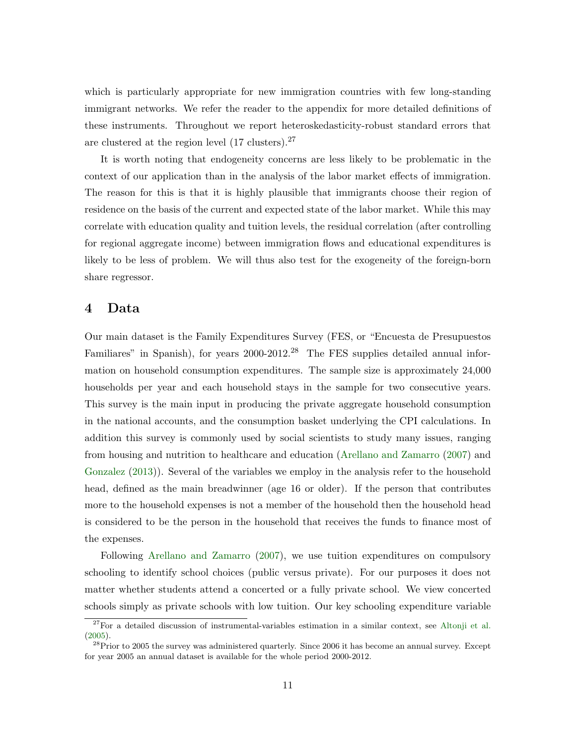which is particularly appropriate for new immigration countries with few long-standing immigrant networks. We refer the reader to the appendix for more detailed definitions of these instruments. Throughout we report heteroskedasticity-robust standard errors that are clustered at the region level (17 clusters).[27]

It is worth noting that endogeneity concerns are less likely to be problematic in the context of our application than in the analysis of the labor market effects of immigration. The reason for this is that it is highly plausible that immigrants choose their region of residence on the basis of the current and expected state of the labor market. While this may correlate with education quality and tuition levels, the residual correlation (after controlling for regional aggregate income) between immigration flows and educational expenditures is likely to be less of problem. We will thus also test for the exogeneity of the foreign-born share regressor.

## 4 Data

Our main dataset is the Family Expenditures Survey (FES, or "Encuesta de Presupuestos Familiares" in Spanish), for years 2000-2012.[28] The FES supplies detailed annual information on household consumption expenditures. The sample size is approximately 24,000 households per year and each household stays in the sample for two consecutive years. This survey is the main input in producing the private aggregate household consumption in the national accounts, and the consumption basket underlying the CPI calculations. In addition this survey is commonly used by social scientists to study many issues, ranging from housing and nutrition to healthcare and education (Arellano and Zamarro (2007) and Gonzalez (2013)). Several of the variables we employ in the analysis refer to the household head, defined as the main breadwinner (age 16 or older). If the person that contributes more to the household expenses is not a member of the household then the household head is considered to be the person in the household that receives the funds to finance most of the expenses.

Following Arellano and Zamarro (2007), we use tuition expenditures on compulsory schooling to identify school choices (public versus private). For our purposes it does not matter whether students attend a concerted or a fully private school. We view concerted schools simply as private schools with low tuition. Our key schooling expenditure variable

[27] For a detailed discussion of instrumental-variables estimation in a similar context, see Altonji et al. (2005).

[28] Prior to 2005 the survey was administered quarterly. Since 2006 it has become an annual survey. Except for year 2005 an annual dataset is available for the whole period 2000-2012.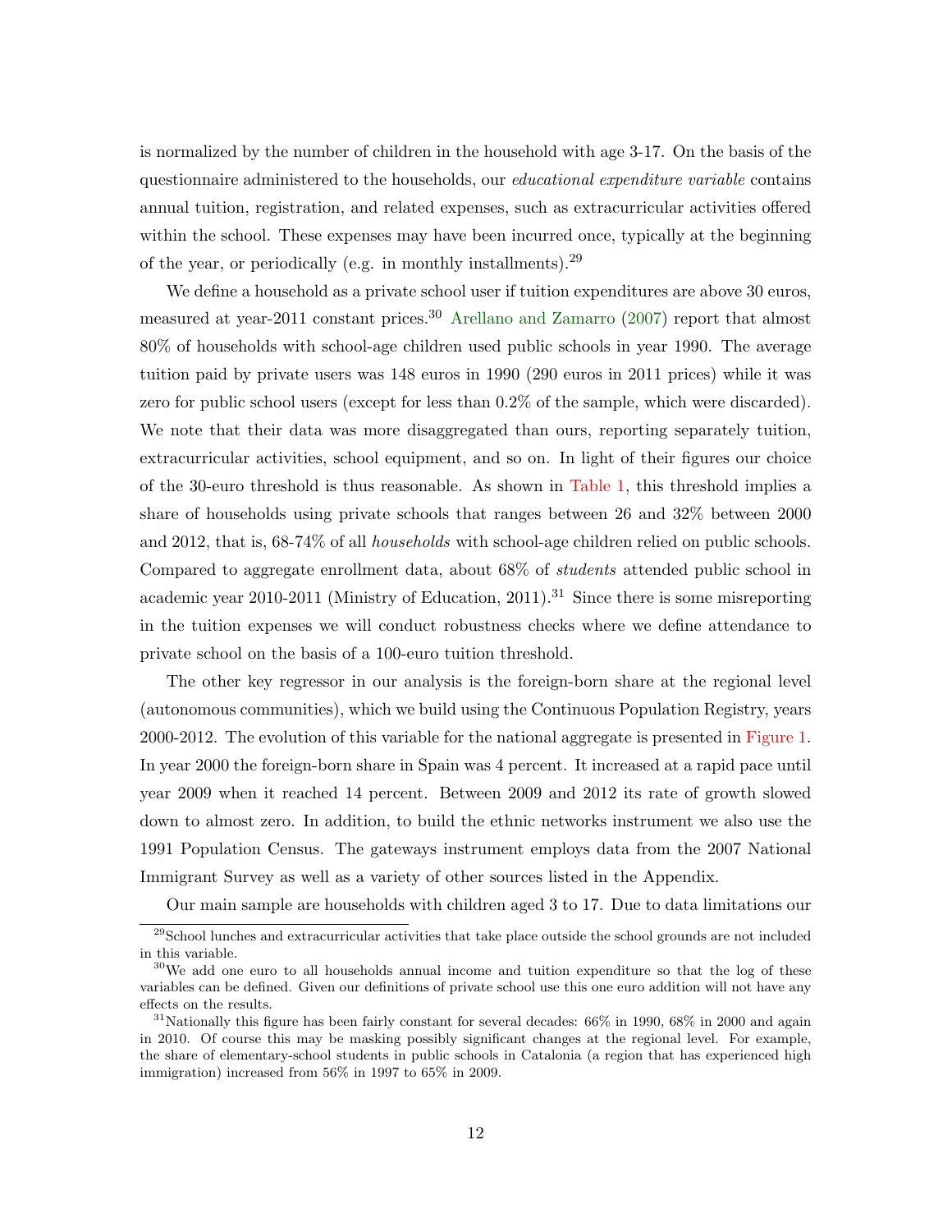is normalized by the number of children in the household with age 3-17. On the basis of the questionnaire administered to the households, our *educational expenditure variable* contains annual tuition, registration, and related expenses, such as extracurricular activities offered within the school. These expenses may have been incurred once, typically at the beginning of the year, or periodically (e.g. in monthly installments).[29]

We define a household as a private school user if tuition expenditures are above 30 euros, measured at year-2011 constant prices.[30] Arellano and Zamarro (2007) report that almost 80% of households with school-age children used public schools in year 1990. The average tuition paid by private users was 148 euros in 1990 (290 euros in 2011 prices) while it was zero for public school users (except for less than 0.2% of the sample, which were discarded). We note that their data was more disaggregated than ours, reporting separately tuition, extracurricular activities, school equipment, and so on. In light of their figures our choice of the 30-euro threshold is thus reasonable. As shown in Table 1, this threshold implies a share of households using private schools that ranges between 26 and 32% between 2000 and 2012, that is, 68-74% of all *households* with school-age children relied on public schools. Compared to aggregate enrollment data, about 68% of *students* attended public school in academic year 2010-2011 (Ministry of Education, 2011).[31] Since there is some misreporting in the tuition expenses we will conduct robustness checks where we define attendance to private school on the basis of a 100-euro tuition threshold.

The other key regressor in our analysis is the foreign-born share at the regional level (autonomous communities), which we build using the Continuous Population Registry, years 2000-2012. The evolution of this variable for the national aggregate is presented in Figure 1. In year 2000 the foreign-born share in Spain was 4 percent. It increased at a rapid pace until year 2009 when it reached 14 percent. Between 2009 and 2012 its rate of growth slowed down to almost zero. In addition, to build the ethnic networks instrument we also use the 1991 Population Census. The gateways instrument employs data from the 2007 National Immigrant Survey as well as a variety of other sources listed in the Appendix.

Our main sample are households with children aged 3 to 17. Due to data limitations our

[29] School lunches and extracurricular activities that take place outside the school grounds are not included in this variable.

[30] We add one euro to all households annual income and tuition expenditure so that the log of these variables can be defined. Given our definitions of private school use this one euro addition will not have any effects on the results.

[31] Nationally this figure has been fairly constant for several decades: 66% in 1990, 68% in 2000 and again in 2010. Of course this may be masking possibly significant changes at the regional level. For example, the share of elementary-school students in public schools in Catalonia (a region that has experienced high immigration) increased from 56% in 1997 to 65% in 2009.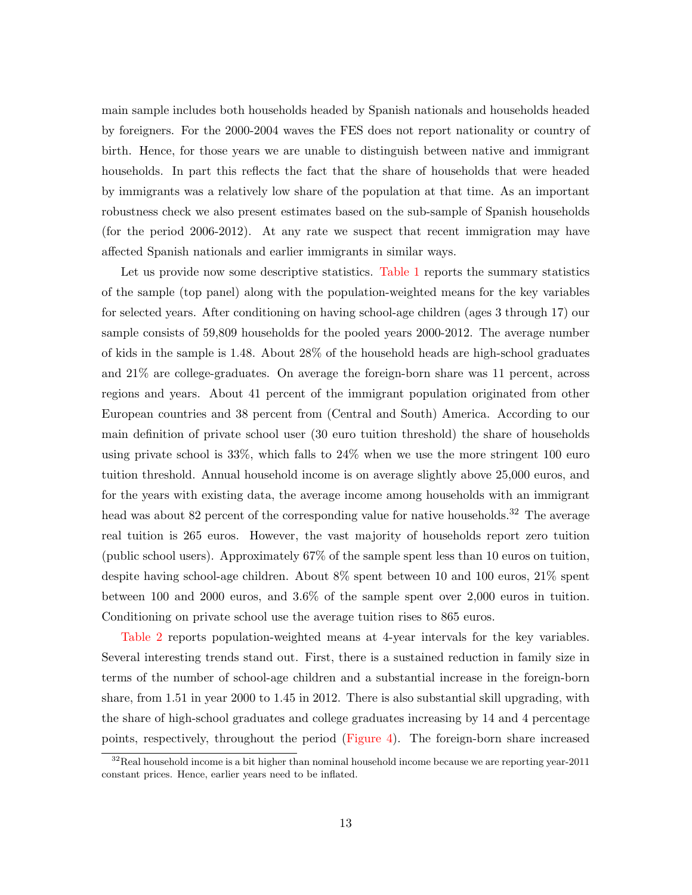main sample includes both households headed by Spanish nationals and households headed by foreigners. For the 2000-2004 waves the FES does not report nationality or country of birth. Hence, for those years we are unable to distinguish between native and immigrant households. In part this reflects the fact that the share of households that were headed by immigrants was a relatively low share of the population at that time. As an important robustness check we also present estimates based on the sub-sample of Spanish households (for the period 2006-2012). At any rate we suspect that recent immigration may have affected Spanish nationals and earlier immigrants in similar ways.

Let us provide now some descriptive statistics. Table 1 reports the summary statistics of the sample (top panel) along with the population-weighted means for the key variables for selected years. After conditioning on having school-age children (ages 3 through 17) our sample consists of 59,809 households for the pooled years 2000-2012. The average number of kids in the sample is 1.48. About 28% of the household heads are high-school graduates and 21% are college-graduates. On average the foreign-born share was 11 percent, across regions and years. About 41 percent of the immigrant population originated from other European countries and 38 percent from (Central and South) America. According to our main definition of private school user (30 euro tuition threshold) the share of households using private school is 33%, which falls to 24% when we use the more stringent 100 euro tuition threshold. Annual household income is on average slightly above 25,000 euros, and for the years with existing data, the average income among households with an immigrant head was about 82 percent of the corresponding value for native households.[32] The average real tuition is 265 euros. However, the vast majority of households report zero tuition (public school users). Approximately 67% of the sample spent less than 10 euros on tuition, despite having school-age children. About 8% spent between 10 and 100 euros, 21% spent between 100 and 2000 euros, and 3.6% of the sample spent over 2,000 euros in tuition. Conditioning on private school use the average tuition rises to 865 euros.

Table 2 reports population-weighted means at 4-year intervals for the key variables. Several interesting trends stand out. First, there is a sustained reduction in family size in terms of the number of school-age children and a substantial increase in the foreign-born share, from 1.51 in year 2000 to 1.45 in 2012. There is also substantial skill upgrading, with the share of high-school graduates and college graduates increasing by 14 and 4 percentage points, respectively, throughout the period (Figure 4). The foreign-born share increased

[32] Real household income is a bit higher than nominal household income because we are reporting year-2011 constant prices. Hence, earlier years need to be inflated.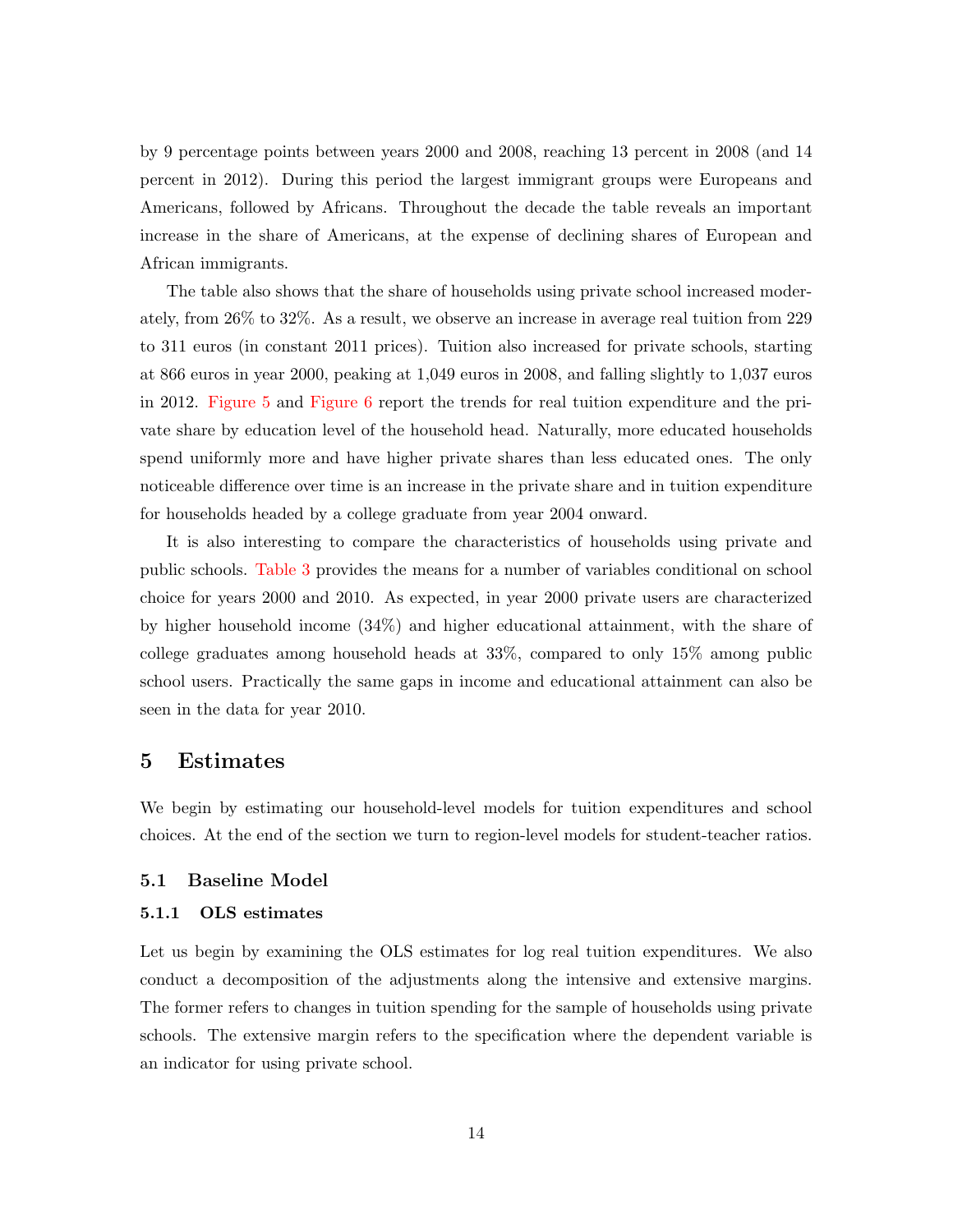by 9 percentage points between years 2000 and 2008, reaching 13 percent in 2008 (and 14 percent in 2012). During this period the largest immigrant groups were Europeans and Americans, followed by Africans. Throughout the decade the table reveals an important increase in the share of Americans, at the expense of declining shares of European and African immigrants.

The table also shows that the share of households using private school increased moderately, from 26% to 32%. As a result, we observe an increase in average real tuition from 229 to 311 euros (in constant 2011 prices). Tuition also increased for private schools, starting at 866 euros in year 2000, peaking at 1,049 euros in 2008, and falling slightly to 1,037 euros in 2012. Figure 5 and Figure 6 report the trends for real tuition expenditure and the private share by education level of the household head. Naturally, more educated households spend uniformly more and have higher private shares than less educated ones. The only noticeable difference over time is an increase in the private share and in tuition expenditure for households headed by a college graduate from year 2004 onward.

It is also interesting to compare the characteristics of households using private and public schools. Table 3 provides the means for a number of variables conditional on school choice for years 2000 and 2010. As expected, in year 2000 private users are characterized by higher household income (34%) and higher educational attainment, with the share of college graduates among household heads at 33%, compared to only 15% among public school users. Practically the same gaps in income and educational attainment can also be seen in the data for year 2010.

# 5 Estimates

We begin by estimating our household-level models for tuition expenditures and school choices. At the end of the section we turn to region-level models for student-teacher ratios.

## 5.1 Baseline Model

### 5.1.1 OLS estimates

Let us begin by examining the OLS estimates for log real tuition expenditures. We also conduct a decomposition of the adjustments along the intensive and extensive margins. The former refers to changes in tuition spending for the sample of households using private schools. The extensive margin refers to the specification where the dependent variable is an indicator for using private school.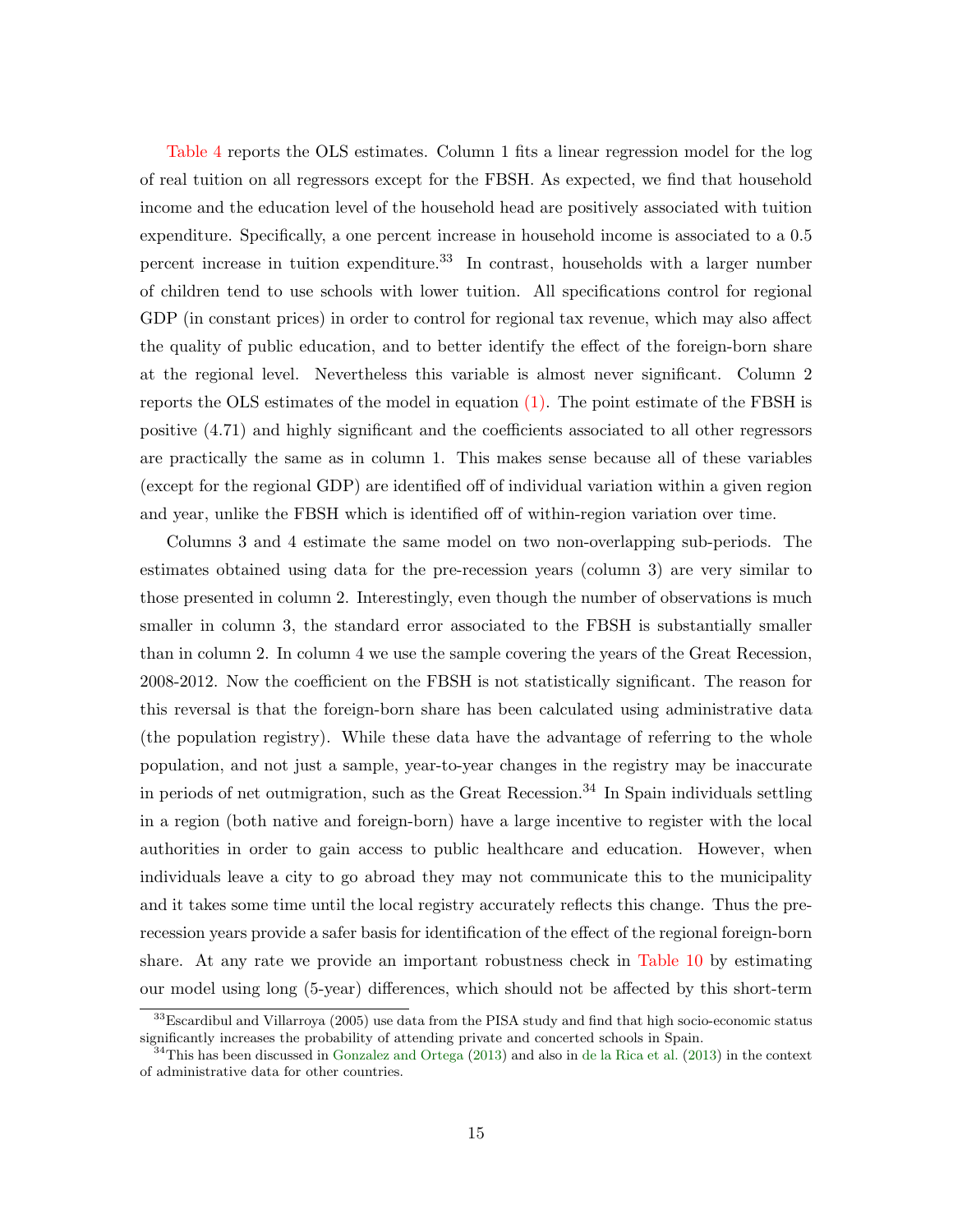Table 4 reports the OLS estimates. Column 1 fits a linear regression model for the log of real tuition on all regressors except for the FBSH. As expected, we find that household income and the education level of the household head are positively associated with tuition expenditure. Specifically, a one percent increase in household income is associated to a 0.5 percent increase in tuition expenditure.[33] In contrast, households with a larger number of children tend to use schools with lower tuition. All specifications control for regional GDP (in constant prices) in order to control for regional tax revenue, which may also affect the quality of public education, and to better identify the effect of the foreign-born share at the regional level. Nevertheless this variable is almost never significant. Column 2 reports the OLS estimates of the model in equation (1). The point estimate of the FBSH is positive (4.71) and highly significant and the coefficients associated to all other regressors are practically the same as in column 1. This makes sense because all of these variables (except for the regional GDP) are identified off of individual variation within a given region and year, unlike the FBSH which is identified off of within-region variation over time.

Columns 3 and 4 estimate the same model on two non-overlapping sub-periods. The estimates obtained using data for the pre-recession years (column 3) are very similar to those presented in column 2. Interestingly, even though the number of observations is much smaller in column 3, the standard error associated to the FBSH is substantially smaller than in column 2. In column 4 we use the sample covering the years of the Great Recession, 2008-2012. Now the coefficient on the FBSH is not statistically significant. The reason for this reversal is that the foreign-born share has been calculated using administrative data (the population registry). While these data have the advantage of referring to the whole population, and not just a sample, year-to-year changes in the registry may be inaccurate in periods of net outmigration, such as the Great Recession.[34] In Spain individuals settling in a region (both native and foreign-born) have a large incentive to register with the local authorities in order to gain access to public healthcare and education. However, when individuals leave a city to go abroad they may not communicate this to the municipality and it takes some time until the local registry accurately reflects this change. Thus the pre-recession years provide a safer basis for identification of the effect of the regional foreign-born share. At any rate we provide an important robustness check in Table 10 by estimating our model using long (5-year) differences, which should not be affected by this short-term

[33] Escardibul and Villarroya (2005) use data from the PISA study and find that high socio-economic status significantly increases the probability of attending private and concerted schools in Spain.

[34] This has been discussed in Gonzalez and Ortega (2013) and also in de la Rica et al. (2013) in the context of administrative data for other countries.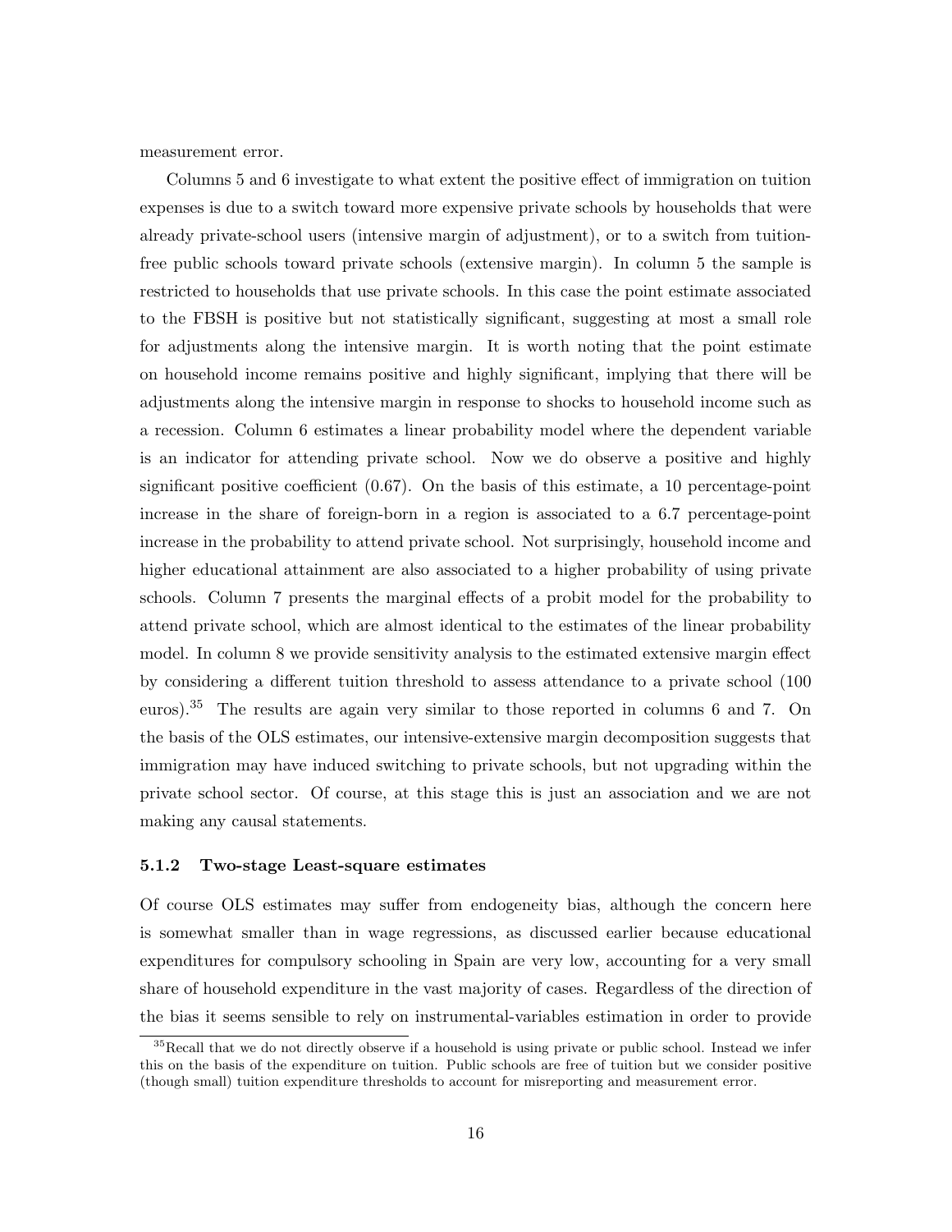measurement error.

Columns 5 and 6 investigate to what extent the positive effect of immigration on tuition expenses is due to a switch toward more expensive private schools by households that were already private-school users (intensive margin of adjustment), or to a switch from tuition-free public schools toward private schools (extensive margin). In column 5 the sample is restricted to households that use private schools. In this case the point estimate associated to the FBSH is positive but not statistically significant, suggesting at most a small role for adjustments along the intensive margin. It is worth noting that the point estimate on household income remains positive and highly significant, implying that there will be adjustments along the intensive margin in response to shocks to household income such as a recession. Column 6 estimates a linear probability model where the dependent variable is an indicator for attending private school. Now we do observe a positive and highly significant positive coefficient (0.67). On the basis of this estimate, a 10 percentage-point increase in the share of foreign-born in a region is associated to a 6.7 percentage-point increase in the probability to attend private school. Not surprisingly, household income and higher educational attainment are also associated to a higher probability of using private schools. Column 7 presents the marginal effects of a probit model for the probability to attend private school, which are almost identical to the estimates of the linear probability model. In column 8 we provide sensitivity analysis to the estimated extensive margin effect by considering a different tuition threshold to assess attendance to a private school (100 euros).[35] The results are again very similar to those reported in columns 6 and 7. On the basis of the OLS estimates, our intensive-extensive margin decomposition suggests that immigration may have induced switching to private schools, but not upgrading within the private school sector. Of course, at this stage this is just an association and we are not making any causal statements.

#### 5.1.2 Two-stage Least-square estimates

Of course OLS estimates may suffer from endogeneity bias, although the concern here is somewhat smaller than in wage regressions, as discussed earlier because educational expenditures for compulsory schooling in Spain are very low, accounting for a very small share of household expenditure in the vast majority of cases. Regardless of the direction of the bias it seems sensible to rely on instrumental-variables estimation in order to provide

[35] Recall that we do not directly observe if a household is using private or public school. Instead we infer this on the basis of the expenditure on tuition. Public schools are free of tuition but we consider positive (though small) tuition expenditure thresholds to account for misreporting and measurement error.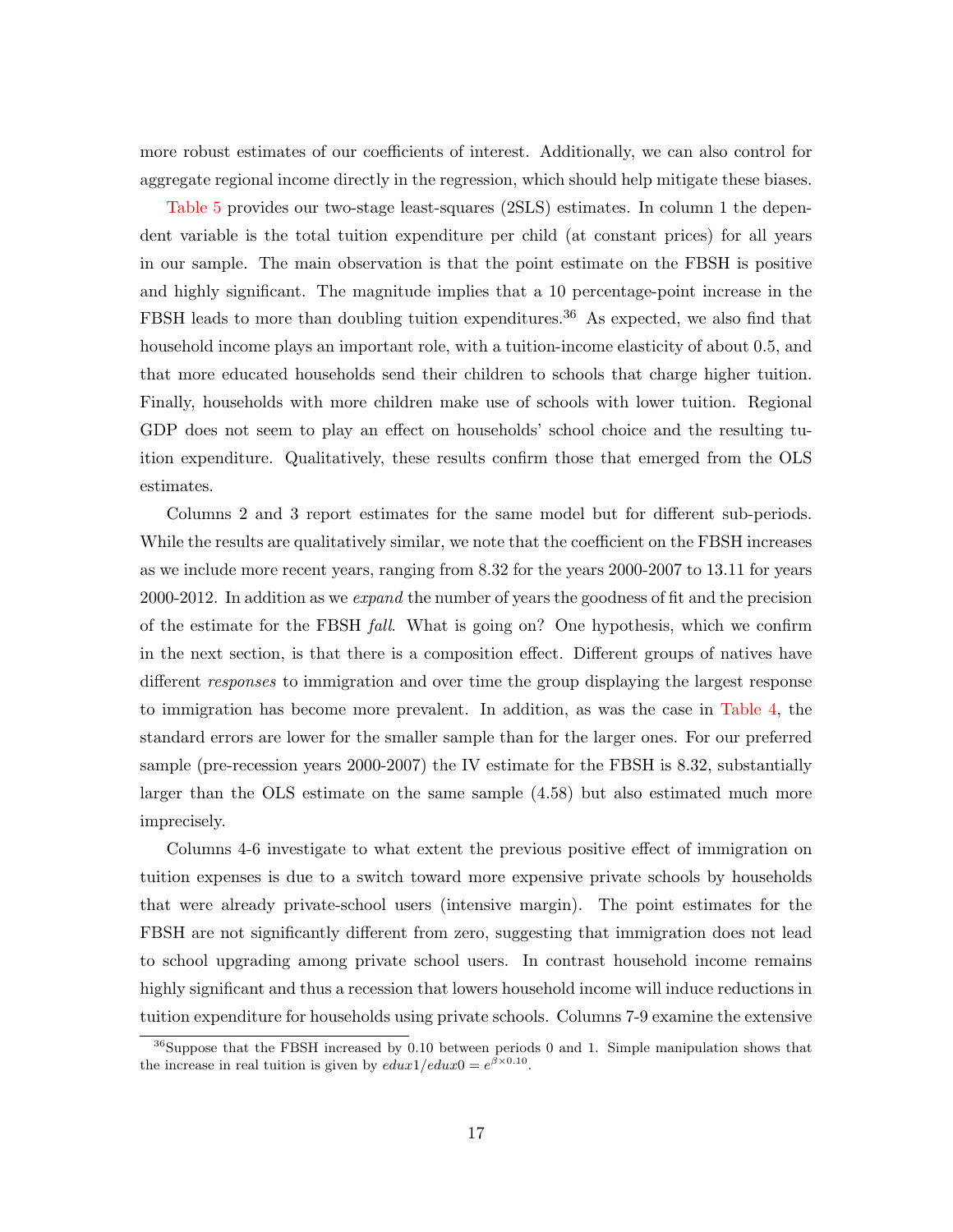more robust estimates of our coefficients of interest. Additionally, we can also control for aggregate regional income directly in the regression, which should help mitigate these biases.

Table 5 provides our two-stage least-squares (2SLS) estimates. In column 1 the dependent variable is the total tuition expenditure per child (at constant prices) for all years in our sample. The main observation is that the point estimate on the FBSH is positive and highly significant. The magnitude implies that a 10 percentage-point increase in the FBSH leads to more than doubling tuition expenditures.[36] As expected, we also find that household income plays an important role, with a tuition-income elasticity of about 0.5, and that more educated households send their children to schools that charge higher tuition. Finally, households with more children make use of schools with lower tuition. Regional GDP does not seem to play an effect on households' school choice and the resulting tuition expenditure. Qualitatively, these results confirm those that emerged from the OLS estimates.

Columns 2 and 3 report estimates for the same model but for different sub-periods. While the results are qualitatively similar, we note that the coefficient on the FBSH increases as we include more recent years, ranging from 8.32 for the years 2000-2007 to 13.11 for years 2000-2012. In addition as we *expand* the number of years the goodness of fit and the precision of the estimate for the FBSH *fall*. What is going on? One hypothesis, which we confirm in the next section, is that there is a composition effect. Different groups of natives have different *responses* to immigration and over time the group displaying the largest response to immigration has become more prevalent. In addition, as was the case in Table 4, the standard errors are lower for the smaller sample than for the larger ones. For our preferred sample (pre-recession years 2000-2007) the IV estimate for the FBSH is 8.32, substantially larger than the OLS estimate on the same sample (4.58) but also estimated much more imprecisely.

Columns 4-6 investigate to what extent the previous positive effect of immigration on tuition expenses is due to a switch toward more expensive private schools by households that were already private-school users (intensive margin). The point estimates for the FBSH are not significantly different from zero, suggesting that immigration does not lead to school upgrading among private school users. In contrast household income remains highly significant and thus a recession that lowers household income will induce reductions in tuition expenditure for households using private schools. Columns 7-9 examine the extensive

[36] Suppose that the FBSH increased by 0.10 between periods 0 and 1. Simple manipulation shows that the increase in real tuition is given by $edux1/edux0 = e^{\beta \times 0.10}$.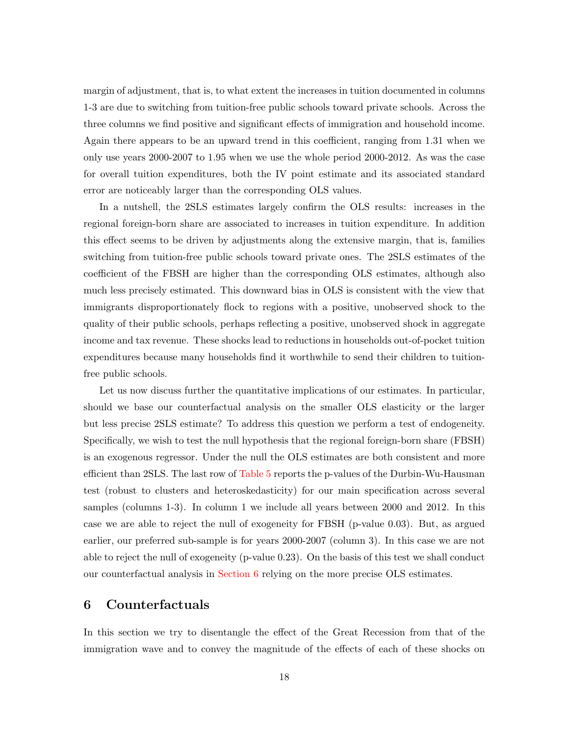margin of adjustment, that is, to what extent the increases in tuition documented in columns 1-3 are due to switching from tuition-free public schools toward private schools. Across the three columns we find positive and significant effects of immigration and household income. Again there appears to be an upward trend in this coefficient, ranging from 1.31 when we only use years 2000-2007 to 1.95 when we use the whole period 2000-2012. As was the case for overall tuition expenditures, both the IV point estimate and its associated standard error are noticeably larger than the corresponding OLS values.

In a nutshell, the 2SLS estimates largely confirm the OLS results: increases in the regional foreign-born share are associated to increases in tuition expenditure. In addition this effect seems to be driven by adjustments along the extensive margin, that is, families switching from tuition-free public schools toward private ones. The 2SLS estimates of the coefficient of the FBSH are higher than the corresponding OLS estimates, although also much less precisely estimated. This downward bias in OLS is consistent with the view that immigrants disproportionately flock to regions with a positive, unobserved shock to the quality of their public schools, perhaps reflecting a positive, unobserved shock in aggregate income and tax revenue. These shocks lead to reductions in households out-of-pocket tuition expenditures because many households find it worthwhile to send their children to tuition-free public schools.

Let us now discuss further the quantitative implications of our estimates. In particular, should we base our counterfactual analysis on the smaller OLS elasticity or the larger but less precise 2SLS estimate? To address this question we perform a test of endogeneity. Specifically, we wish to test the null hypothesis that the regional foreign-born share (FBSH) is an exogenous regressor. Under the null the OLS estimates are both consistent and more efficient than 2SLS. The last row of Table 5 reports the p-values of the Durbin-Wu-Hausman test (robust to clusters and heteroskedasticity) for our main specification across several samples (columns 1-3). In column 1 we include all years between 2000 and 2012. In this case we are able to reject the null of exogeneity for FBSH (p-value 0.03). But, as argued earlier, our preferred sub-sample is for years 2000-2007 (column 3). In this case we are not able to reject the null of exogeneity (p-value 0.23). On the basis of this test we shall conduct our counterfactual analysis in Section 6 relying on the more precise OLS estimates.

# 6 Counterfactuals

In this section we try to disentangle the effect of the Great Recession from that of the immigration wave and to convey the magnitude of the effects of each of these shocks on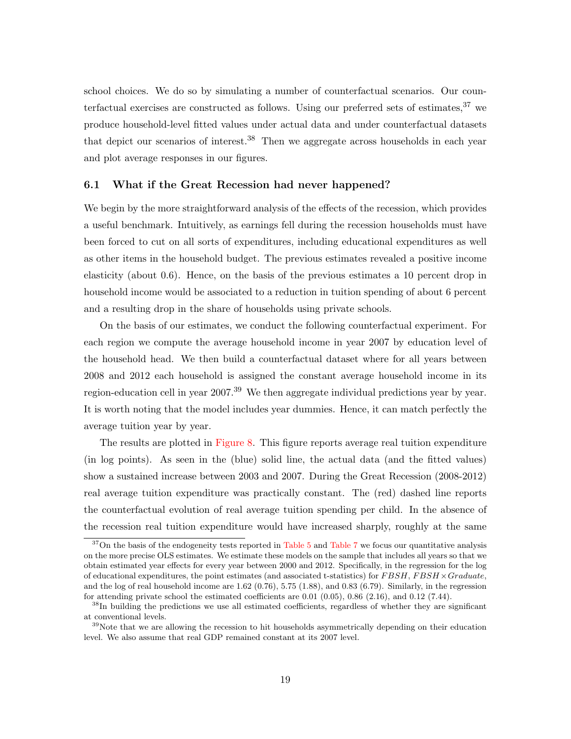school choices. We do so by simulating a number of counterfactual scenarios. Our counterfactual exercises are constructed as follows. Using our preferred sets of estimates,[37] we produce household-level fitted values under actual data and under counterfactual datasets that depict our scenarios of interest.[38] Then we aggregate across households in each year and plot average responses in our figures.

### 6.1 What if the Great Recession had never happened?

We begin by the more straightforward analysis of the effects of the recession, which provides a useful benchmark. Intuitively, as earnings fell during the recession households must have been forced to cut on all sorts of expenditures, including educational expenditures as well as other items in the household budget. The previous estimates revealed a positive income elasticity (about 0.6). Hence, on the basis of the previous estimates a 10 percent drop in household income would be associated to a reduction in tuition spending of about 6 percent and a resulting drop in the share of households using private schools.

On the basis of our estimates, we conduct the following counterfactual experiment. For each region we compute the average household income in year 2007 by education level of the household head. We then build a counterfactual dataset where for all years between 2008 and 2012 each household is assigned the constant average household income in its region-education cell in year 2007.[39] We then aggregate individual predictions year by year. It is worth noting that the model includes year dummies. Hence, it can match perfectly the average tuition year by year.

The results are plotted in Figure 8. This figure reports average real tuition expenditure (in log points). As seen in the (blue) solid line, the actual data (and the fitted values) show a sustained increase between 2003 and 2007. During the Great Recession (2008-2012) real average tuition expenditure was practically constant. The (red) dashed line reports the counterfactual evolution of real average tuition spending per child. In the absence of the recession real tuition expenditure would have increased sharply, roughly at the same

---

[37] On the basis of the endogeneity tests reported in Table 5 and Table 7 we focus our quantitative analysis on the more precise OLS estimates. We estimate these models on the sample that includes all years so that we obtain estimated year effects for every year between 2000 and 2012. Specifically, in the regression for the log of educational expenditures, the point estimates (and associated t-statistics) for $FBSH$, $FBSH \times Graduate$, and the log of real household income are 1.62 (0.76), 5.75 (1.88), and 0.83 (6.79). Similarly, in the regression for attending private school the estimated coefficients are 0.01 (0.05), 0.86 (2.16), and 0.12 (7.44).

[38] In building the predictions we use all estimated coefficients, regardless of whether they are significant at conventional levels.

[39] Note that we are allowing the recession to hit households asymmetrically depending on their education level. We also assume that real GDP remained constant at its 2007 level.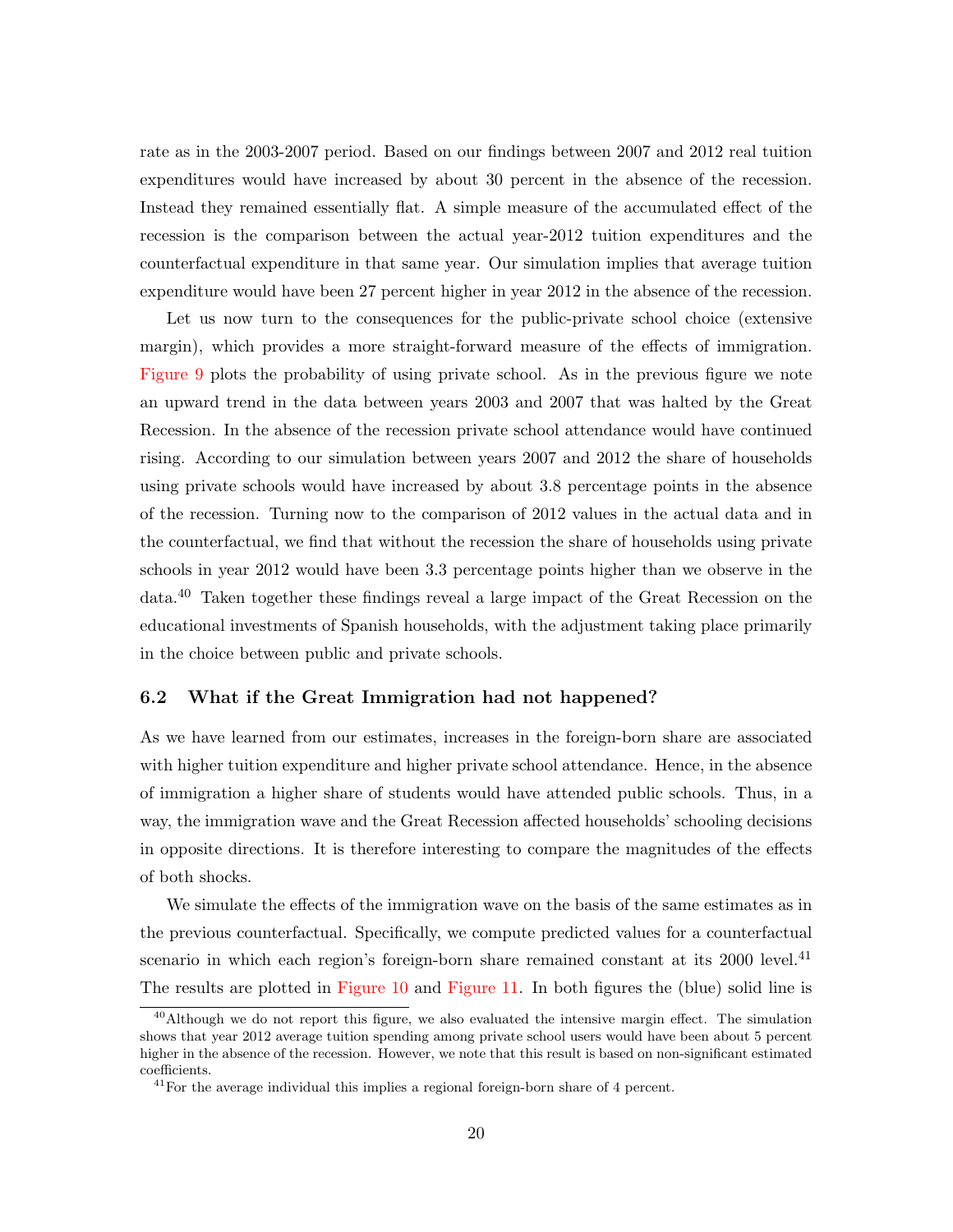rate as in the 2003-2007 period. Based on our findings between 2007 and 2012 real tuition expenditures would have increased by about 30 percent in the absence of the recession. Instead they remained essentially flat. A simple measure of the accumulated effect of the recession is the comparison between the actual year-2012 tuition expenditures and the counterfactual expenditure in that same year. Our simulation implies that average tuition expenditure would have been 27 percent higher in year 2012 in the absence of the recession.

Let us now turn to the consequences for the public-private school choice (extensive margin), which provides a more straight-forward measure of the effects of immigration. Figure 9 plots the probability of using private school. As in the previous figure we note an upward trend in the data between years 2003 and 2007 that was halted by the Great Recession. In the absence of the recession private school attendance would have continued rising. According to our simulation between years 2007 and 2012 the share of households using private schools would have increased by about 3.8 percentage points in the absence of the recession. Turning now to the comparison of 2012 values in the actual data and in the counterfactual, we find that without the recession the share of households using private schools in year 2012 would have been 3.3 percentage points higher than we observe in the data.[40] Taken together these findings reveal a large impact of the Great Recession on the educational investments of Spanish households, with the adjustment taking place primarily in the choice between public and private schools.

## 6.2 What if the Great Immigration had not happened?

As we have learned from our estimates, increases in the foreign-born share are associated with higher tuition expenditure and higher private school attendance. Hence, in the absence of immigration a higher share of students would have attended public schools. Thus, in a way, the immigration wave and the Great Recession affected households' schooling decisions in opposite directions. It is therefore interesting to compare the magnitudes of the effects of both shocks.

We simulate the effects of the immigration wave on the basis of the same estimates as in the previous counterfactual. Specifically, we compute predicted values for a counterfactual scenario in which each region's foreign-born share remained constant at its 2000 level.[41] The results are plotted in Figure 10 and Figure 11. In both figures the (blue) solid line is

[40] Although we do not report this figure, we also evaluated the intensive margin effect. The simulation shows that year 2012 average tuition spending among private school users would have been about 5 percent higher in the absence of the recession. However, we note that this result is based on non-significant estimated coefficients.

[41] For the average individual this implies a regional foreign-born share of 4 percent.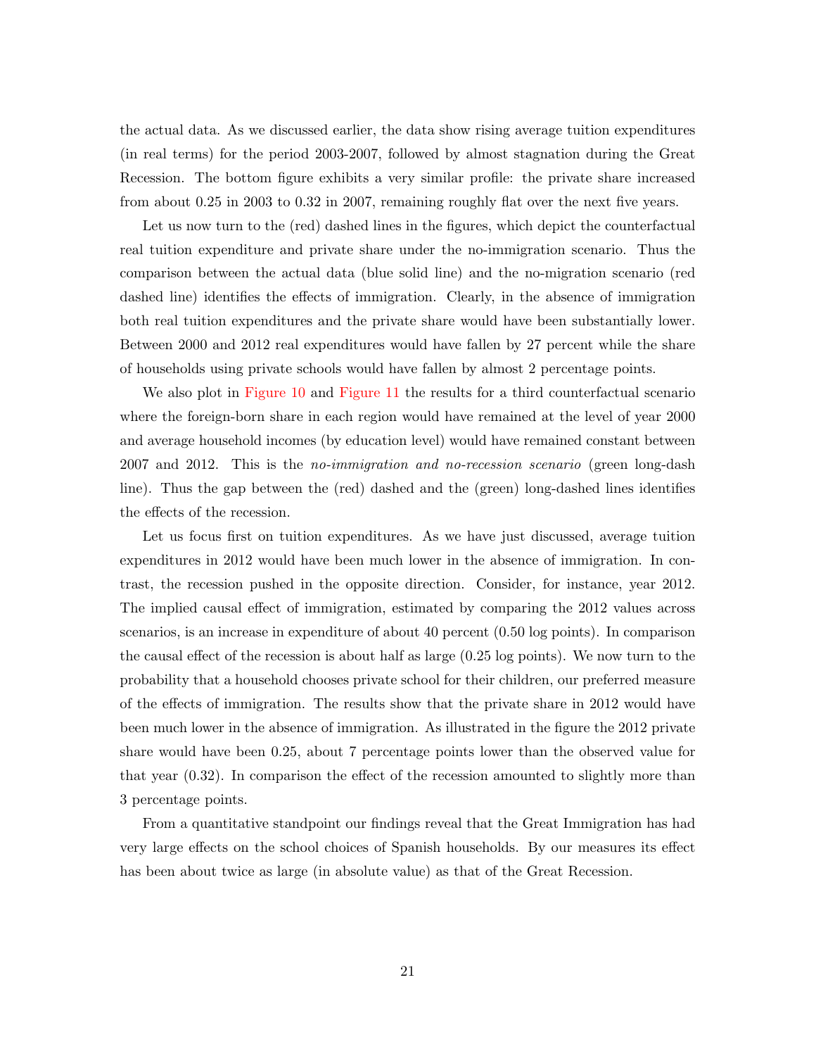the actual data. As we discussed earlier, the data show rising average tuition expenditures (in real terms) for the period 2003-2007, followed by almost stagnation during the Great Recession. The bottom figure exhibits a very similar profile: the private share increased from about 0.25 in 2003 to 0.32 in 2007, remaining roughly flat over the next five years.

Let us now turn to the (red) dashed lines in the figures, which depict the counterfactual real tuition expenditure and private share under the no-immigration scenario. Thus the comparison between the actual data (blue solid line) and the no-migration scenario (red dashed line) identifies the effects of immigration. Clearly, in the absence of immigration both real tuition expenditures and the private share would have been substantially lower. Between 2000 and 2012 real expenditures would have fallen by 27 percent while the share of households using private schools would have fallen by almost 2 percentage points.

We also plot in Figure 10 and Figure 11 the results for a third counterfactual scenario where the foreign-born share in each region would have remained at the level of year 2000 and average household incomes (by education level) would have remained constant between 2007 and 2012. This is the *no-immigration and no-recession scenario* (green long-dash line). Thus the gap between the (red) dashed and the (green) long-dashed lines identifies the effects of the recession.

Let us focus first on tuition expenditures. As we have just discussed, average tuition expenditures in 2012 would have been much lower in the absence of immigration. In contrast, the recession pushed in the opposite direction. Consider, for instance, year 2012. The implied causal effect of immigration, estimated by comparing the 2012 values across scenarios, is an increase in expenditure of about 40 percent (0.50 log points). In comparison the causal effect of the recession is about half as large (0.25 log points). We now turn to the probability that a household chooses private school for their children, our preferred measure of the effects of immigration. The results show that the private share in 2012 would have been much lower in the absence of immigration. As illustrated in the figure the 2012 private share would have been 0.25, about 7 percentage points lower than the observed value for that year (0.32). In comparison the effect of the recession amounted to slightly more than 3 percentage points.

From a quantitative standpoint our findings reveal that the Great Immigration has had very large effects on the school choices of Spanish households. By our measures its effect has been about twice as large (in absolute value) as that of the Great Recession.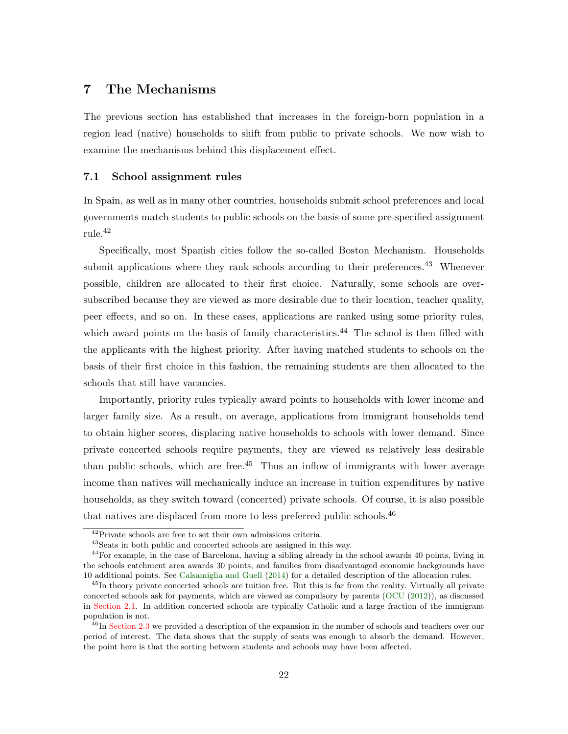## 7 The Mechanisms

The previous section has established that increases in the foreign-born population in a region lead (native) households to shift from public to private schools. We now wish to examine the mechanisms behind this displacement effect.

### 7.1 School assignment rules

In Spain, as well as in many other countries, households submit school preferences and local governments match students to public schools on the basis of some pre-specified assignment rule.[42]

Specifically, most Spanish cities follow the so-called Boston Mechanism. Households submit applications where they rank schools according to their preferences.[43] Whenever possible, children are allocated to their first choice. Naturally, some schools are over-subscribed because they are viewed as more desirable due to their location, teacher quality, peer effects, and so on. In these cases, applications are ranked using some priority rules, which award points on the basis of family characteristics.[44] The school is then filled with the applicants with the highest priority. After having matched students to schools on the basis of their first choice in this fashion, the remaining students are then allocated to the schools that still have vacancies.

Importantly, priority rules typically award points to households with lower income and larger family size. As a result, on average, applications from immigrant households tend to obtain higher scores, displacing native households to schools with lower demand. Since private concerted schools require payments, they are viewed as relatively less desirable than public schools, which are free.[45] Thus an inflow of immigrants with lower average income than natives will mechanically induce an increase in tuition expenditures by native households, as they switch toward (concerted) private schools. Of course, it is also possible that natives are displaced from more to less preferred public schools.[46]

[42] Private schools are free to set their own admissions criteria.

[43] Seats in both public and concerted schools are assigned in this way.

[44] For example, in the case of Barcelona, having a sibling already in the school awards 40 points, living in the schools catchment area awards 30 points, and families from disadvantaged economic backgrounds have 10 additional points. See Calsamiglia and Guell (2014) for a detailed description of the allocation rules.

[45] In theory private concerted schools are tuition free. But this is far from the reality. Virtually all private concerted schools ask for payments, which are viewed as compulsory by parents (OCU (2012)), as discussed in Section 2.1. In addition concerted schools are typically Catholic and a large fraction of the immigrant population is not.

[46] In Section 2.3 we provided a description of the expansion in the number of schools and teachers over our period of interest. The data shows that the supply of seats was enough to absorb the demand. However, the point here is that the sorting between students and schools may have been affected.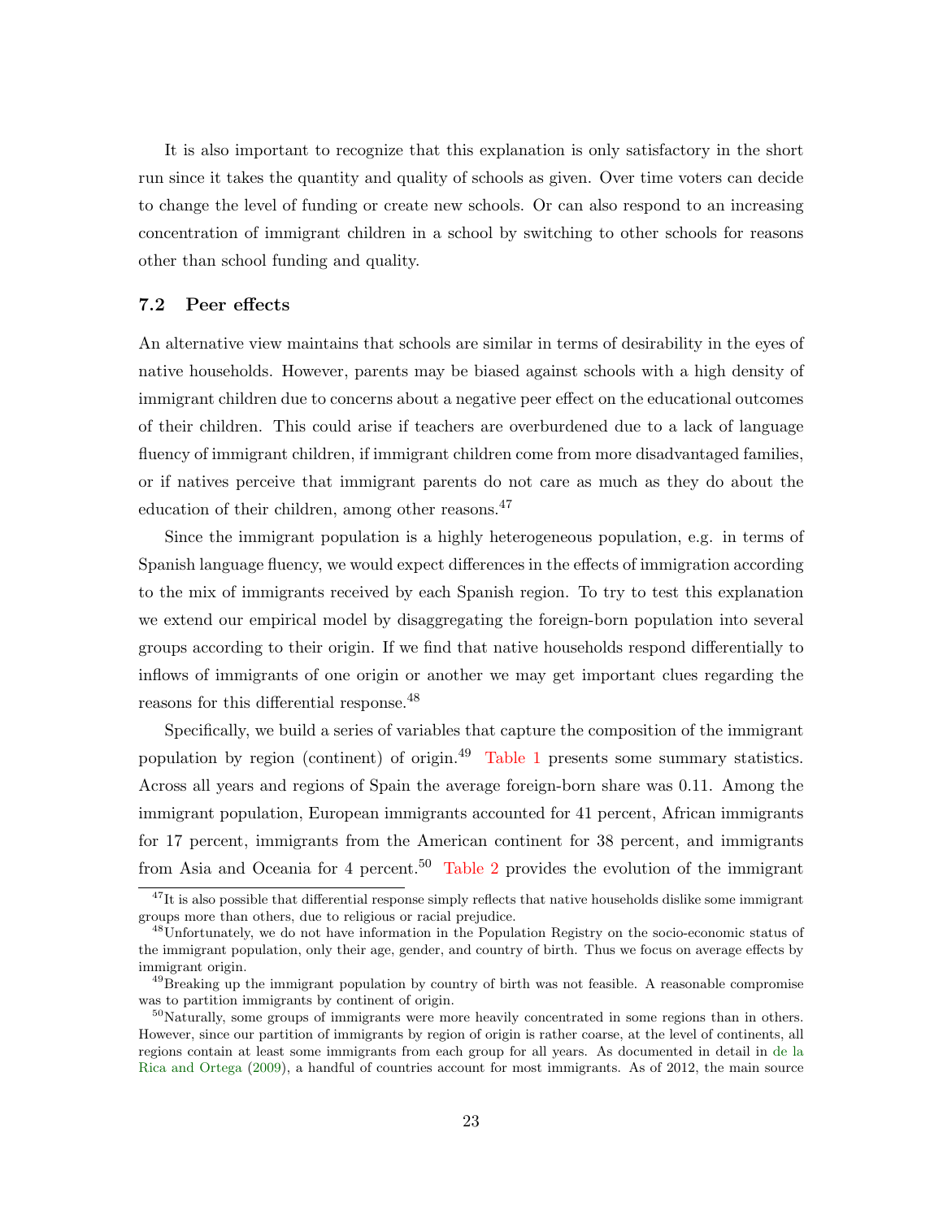It is also important to recognize that this explanation is only satisfactory in the short run since it takes the quantity and quality of schools as given. Over time voters can decide to change the level of funding or create new schools. Or can also respond to an increasing concentration of immigrant children in a school by switching to other schools for reasons other than school funding and quality.

### 7.2 Peer effects

An alternative view maintains that schools are similar in terms of desirability in the eyes of native households. However, parents may be biased against schools with a high density of immigrant children due to concerns about a negative peer effect on the educational outcomes of their children. This could arise if teachers are overburdened due to a lack of language fluency of immigrant children, if immigrant children come from more disadvantaged families, or if natives perceive that immigrant parents do not care as much as they do about the education of their children, among other reasons.[47]

Since the immigrant population is a highly heterogeneous population, e.g. in terms of Spanish language fluency, we would expect differences in the effects of immigration according to the mix of immigrants received by each Spanish region. To try to test this explanation we extend our empirical model by disaggregating the foreign-born population into several groups according to their origin. If we find that native households respond differentially to inflows of immigrants of one origin or another we may get important clues regarding the reasons for this differential response.[48]

Specifically, we build a series of variables that capture the composition of the immigrant population by region (continent) of origin.[49] Table 1 presents some summary statistics. Across all years and regions of Spain the average foreign-born share was 0.11. Among the immigrant population, European immigrants accounted for 41 percent, African immigrants for 17 percent, immigrants from the American continent for 38 percent, and immigrants from Asia and Oceania for 4 percent.[50] Table 2 provides the evolution of the immigrant

---

[47] It is also possible that differential response simply reflects that native households dislike some immigrant groups more than others, due to religious or racial prejudice.

[48] Unfortunately, we do not have information in the Population Registry on the socio-economic status of the immigrant population, only their age, gender, and country of birth. Thus we focus on average effects by immigrant origin.

[49] Breaking up the immigrant population by country of birth was not feasible. A reasonable compromise was to partition immigrants by continent of origin.

[50] Naturally, some groups of immigrants were more heavily concentrated in some regions than in others. However, since our partition of immigrants by region of origin is rather coarse, at the level of continents, all regions contain at least some immigrants from each group for all years. As documented in detail in de la Rica and Ortega (2009), a handful of countries account for most immigrants. As of 2012, the main source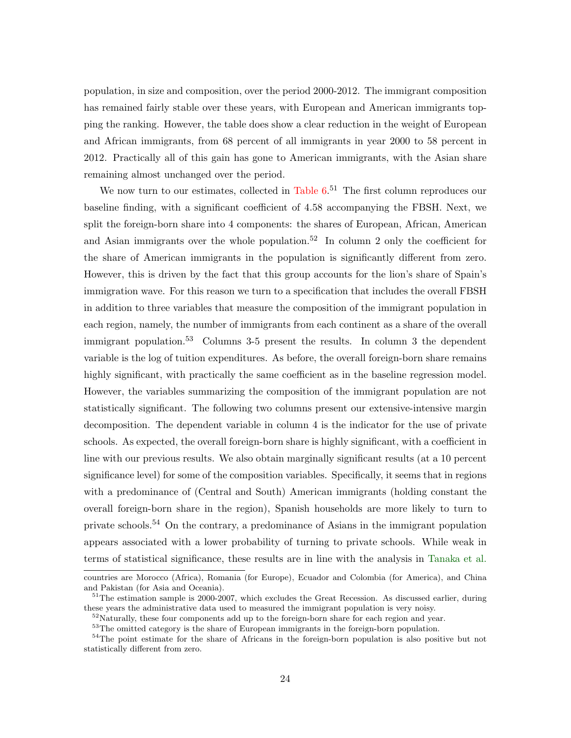population, in size and composition, over the period 2000-2012. The immigrant composition has remained fairly stable over these years, with European and American immigrants topping the ranking. However, the table does show a clear reduction in the weight of European and African immigrants, from 68 percent of all immigrants in year 2000 to 58 percent in 2012. Practically all of this gain has gone to American immigrants, with the Asian share remaining almost unchanged over the period.

We now turn to our estimates, collected in Table 6.[51] The first column reproduces our baseline finding, with a significant coefficient of 4.58 accompanying the FBSH. Next, we split the foreign-born share into 4 components: the shares of European, African, American and Asian immigrants over the whole population.[52] In column 2 only the coefficient for the share of American immigrants in the population is significantly different from zero. However, this is driven by the fact that this group accounts for the lion's share of Spain's immigration wave. For this reason we turn to a specification that includes the overall FBSH in addition to three variables that measure the composition of the immigrant population in each region, namely, the number of immigrants from each continent as a share of the overall immigrant population.[53] Columns 3-5 present the results. In column 3 the dependent variable is the log of tuition expenditures. As before, the overall foreign-born share remains highly significant, with practically the same coefficient as in the baseline regression model. However, the variables summarizing the composition of the immigrant population are not statistically significant. The following two columns present our extensive-intensive margin decomposition. The dependent variable in column 4 is the indicator for the use of private schools. As expected, the overall foreign-born share is highly significant, with a coefficient in line with our previous results. We also obtain marginally significant results (at a 10 percent significance level) for some of the composition variables. Specifically, it seems that in regions with a predominance of (Central and South) American immigrants (holding constant the overall foreign-born share in the region), Spanish households are more likely to turn to private schools.[54] On the contrary, a predominance of Asians in the immigrant population appears associated with a lower probability of turning to private schools. While weak in terms of statistical significance, these results are in line with the analysis in Tanaka et al.

countries are Morocco (Africa), Romania (for Europe), Ecuador and Colombia (for America), and China and Pakistan (for Asia and Oceania).

[51] The estimation sample is 2000-2007, which excludes the Great Recession. As discussed earlier, during these years the administrative data used to measured the immigrant population is very noisy.

[52] Naturally, these four components add up to the foreign-born share for each region and year.

[53] The omitted category is the share of European immigrants in the foreign-born population.

[54] The point estimate for the share of Africans in the foreign-born population is also positive but not statistically different from zero.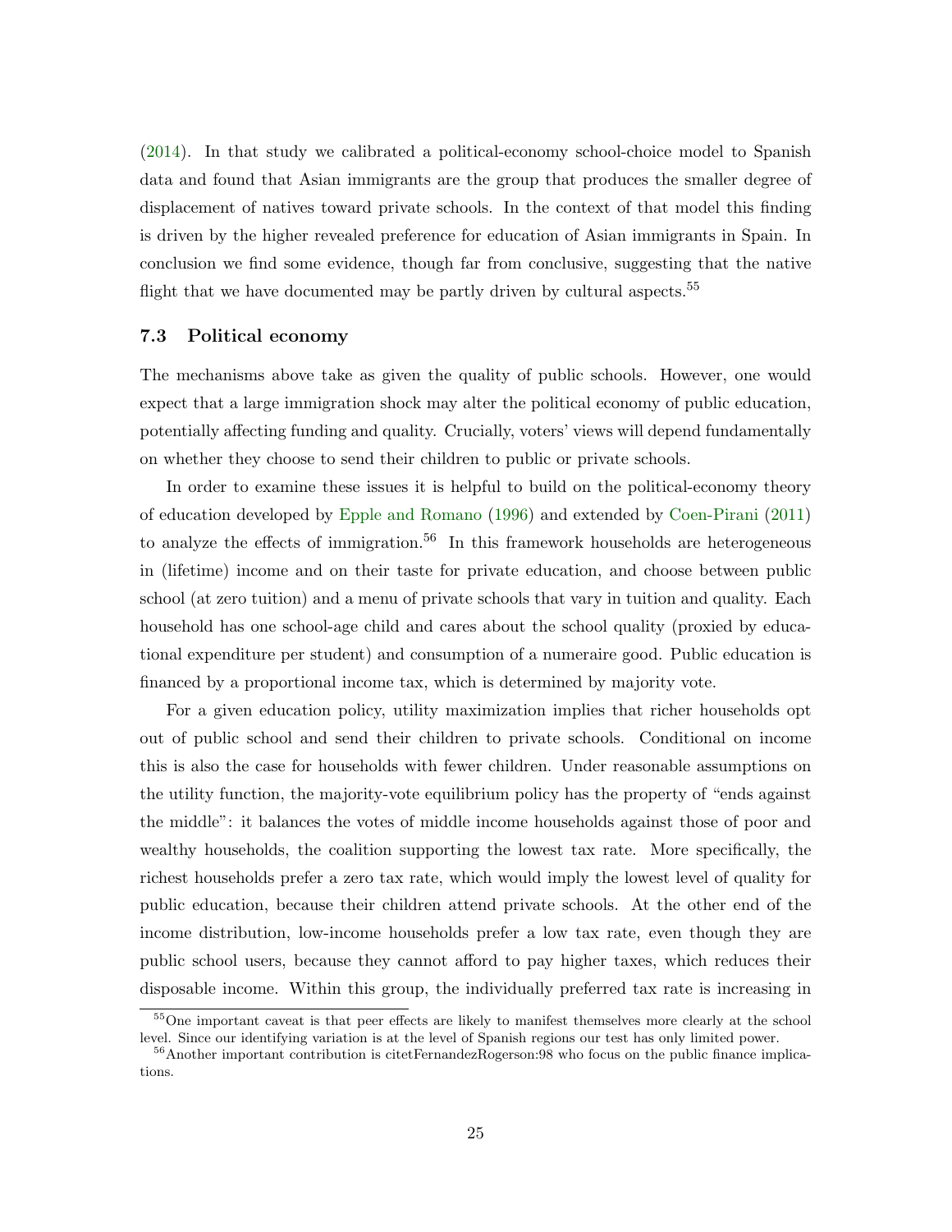(2014). In that study we calibrated a political-economy school-choice model to Spanish data and found that Asian immigrants are the group that produces the smaller degree of displacement of natives toward private schools. In the context of that model this finding is driven by the higher revealed preference for education of Asian immigrants in Spain. In conclusion we find some evidence, though far from conclusive, suggesting that the native flight that we have documented may be partly driven by cultural aspects.[55]

### 7.3 Political economy

The mechanisms above take as given the quality of public schools. However, one would expect that a large immigration shock may alter the political economy of public education, potentially affecting funding and quality. Crucially, voters' views will depend fundamentally on whether they choose to send their children to public or private schools.

In order to examine these issues it is helpful to build on the political-economy theory of education developed by Epple and Romano (1996) and extended by Coen-Pirani (2011) to analyze the effects of immigration.[56] In this framework households are heterogeneous in (lifetime) income and on their taste for private education, and choose between public school (at zero tuition) and a menu of private schools that vary in tuition and quality. Each household has one school-age child and cares about the school quality (proxied by educational expenditure per student) and consumption of a numeraire good. Public education is financed by a proportional income tax, which is determined by majority vote.

For a given education policy, utility maximization implies that richer households opt out of public school and send their children to private schools. Conditional on income this is also the case for households with fewer children. Under reasonable assumptions on the utility function, the majority-vote equilibrium policy has the property of "ends against the middle": it balances the votes of middle income households against those of poor and wealthy households, the coalition supporting the lowest tax rate. More specifically, the richest households prefer a zero tax rate, which would imply the lowest level of quality for public education, because their children attend private schools. At the other end of the income distribution, low-income households prefer a low tax rate, even though they are public school users, because they cannot afford to pay higher taxes, which reduces their disposable income. Within this group, the individually preferred tax rate is increasing in

[55] One important caveat is that peer effects are likely to manifest themselves more clearly at the school level. Since our identifying variation is at the level of Spanish regions our test has only limited power.

[56] Another important contribution is citetFernandezRogerson:98 who focus on the public finance implications.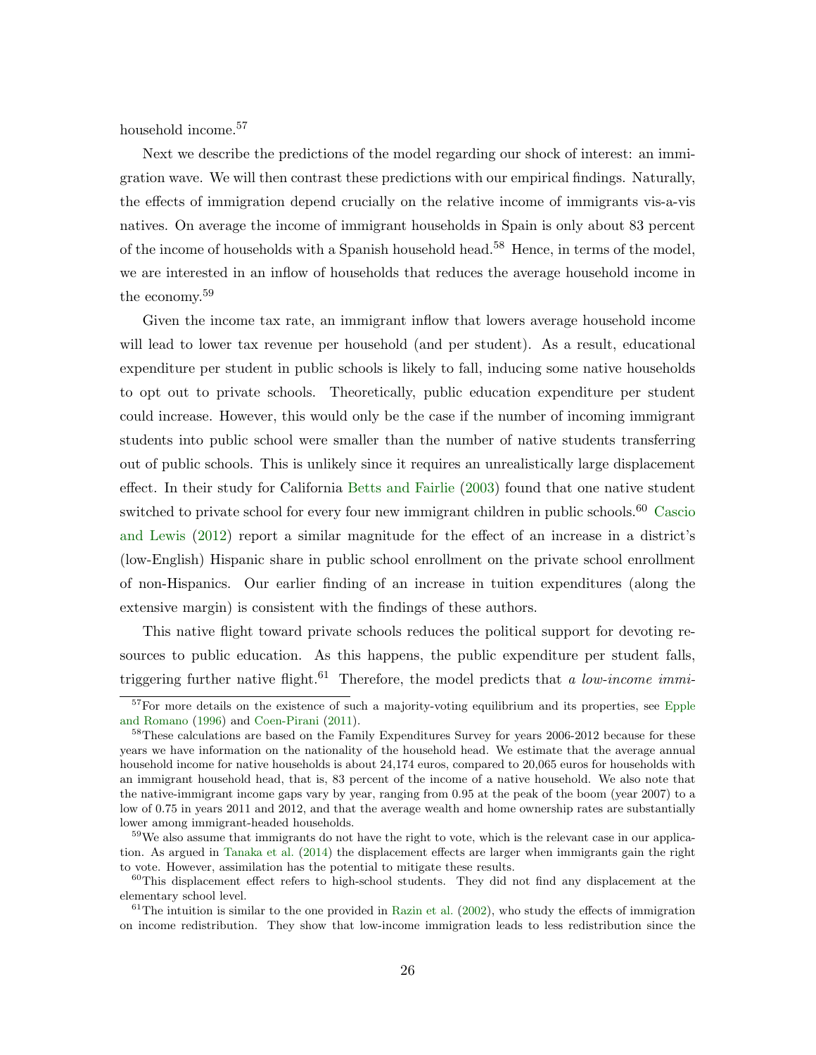household income.[57]

Next we describe the predictions of the model regarding our shock of interest: an immigration wave. We will then contrast these predictions with our empirical findings. Naturally, the effects of immigration depend crucially on the relative income of immigrants vis-a-vis natives. On average the income of immigrant households in Spain is only about 83 percent of the income of households with a Spanish household head.[58] Hence, in terms of the model, we are interested in an inflow of households that reduces the average household income in the economy.[59]

Given the income tax rate, an immigrant inflow that lowers average household income will lead to lower tax revenue per household (and per student). As a result, educational expenditure per student in public schools is likely to fall, inducing some native households to opt out to private schools. Theoretically, public education expenditure per student could increase. However, this would only be the case if the number of incoming immigrant students into public school were smaller than the number of native students transferring out of public schools. This is unlikely since it requires an unrealistically large displacement effect. In their study for California Betts and Fairlie (2003) found that one native student switched to private school for every four new immigrant children in public schools.[60] Cascio and Lewis (2012) report a similar magnitude for the effect of an increase in a district's (low-English) Hispanic share in public school enrollment on the private school enrollment of non-Hispanics. Our earlier finding of an increase in tuition expenditures (along the extensive margin) is consistent with the findings of these authors.

This native flight toward private schools reduces the political support for devoting resources to public education. As this happens, the public expenditure per student falls, triggering further native flight.[61] Therefore, the model predicts that *a low-income immi-*

[57] For more details on the existence of such a majority-voting equilibrium and its properties, see Epple and Romano (1996) and Coen-Pirani (2011).

[58] These calculations are based on the Family Expenditures Survey for years 2006-2012 because for these years we have information on the nationality of the household head. We estimate that the average annual household income for native households is about 24,174 euros, compared to 20,065 euros for households with an immigrant household head, that is, 83 percent of the income of a native household. We also note that the native-immigrant income gaps vary by year, ranging from 0.95 at the peak of the boom (year 2007) to a low of 0.75 in years 2011 and 2012, and that the average wealth and home ownership rates are substantially lower among immigrant-headed households.

[59] We also assume that immigrants do not have the right to vote, which is the relevant case in our application. As argued in Tanaka et al. (2014) the displacement effects are larger when immigrants gain the right to vote. However, assimilation has the potential to mitigate these results.

[60] This displacement effect refers to high-school students. They did not find any displacement at the elementary school level.

[61] The intuition is similar to the one provided in Razin et al. (2002), who study the effects of immigration on income redistribution. They show that low-income immigration leads to less redistribution since the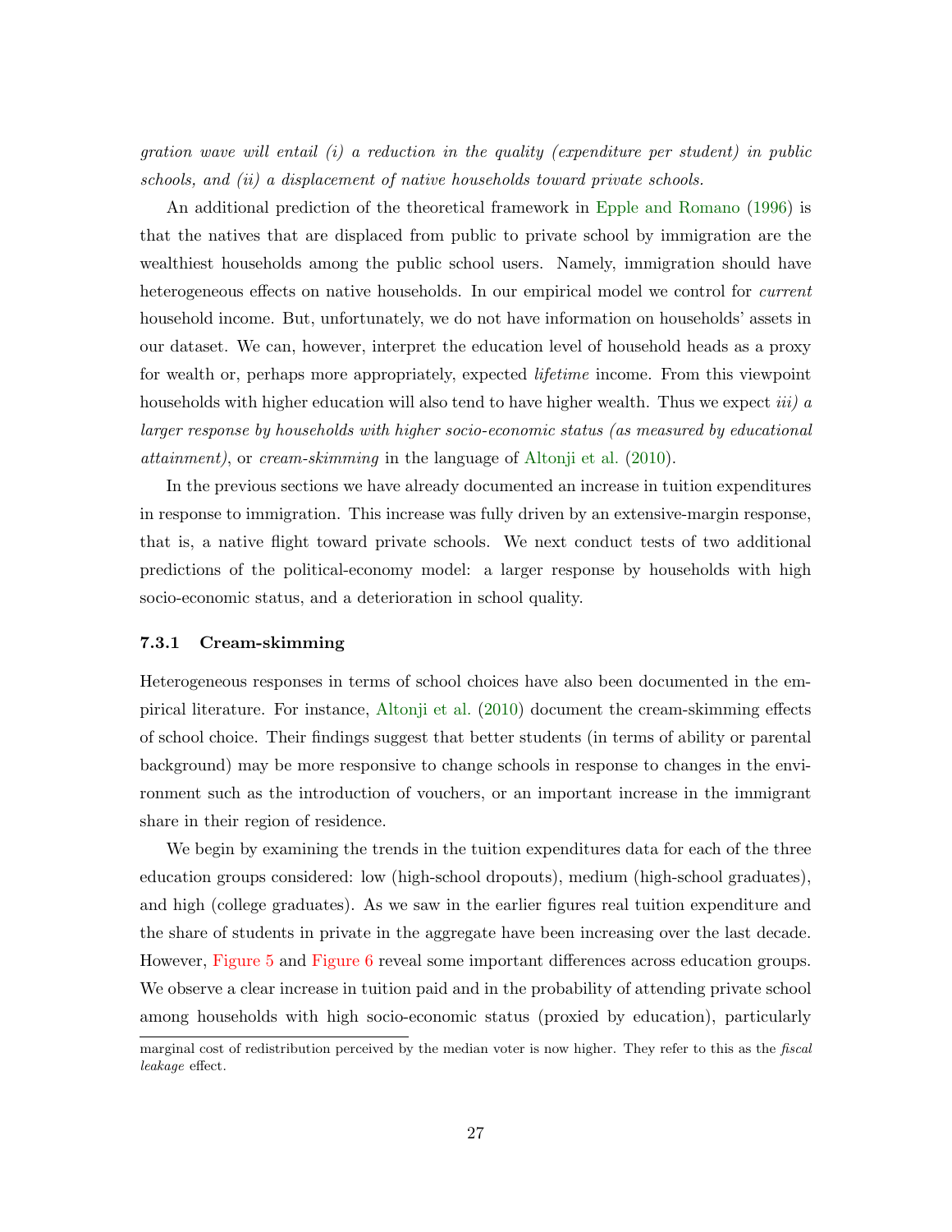*gration wave will entail (i) a reduction in the quality (expenditure per student) in public schools, and (ii) a displacement of native households toward private schools.*

An additional prediction of the theoretical framework in Epple and Romano (1996) is that the natives that are displaced from public to private school by immigration are the wealthiest households among the public school users. Namely, immigration should have heterogeneous effects on native households. In our empirical model we control for *current* household income. But, unfortunately, we do not have information on households' assets in our dataset. We can, however, interpret the education level of household heads as a proxy for wealth or, perhaps more appropriately, expected *lifetime* income. From this viewpoint households with higher education will also tend to have higher wealth. Thus we expect *iii) a larger response by households with higher socio-economic status (as measured by educational attainment)*, or *cream-skimming* in the language of Altonji et al. (2010).

In the previous sections we have already documented an increase in tuition expenditures in response to immigration. This increase was fully driven by an extensive-margin response, that is, a native flight toward private schools. We next conduct tests of two additional predictions of the political-economy model: a larger response by households with high socio-economic status, and a deterioration in school quality.

#### 7.3.1 Cream-skimming

Heterogeneous responses in terms of school choices have also been documented in the empirical literature. For instance, Altonji et al. (2010) document the cream-skimming effects of school choice. Their findings suggest that better students (in terms of ability or parental background) may be more responsive to change schools in response to changes in the environment such as the introduction of vouchers, or an important increase in the immigrant share in their region of residence.

We begin by examining the trends in the tuition expenditures data for each of the three education groups considered: low (high-school dropouts), medium (high-school graduates), and high (college graduates). As we saw in the earlier figures real tuition expenditure and the share of students in private in the aggregate have been increasing over the last decade. However, Figure 5 and Figure 6 reveal some important differences across education groups. We observe a clear increase in tuition paid and in the probability of attending private school among households with high socio-economic status (proxied by education), particularly

marginal cost of redistribution perceived by the median voter is now higher. They refer to this as the *fiscal leakage* effect.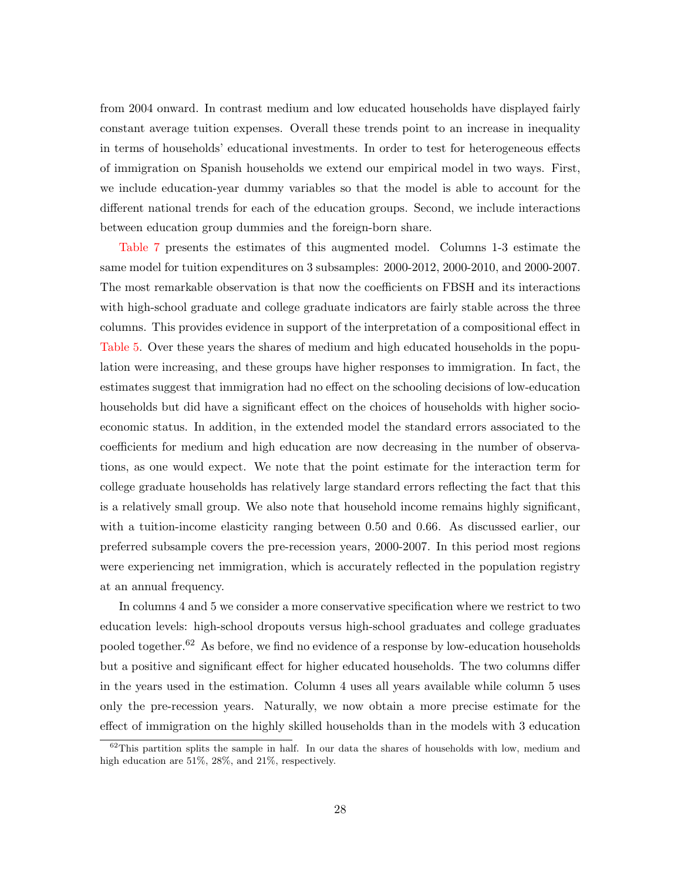from 2004 onward. In contrast medium and low educated households have displayed fairly constant average tuition expenses. Overall these trends point to an increase in inequality in terms of households' educational investments. In order to test for heterogeneous effects of immigration on Spanish households we extend our empirical model in two ways. First, we include education-year dummy variables so that the model is able to account for the different national trends for each of the education groups. Second, we include interactions between education group dummies and the foreign-born share.

Table 7 presents the estimates of this augmented model. Columns 1-3 estimate the same model for tuition expenditures on 3 subsamples: 2000-2012, 2000-2010, and 2000-2007. The most remarkable observation is that now the coefficients on FBSH and its interactions with high-school graduate and college graduate indicators are fairly stable across the three columns. This provides evidence in support of the interpretation of a compositional effect in Table 5. Over these years the shares of medium and high educated households in the population were increasing, and these groups have higher responses to immigration. In fact, the estimates suggest that immigration had no effect on the schooling decisions of low-education households but did have a significant effect on the choices of households with higher socio-economic status. In addition, in the extended model the standard errors associated to the coefficients for medium and high education are now decreasing in the number of observations, as one would expect. We note that the point estimate for the interaction term for college graduate households has relatively large standard errors reflecting the fact that this is a relatively small group. We also note that household income remains highly significant, with a tuition-income elasticity ranging between 0.50 and 0.66. As discussed earlier, our preferred subsample covers the pre-recession years, 2000-2007. In this period most regions were experiencing net immigration, which is accurately reflected in the population registry at an annual frequency.

In columns 4 and 5 we consider a more conservative specification where we restrict to two education levels: high-school dropouts versus high-school graduates and college graduates pooled together.[62] As before, we find no evidence of a response by low-education households but a positive and significant effect for higher educated households. The two columns differ in the years used in the estimation. Column 4 uses all years available while column 5 uses only the pre-recession years. Naturally, we now obtain a more precise estimate for the effect of immigration on the highly skilled households than in the models with 3 education

[62]This partition splits the sample in half. In our data the shares of households with low, medium and high education are 51%, 28%, and 21%, respectively.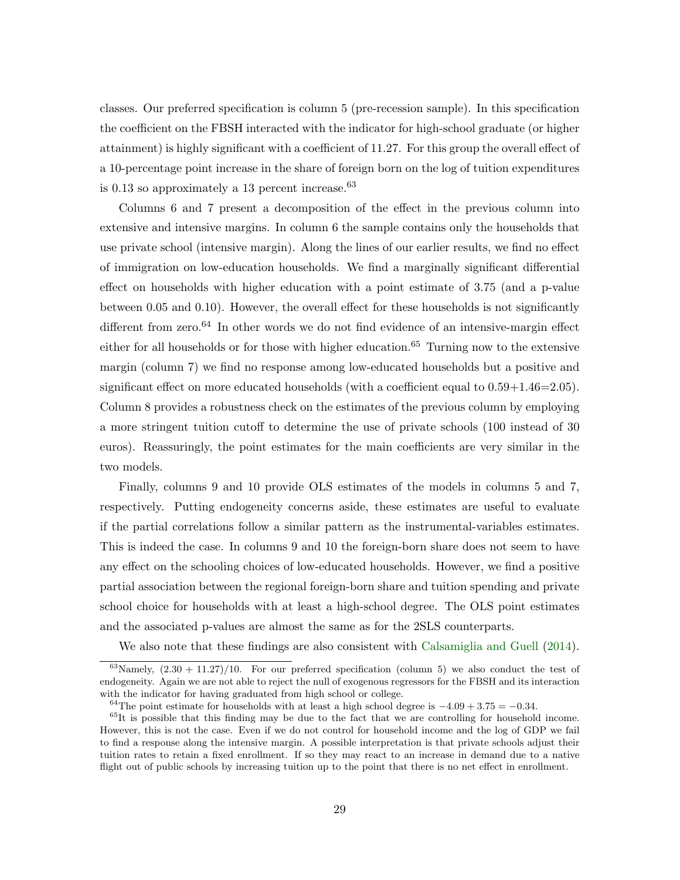classes. Our preferred specification is column 5 (pre-recession sample). In this specification the coefficient on the FBSH interacted with the indicator for high-school graduate (or higher attainment) is highly significant with a coefficient of 11.27. For this group the overall effect of a 10-percentage point increase in the share of foreign born on the log of tuition expenditures is 0.13 so approximately a 13 percent increase.[63]

Columns 6 and 7 present a decomposition of the effect in the previous column into extensive and intensive margins. In column 6 the sample contains only the households that use private school (intensive margin). Along the lines of our earlier results, we find no effect of immigration on low-education households. We find a marginally significant differential effect on households with higher education with a point estimate of 3.75 (and a p-value between 0.05 and 0.10). However, the overall effect for these households is not significantly different from zero.[64] In other words we do not find evidence of an intensive-margin effect either for all households or for those with higher education.[65] Turning now to the extensive margin (column 7) we find no response among low-educated households but a positive and significant effect on more educated households (with a coefficient equal to 0.59+1.46=2.05). Column 8 provides a robustness check on the estimates of the previous column by employing a more stringent tuition cutoff to determine the use of private schools (100 instead of 30 euros). Reassuringly, the point estimates for the main coefficients are very similar in the two models.

Finally, columns 9 and 10 provide OLS estimates of the models in columns 5 and 7, respectively. Putting endogeneity concerns aside, these estimates are useful to evaluate if the partial correlations follow a similar pattern as the instrumental-variables estimates. This is indeed the case. In columns 9 and 10 the foreign-born share does not seem to have any effect on the schooling choices of low-educated households. However, we find a positive partial association between the regional foreign-born share and tuition spending and private school choice for households with at least a high-school degree. The OLS point estimates and the associated p-values are almost the same as for the 2SLS counterparts.

We also note that these findings are also consistent with Calsamiglia and Guell (2014).

[63]Namely, $(2.30 + 11.27)/10$. For our preferred specification (column 5) we also conduct the test of endogeneity. Again we are not able to reject the null of exogenous regressors for the FBSH and its interaction with the indicator for having graduated from high school or college.

[64]The point estimate for households with at least a high school degree is $-4.09 + 3.75 = -0.34$.

[65]It is possible that this finding may be due to the fact that we are controlling for household income. However, this is not the case. Even if we do not control for household income and the log of GDP we fail to find a response along the intensive margin. A possible interpretation is that private schools adjust their tuition rates to retain a fixed enrollment. If so they may react to an increase in demand due to a native flight out of public schools by increasing tuition up to the point that there is no net effect in enrollment.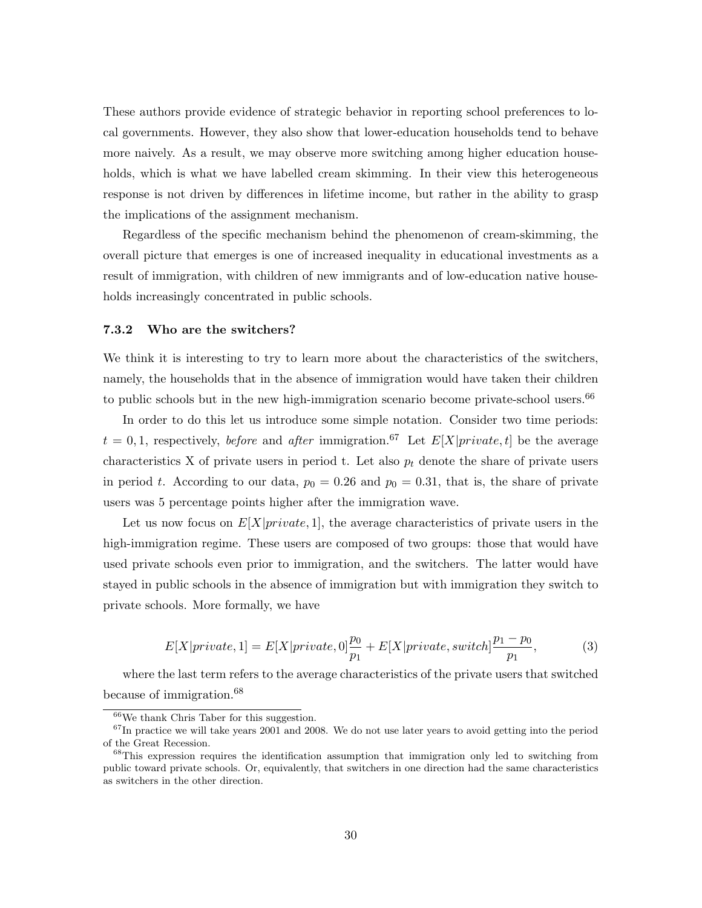These authors provide evidence of strategic behavior in reporting school preferences to local governments. However, they also show that lower-education households tend to behave more naively. As a result, we may observe more switching among higher education households, which is what we have labelled cream skimming. In their view this heterogeneous response is not driven by differences in lifetime income, but rather in the ability to grasp the implications of the assignment mechanism.

Regardless of the specific mechanism behind the phenomenon of cream-skimming, the overall picture that emerges is one of increased inequality in educational investments as a result of immigration, with children of new immigrants and of low-education native households increasingly concentrated in public schools.

### 7.3.2 Who are the switchers?

We think it is interesting to try to learn more about the characteristics of the switchers, namely, the households that in the absence of immigration would have taken their children to public schools but in the new high-immigration scenario become private-school users.[66]

In order to do this let us introduce some simple notation. Consider two time periods: $t = 0, 1$, respectively, *before* and *after* immigration.[67] Let $E[X|private, t]$ be the average characteristics X of private users in period t. Let also $p_t$ denote the share of private users in period $t$. According to our data, $p_0 = 0.26$ and $p_0 = 0.31$, that is, the share of private users was 5 percentage points higher after the immigration wave.

Let us now focus on $E[X|private, 1]$, the average characteristics of private users in the high-immigration regime. These users are composed of two groups: those that would have used private schools even prior to immigration, and the switchers. The latter would have stayed in public schools in the absence of immigration but with immigration they switch to private schools. More formally, we have

$$E[X|private, 1] = E[X|private, 0]\frac{p_0}{p_1} + E[X|private, switch]\frac{p_1 - p_0}{p_1}, \tag{3}$$

where the last term refers to the average characteristics of the private users that switched because of immigration.[68]

[66] We thank Chris Taber for this suggestion.

[67] In practice we will take years 2001 and 2008. We do not use later years to avoid getting into the period of the Great Recession.

[68] This expression requires the identification assumption that immigration only led to switching from public toward private schools. Or, equivalently, that switchers in one direction had the same characteristics as switchers in the other direction.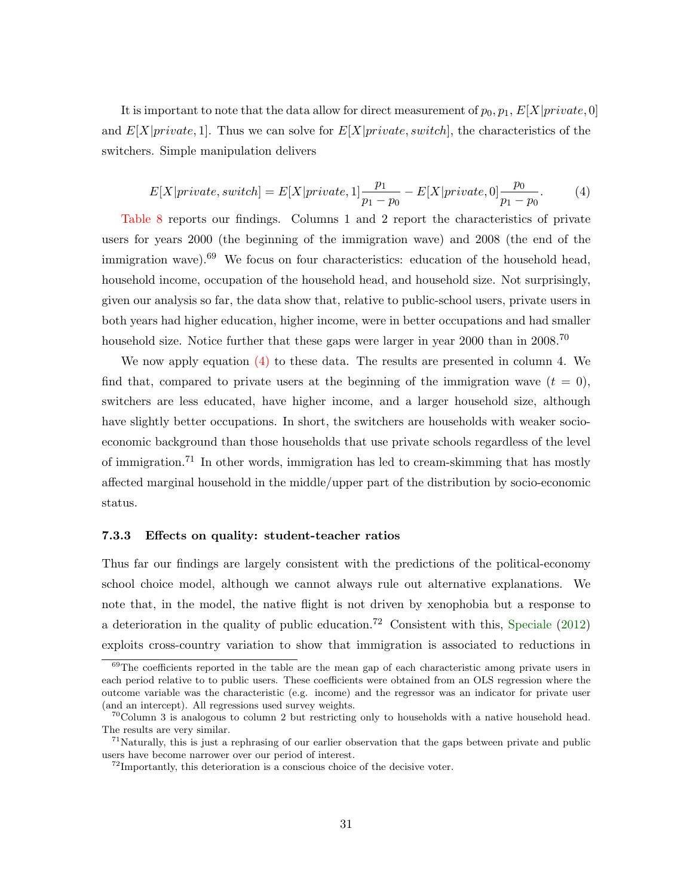It is important to note that the data allow for direct measurement of $p_0, p_1$, $E[X|private, 0]$ and $E[X|private, 1]$. Thus we can solve for $E[X|private, switch]$, the characteristics of the switchers. Simple manipulation delivers

$$E[X|private, switch] = E[X|private, 1]\frac{p_1}{p_1 - p_0} - E[X|private, 0]\frac{p_0}{p_1 - p_0}. \tag{4}$$

Table 8 reports our findings. Columns 1 and 2 report the characteristics of private users for years 2000 (the beginning of the immigration wave) and 2008 (the end of the immigration wave).[69] We focus on four characteristics: education of the household head, household income, occupation of the household head, and household size. Not surprisingly, given our analysis so far, the data show that, relative to public-school users, private users in both years had higher education, higher income, were in better occupations and had smaller household size. Notice further that these gaps were larger in year 2000 than in 2008.[70]

We now apply equation (4) to these data. The results are presented in column 4. We find that, compared to private users at the beginning of the immigration wave ($t = 0$), switchers are less educated, have higher income, and a larger household size, although have slightly better occupations. In short, the switchers are households with weaker socio-economic background than those households that use private schools regardless of the level of immigration.[71] In other words, immigration has led to cream-skimming that has mostly affected marginal household in the middle/upper part of the distribution by socio-economic status.

### 7.3.3 Effects on quality: student-teacher ratios

Thus far our findings are largely consistent with the predictions of the political-economy school choice model, although we cannot always rule out alternative explanations. We note that, in the model, the native flight is not driven by xenophobia but a response to a deterioration in the quality of public education.[72] Consistent with this, Speciale (2012) exploits cross-country variation to show that immigration is associated to reductions in

---

[69] The coefficients reported in the table are the mean gap of each characteristic among private users in each period relative to to public users. These coefficients were obtained from an OLS regression where the outcome variable was the characteristic (e.g. income) and the regressor was an indicator for private user (and an intercept). All regressions used survey weights.

[70] Column 3 is analogous to column 2 but restricting only to households with a native household head. The results are very similar.

[71] Naturally, this is just a rephrasing of our earlier observation that the gaps between private and public users have become narrower over our period of interest.

[72] Importantly, this deterioration is a conscious choice of the decisive voter.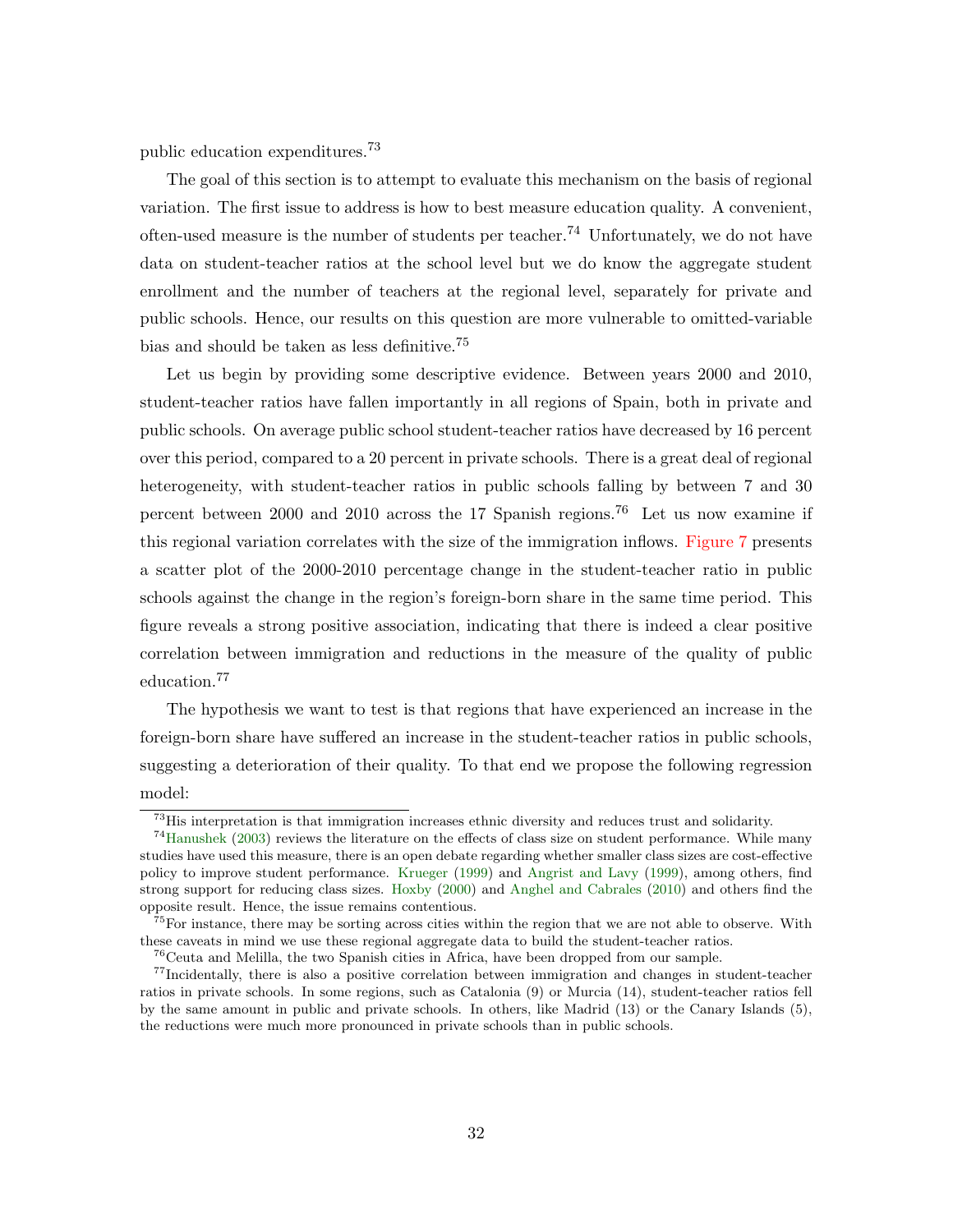public education expenditures.[73]

The goal of this section is to attempt to evaluate this mechanism on the basis of regional variation. The first issue to address is how to best measure education quality. A convenient, often-used measure is the number of students per teacher.[74] Unfortunately, we do not have data on student-teacher ratios at the school level but we do know the aggregate student enrollment and the number of teachers at the regional level, separately for private and public schools. Hence, our results on this question are more vulnerable to omitted-variable bias and should be taken as less definitive.[75]

Let us begin by providing some descriptive evidence. Between years 2000 and 2010, student-teacher ratios have fallen importantly in all regions of Spain, both in private and public schools. On average public school student-teacher ratios have decreased by 16 percent over this period, compared to a 20 percent in private schools. There is a great deal of regional heterogeneity, with student-teacher ratios in public schools falling by between 7 and 30 percent between 2000 and 2010 across the 17 Spanish regions.[76] Let us now examine if this regional variation correlates with the size of the immigration inflows. Figure 7 presents a scatter plot of the 2000-2010 percentage change in the student-teacher ratio in public schools against the change in the region's foreign-born share in the same time period. This figure reveals a strong positive association, indicating that there is indeed a clear positive correlation between immigration and reductions in the measure of the quality of public education.[77]

The hypothesis we want to test is that regions that have experienced an increase in the foreign-born share have suffered an increase in the student-teacher ratios in public schools, suggesting a deterioration of their quality. To that end we propose the following regression model:

---

[73] His interpretation is that immigration increases ethnic diversity and reduces trust and solidarity.

[74] Hanushek (2003) reviews the literature on the effects of class size on student performance. While many studies have used this measure, there is an open debate regarding whether smaller class sizes are cost-effective policy to improve student performance. Krueger (1999) and Angrist and Lavy (1999), among others, find strong support for reducing class sizes. Hoxby (2000) and Anghel and Cabrales (2010) and others find the opposite result. Hence, the issue remains contentious.

[75] For instance, there may be sorting across cities within the region that we are not able to observe. With these caveats in mind we use these regional aggregate data to build the student-teacher ratios.

[76] Ceuta and Melilla, the two Spanish cities in Africa, have been dropped from our sample.

[77] Incidentally, there is also a positive correlation between immigration and changes in student-teacher ratios in private schools. In some regions, such as Catalonia (9) or Murcia (14), student-teacher ratios fell by the same amount in public and private schools. In others, like Madrid (13) or the Canary Islands (5), the reductions were much more pronounced in private schools than in public schools.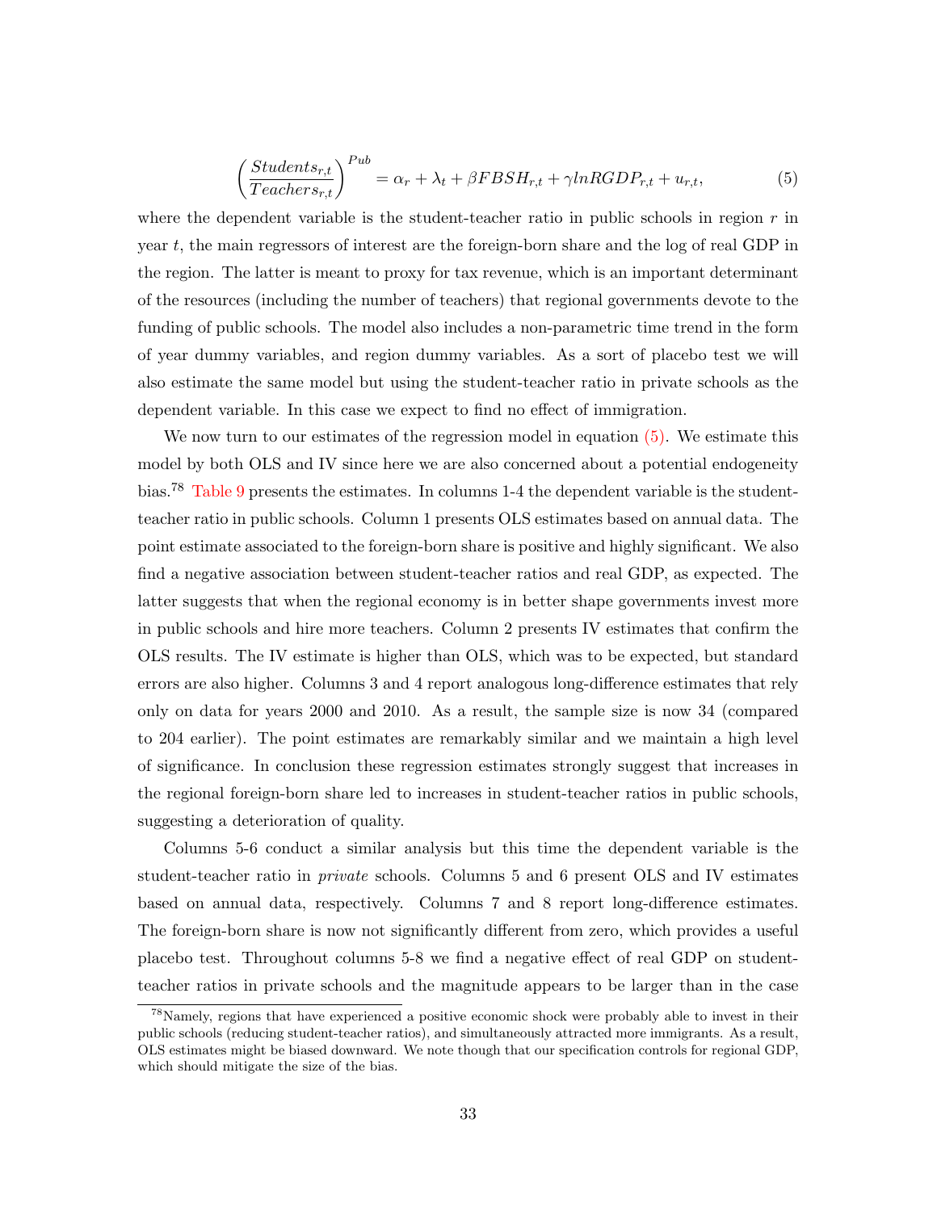$$\left(\frac{Students_{r,t}}{Teachers_{r,t}}\right)^{Pub} = \alpha_r + \lambda_t + \beta FBSH_{r,t} + \gamma lnRGDP_{r,t} + u_{r,t}, \tag{5}$$

where the dependent variable is the student-teacher ratio in public schools in region $r$ in year $t$, the main regressors of interest are the foreign-born share and the log of real GDP in the region. The latter is meant to proxy for tax revenue, which is an important determinant of the resources (including the number of teachers) that regional governments devote to the funding of public schools. The model also includes a non-parametric time trend in the form of year dummy variables, and region dummy variables. As a sort of placebo test we will also estimate the same model but using the student-teacher ratio in private schools as the dependent variable. In this case we expect to find no effect of immigration.

We now turn to our estimates of the regression model in equation (5). We estimate this model by both OLS and IV since here we are also concerned about a potential endogeneity bias.[78] Table 9 presents the estimates. In columns 1-4 the dependent variable is the student-teacher ratio in public schools. Column 1 presents OLS estimates based on annual data. The point estimate associated to the foreign-born share is positive and highly significant. We also find a negative association between student-teacher ratios and real GDP, as expected. The latter suggests that when the regional economy is in better shape governments invest more in public schools and hire more teachers. Column 2 presents IV estimates that confirm the OLS results. The IV estimate is higher than OLS, which was to be expected, but standard errors are also higher. Columns 3 and 4 report analogous long-difference estimates that rely only on data for years 2000 and 2010. As a result, the sample size is now 34 (compared to 204 earlier). The point estimates are remarkably similar and we maintain a high level of significance. In conclusion these regression estimates strongly suggest that increases in the regional foreign-born share led to increases in student-teacher ratios in public schools, suggesting a deterioration of quality.

Columns 5-6 conduct a similar analysis but this time the dependent variable is the student-teacher ratio in *private* schools. Columns 5 and 6 present OLS and IV estimates based on annual data, respectively. Columns 7 and 8 report long-difference estimates. The foreign-born share is now not significantly different from zero, which provides a useful placebo test. Throughout columns 5-8 we find a negative effect of real GDP on student-teacher ratios in private schools and the magnitude appears to be larger than in the case

[78] Namely, regions that have experienced a positive economic shock were probably able to invest in their public schools (reducing student-teacher ratios), and simultaneously attracted more immigrants. As a result, OLS estimates might be biased downward. We note though that our specification controls for regional GDP, which should mitigate the size of the bias.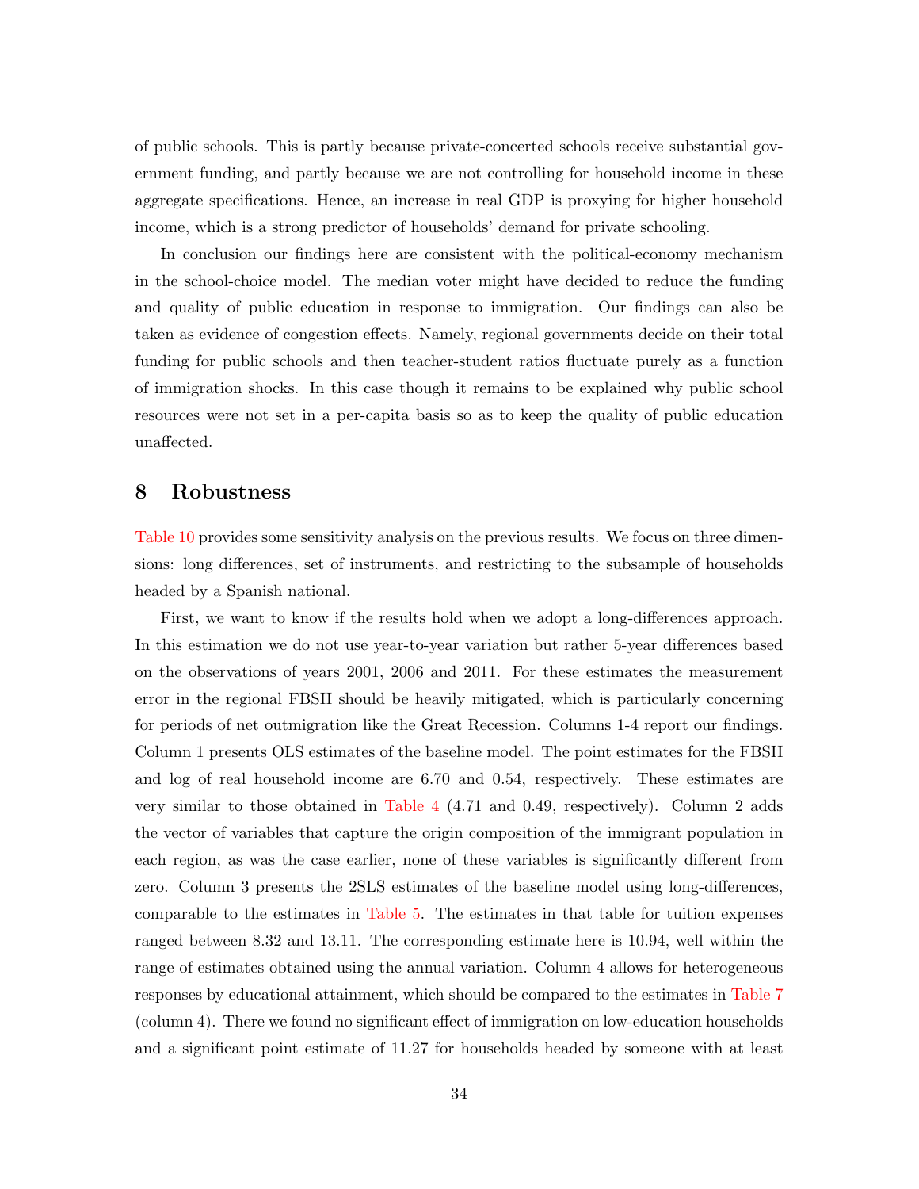of public schools. This is partly because private-concerted schools receive substantial government funding, and partly because we are not controlling for household income in these aggregate specifications. Hence, an increase in real GDP is proxying for higher household income, which is a strong predictor of households' demand for private schooling.

In conclusion our findings here are consistent with the political-economy mechanism in the school-choice model. The median voter might have decided to reduce the funding and quality of public education in response to immigration. Our findings can also be taken as evidence of congestion effects. Namely, regional governments decide on their total funding for public schools and then teacher-student ratios fluctuate purely as a function of immigration shocks. In this case though it remains to be explained why public school resources were not set in a per-capita basis so as to keep the quality of public education unaffected.

# 8 Robustness

Table 10 provides some sensitivity analysis on the previous results. We focus on three dimensions: long differences, set of instruments, and restricting to the subsample of households headed by a Spanish national.

First, we want to know if the results hold when we adopt a long-differences approach. In this estimation we do not use year-to-year variation but rather 5-year differences based on the observations of years 2001, 2006 and 2011. For these estimates the measurement error in the regional FBSH should be heavily mitigated, which is particularly concerning for periods of net outmigration like the Great Recession. Columns 1-4 report our findings. Column 1 presents OLS estimates of the baseline model. The point estimates for the FBSH and log of real household income are 6.70 and 0.54, respectively. These estimates are very similar to those obtained in Table 4 (4.71 and 0.49, respectively). Column 2 adds the vector of variables that capture the origin composition of the immigrant population in each region, as was the case earlier, none of these variables is significantly different from zero. Column 3 presents the 2SLS estimates of the baseline model using long-differences, comparable to the estimates in Table 5. The estimates in that table for tuition expenses ranged between 8.32 and 13.11. The corresponding estimate here is 10.94, well within the range of estimates obtained using the annual variation. Column 4 allows for heterogeneous responses by educational attainment, which should be compared to the estimates in Table 7 (column 4). There we found no significant effect of immigration on low-education households and a significant point estimate of 11.27 for households headed by someone with at least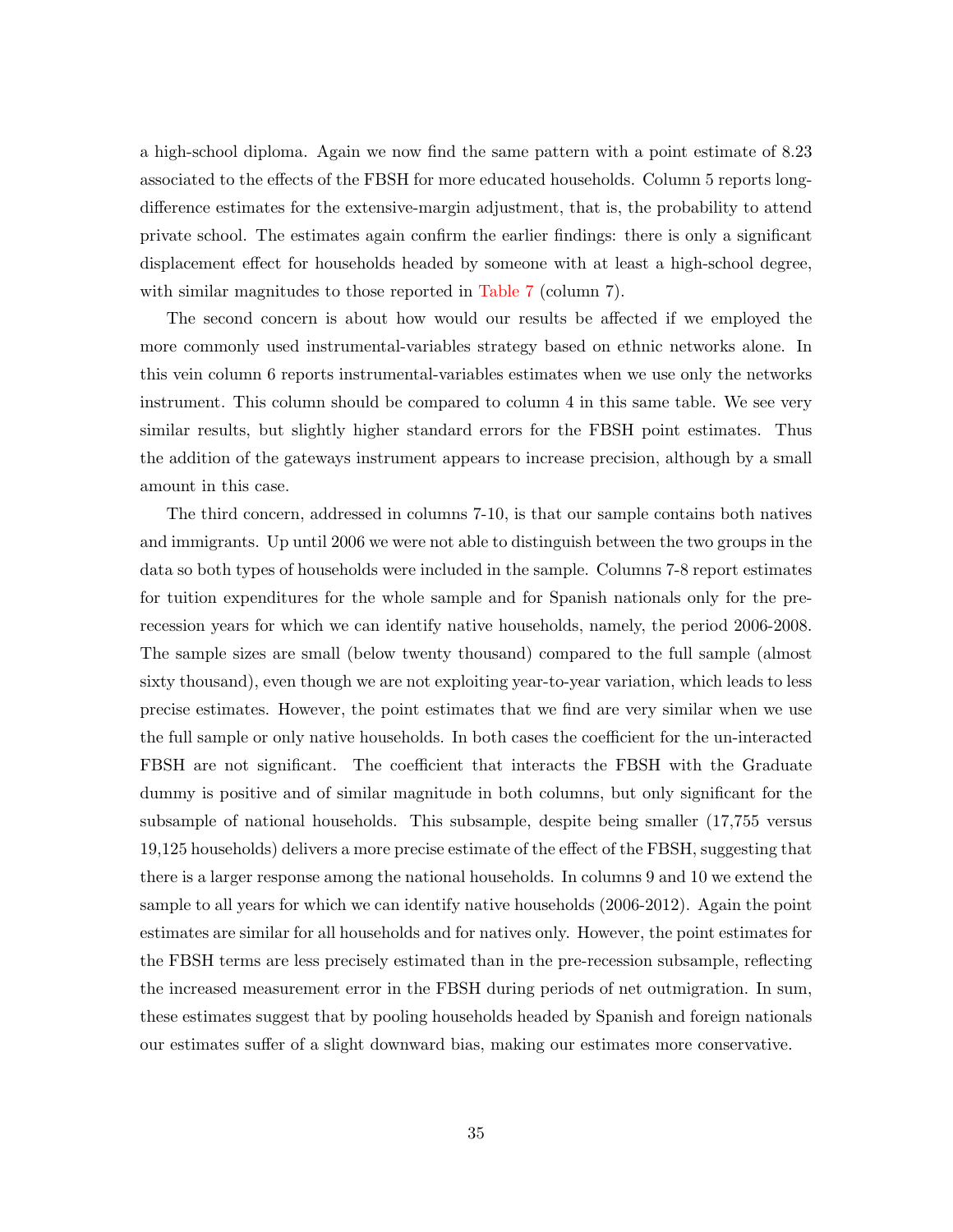a high-school diploma. Again we now find the same pattern with a point estimate of 8.23 associated to the effects of the FBSH for more educated households. Column 5 reports long-difference estimates for the extensive-margin adjustment, that is, the probability to attend private school. The estimates again confirm the earlier findings: there is only a significant displacement effect for households headed by someone with at least a high-school degree, with similar magnitudes to those reported in Table 7 (column 7).

The second concern is about how would our results be affected if we employed the more commonly used instrumental-variables strategy based on ethnic networks alone. In this vein column 6 reports instrumental-variables estimates when we use only the networks instrument. This column should be compared to column 4 in this same table. We see very similar results, but slightly higher standard errors for the FBSH point estimates. Thus the addition of the gateways instrument appears to increase precision, although by a small amount in this case.

The third concern, addressed in columns 7-10, is that our sample contains both natives and immigrants. Up until 2006 we were not able to distinguish between the two groups in the data so both types of households were included in the sample. Columns 7-8 report estimates for tuition expenditures for the whole sample and for Spanish nationals only for the pre-recession years for which we can identify native households, namely, the period 2006-2008. The sample sizes are small (below twenty thousand) compared to the full sample (almost sixty thousand), even though we are not exploiting year-to-year variation, which leads to less precise estimates. However, the point estimates that we find are very similar when we use the full sample or only native households. In both cases the coefficient for the un-interacted FBSH are not significant. The coefficient that interacts the FBSH with the Graduate dummy is positive and of similar magnitude in both columns, but only significant for the subsample of national households. This subsample, despite being smaller (17,755 versus 19,125 households) delivers a more precise estimate of the effect of the FBSH, suggesting that there is a larger response among the national households. In columns 9 and 10 we extend the sample to all years for which we can identify native households (2006-2012). Again the point estimates are similar for all households and for natives only. However, the point estimates for the FBSH terms are less precisely estimated than in the pre-recession subsample, reflecting the increased measurement error in the FBSH during periods of net outmigration. In sum, these estimates suggest that by pooling households headed by Spanish and foreign nationals our estimates suffer of a slight downward bias, making our estimates more conservative.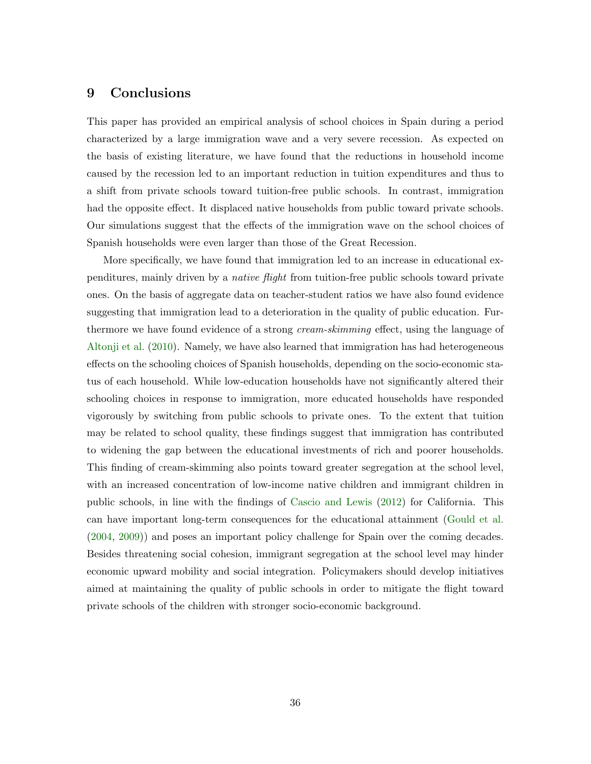# 9 Conclusions

This paper has provided an empirical analysis of school choices in Spain during a period characterized by a large immigration wave and a very severe recession. As expected on the basis of existing literature, we have found that the reductions in household income caused by the recession led to an important reduction in tuition expenditures and thus to a shift from private schools toward tuition-free public schools. In contrast, immigration had the opposite effect. It displaced native households from public toward private schools. Our simulations suggest that the effects of the immigration wave on the school choices of Spanish households were even larger than those of the Great Recession.

More specifically, we have found that immigration led to an increase in educational expenditures, mainly driven by a *native flight* from tuition-free public schools toward private ones. On the basis of aggregate data on teacher-student ratios we have also found evidence suggesting that immigration lead to a deterioration in the quality of public education. Furthermore we have found evidence of a strong *cream-skimming* effect, using the language of Altonji et al. (2010). Namely, we have also learned that immigration has had heterogeneous effects on the schooling choices of Spanish households, depending on the socio-economic status of each household. While low-education households have not significantly altered their schooling choices in response to immigration, more educated households have responded vigorously by switching from public schools to private ones. To the extent that tuition may be related to school quality, these findings suggest that immigration has contributed to widening the gap between the educational investments of rich and poorer households. This finding of cream-skimming also points toward greater segregation at the school level, with an increased concentration of low-income native children and immigrant children in public schools, in line with the findings of Cascio and Lewis (2012) for California. This can have important long-term consequences for the educational attainment (Gould et al. (2004, 2009)) and poses an important policy challenge for Spain over the coming decades. Besides threatening social cohesion, immigrant segregation at the school level may hinder economic upward mobility and social integration. Policymakers should develop initiatives aimed at maintaining the quality of public schools in order to mitigate the flight toward private schools of the children with stronger socio-economic background.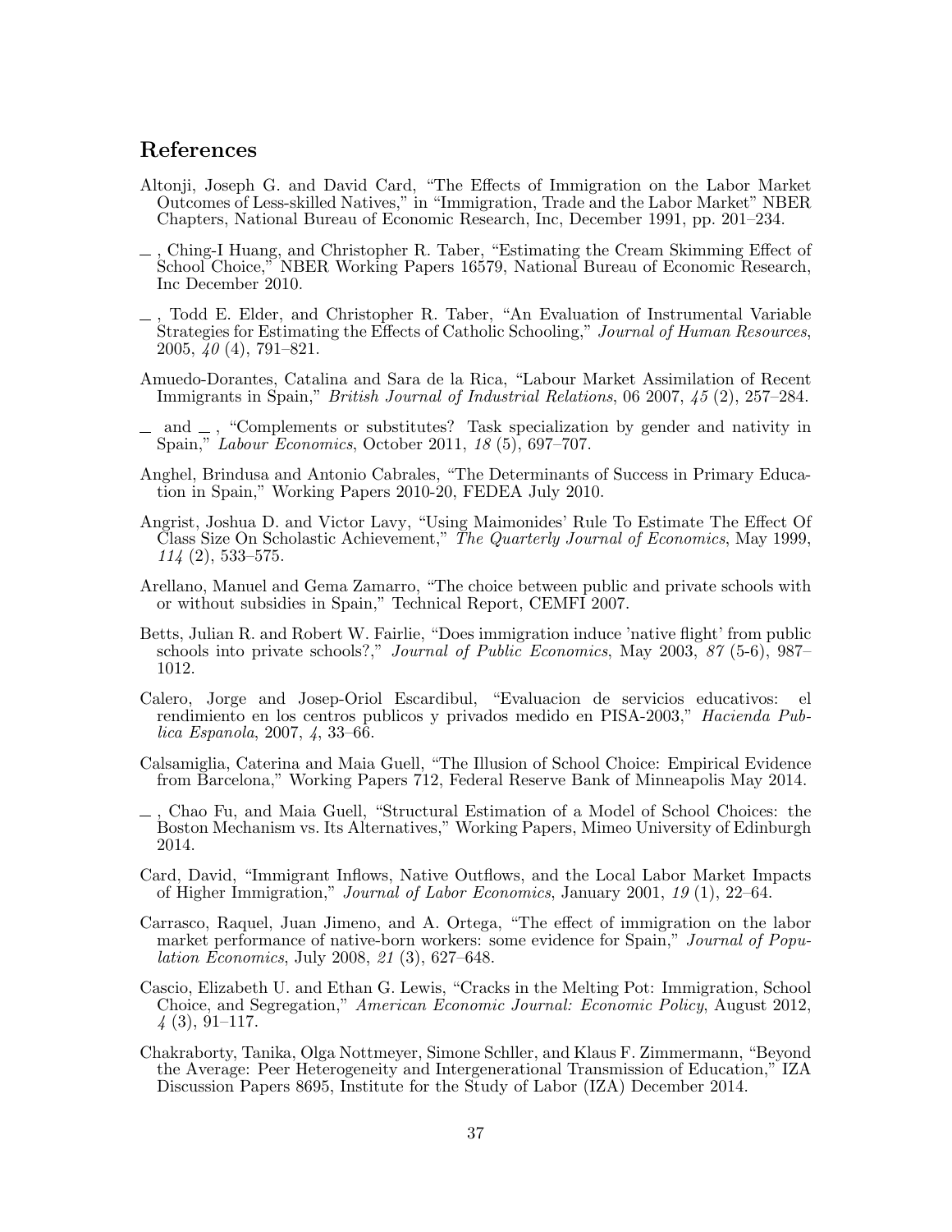## References

Altonji, Joseph G. and David Card, "The Effects of Immigration on the Labor Market Outcomes of Less-skilled Natives," in "Immigration, Trade and the Labor Market" NBER Chapters, National Bureau of Economic Research, Inc, December 1991, pp. 201–234.

_ , Ching-I Huang, and Christopher R. Taber, "Estimating the Cream Skimming Effect of School Choice," NBER Working Papers 16579, National Bureau of Economic Research, Inc December 2010.

_ , Todd E. Elder, and Christopher R. Taber, "An Evaluation of Instrumental Variable Strategies for Estimating the Effects of Catholic Schooling," *Journal of Human Resources*, 2005, *40* (4), 791–821.

Amuedo-Dorantes, Catalina and Sara de la Rica, "Labour Market Assimilation of Recent Immigrants in Spain," *British Journal of Industrial Relations*, 06 2007, *45* (2), 257–284.

_ and _ , "Complements or substitutes? Task specialization by gender and nativity in Spain," *Labour Economics*, October 2011, *18* (5), 697–707.

Anghel, Brindusa and Antonio Cabrales, "The Determinants of Success in Primary Education in Spain," Working Papers 2010-20, FEDEA July 2010.

Angrist, Joshua D. and Victor Lavy, "Using Maimonides' Rule To Estimate The Effect Of Class Size On Scholastic Achievement," *The Quarterly Journal of Economics*, May 1999, *114* (2), 533–575.

Arellano, Manuel and Gema Zamarro, "The choice between public and private schools with or without subsidies in Spain," Technical Report, CEMFI 2007.

Betts, Julian R. and Robert W. Fairlie, "Does immigration induce 'native flight' from public schools into private schools?," *Journal of Public Economics*, May 2003, *87* (5-6), 987–1012.

Calero, Jorge and Josep-Oriol Escardibul, "Evaluacion de servicios educativos: el rendimiento en los centros publicos y privados medido en PISA-2003," *Hacienda Publica Espanola*, 2007, *4*, 33–66.

Calsamiglia, Caterina and Maia Guell, "The Illusion of School Choice: Empirical Evidence from Barcelona," Working Papers 712, Federal Reserve Bank of Minneapolis May 2014.

_ , Chao Fu, and Maia Guell, "Structural Estimation of a Model of School Choices: the Boston Mechanism vs. Its Alternatives," Working Papers, Mimeo University of Edinburgh 2014.

Card, David, "Immigrant Inflows, Native Outflows, and the Local Labor Market Impacts of Higher Immigration," *Journal of Labor Economics*, January 2001, *19* (1), 22–64.

Carrasco, Raquel, Juan Jimeno, and A. Ortega, "The effect of immigration on the labor market performance of native-born workers: some evidence for Spain," *Journal of Population Economics*, July 2008, *21* (3), 627–648.

Cascio, Elizabeth U. and Ethan G. Lewis, "Cracks in the Melting Pot: Immigration, School Choice, and Segregation," *American Economic Journal: Economic Policy*, August 2012, *4* (3), 91–117.

Chakraborty, Tanika, Olga Nottmeyer, Simone Schller, and Klaus F. Zimmermann, "Beyond the Average: Peer Heterogeneity and Intergenerational Transmission of Education," IZA Discussion Papers 8695, Institute for the Study of Labor (IZA) December 2014.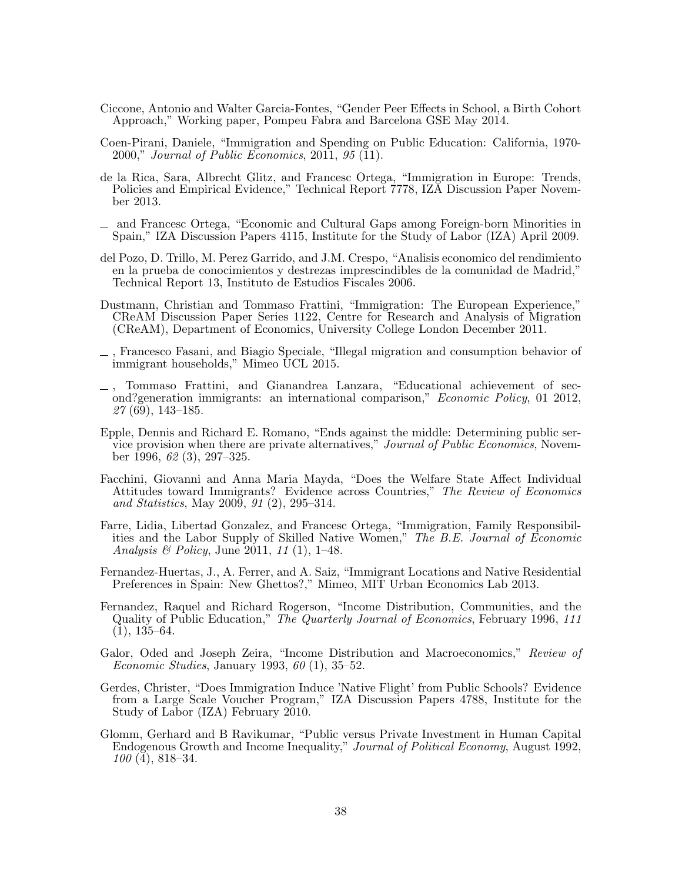Ciccone, Antonio and Walter Garcia-Fontes, "Gender Peer Effects in School, a Birth Cohort Approach," Working paper, Pompeu Fabra and Barcelona GSE May 2014.

Coen-Pirani, Daniele, "Immigration and Spending on Public Education: California, 1970-2000," *Journal of Public Economics*, 2011, *95* (11).

de la Rica, Sara, Albrecht Glitz, and Francesc Ortega, "Immigration in Europe: Trends, Policies and Empirical Evidence," Technical Report 7778, IZA Discussion Paper November 2013.

_ and Francesc Ortega, "Economic and Cultural Gaps among Foreign-born Minorities in Spain," IZA Discussion Papers 4115, Institute for the Study of Labor (IZA) April 2009.

del Pozo, D. Trillo, M. Perez Garrido, and J.M. Crespo, "Analisis economico del rendimiento en la prueba de conocimientos y destrezas imprescindibles de la comunidad de Madrid," Technical Report 13, Instituto de Estudios Fiscales 2006.

Dustmann, Christian and Tommaso Frattini, "Immigration: The European Experience," CReAM Discussion Paper Series 1122, Centre for Research and Analysis of Migration (CReAM), Department of Economics, University College London December 2011.

_ , Francesco Fasani, and Biagio Speciale, "Illegal migration and consumption behavior of immigrant households," Mimeo UCL 2015.

_ , Tommaso Frattini, and Gianandrea Lanzara, "Educational achievement of second?generation immigrants: an international comparison," *Economic Policy*, 01 2012, *27* (69), 143–185.

Epple, Dennis and Richard E. Romano, "Ends against the middle: Determining public service provision when there are private alternatives," *Journal of Public Economics*, November 1996, *62* (3), 297–325.

Facchini, Giovanni and Anna Maria Mayda, "Does the Welfare State Affect Individual Attitudes toward Immigrants? Evidence across Countries," *The Review of Economics and Statistics*, May 2009, *91* (2), 295–314.

Farre, Lidia, Libertad Gonzalez, and Francesc Ortega, "Immigration, Family Responsibilities and the Labor Supply of Skilled Native Women," *The B.E. Journal of Economic Analysis & Policy*, June 2011, *11* (1), 1–48.

Fernandez-Huertas, J., A. Ferrer, and A. Saiz, "Immigrant Locations and Native Residential Preferences in Spain: New Ghettos?," Mimeo, MIT Urban Economics Lab 2013.

Fernandez, Raquel and Richard Rogerson, "Income Distribution, Communities, and the Quality of Public Education," *The Quarterly Journal of Economics*, February 1996, *111* (1), 135–64.

Galor, Oded and Joseph Zeira, "Income Distribution and Macroeconomics," *Review of Economic Studies*, January 1993, *60* (1), 35–52.

Gerdes, Christer, "Does Immigration Induce 'Native Flight' from Public Schools? Evidence from a Large Scale Voucher Program," IZA Discussion Papers 4788, Institute for the Study of Labor (IZA) February 2010.

Glomm, Gerhard and B Ravikumar, "Public versus Private Investment in Human Capital Endogenous Growth and Income Inequality," *Journal of Political Economy*, August 1992, *100* (4), 818–34.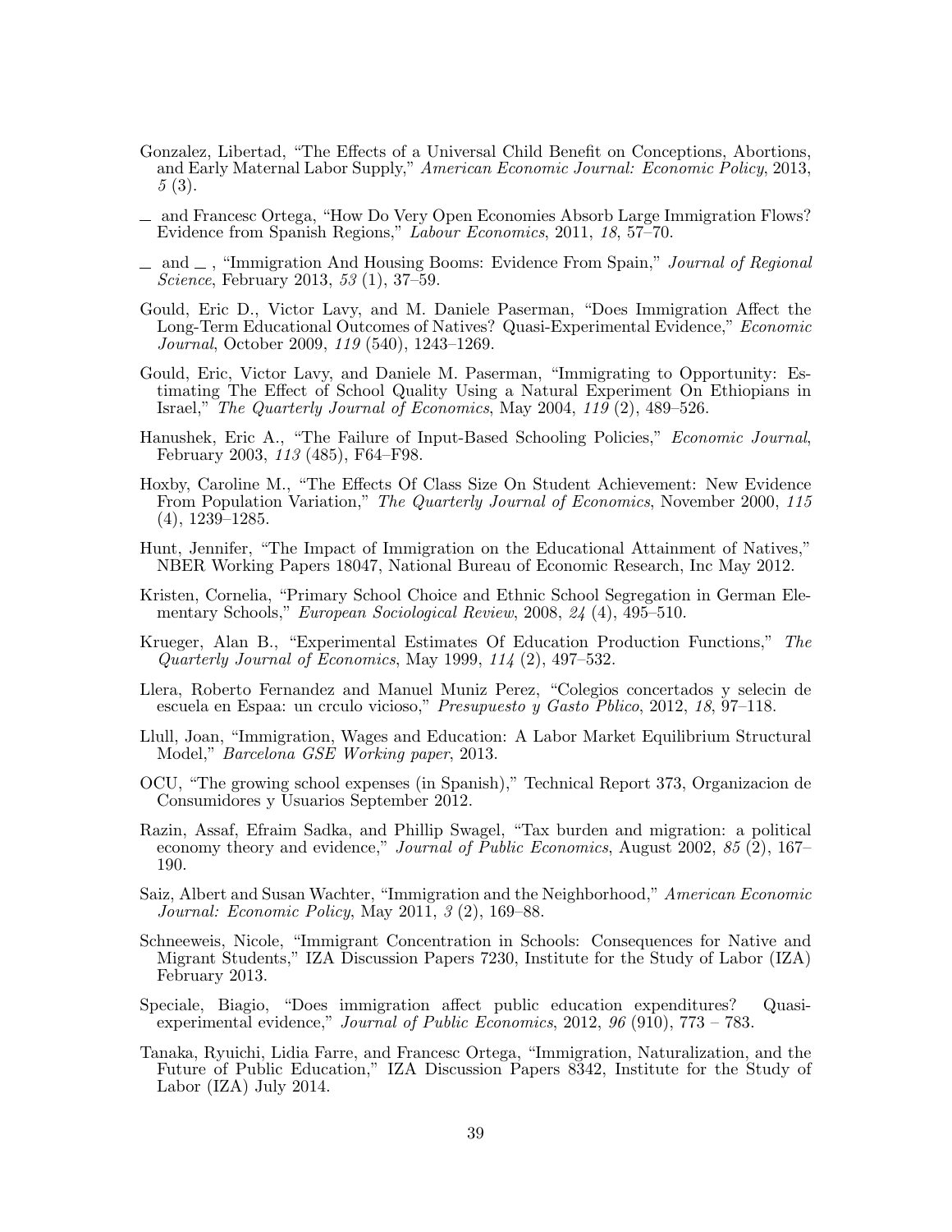Gonzalez, Libertad, "The Effects of a Universal Child Benefit on Conceptions, Abortions, and Early Maternal Labor Supply," *American Economic Journal: Economic Policy*, 2013, *5* (3).

_ and Francesc Ortega, "How Do Very Open Economies Absorb Large Immigration Flows? Evidence from Spanish Regions," *Labour Economics*, 2011, *18*, 57–70.

_ and _ , "Immigration And Housing Booms: Evidence From Spain," *Journal of Regional Science*, February 2013, *53* (1), 37–59.

Gould, Eric D., Victor Lavy, and M. Daniele Paserman, "Does Immigration Affect the Long-Term Educational Outcomes of Natives? Quasi-Experimental Evidence," *Economic Journal*, October 2009, *119* (540), 1243–1269.

Gould, Eric, Victor Lavy, and Daniele M. Paserman, "Immigrating to Opportunity: Estimating The Effect of School Quality Using a Natural Experiment On Ethiopians in Israel," *The Quarterly Journal of Economics*, May 2004, *119* (2), 489–526.

Hanushek, Eric A., "The Failure of Input-Based Schooling Policies," *Economic Journal*, February 2003, *113* (485), F64–F98.

Hoxby, Caroline M., "The Effects Of Class Size On Student Achievement: New Evidence From Population Variation," *The Quarterly Journal of Economics*, November 2000, *115* (4), 1239–1285.

Hunt, Jennifer, "The Impact of Immigration on the Educational Attainment of Natives," NBER Working Papers 18047, National Bureau of Economic Research, Inc May 2012.

Kristen, Cornelia, "Primary School Choice and Ethnic School Segregation in German Elementary Schools," *European Sociological Review*, 2008, *24* (4), 495–510.

Krueger, Alan B., "Experimental Estimates Of Education Production Functions," *The Quarterly Journal of Economics*, May 1999, *114* (2), 497–532.

Llera, Roberto Fernandez and Manuel Muniz Perez, "Colegios concertados y selecin de escuela en Espaa: un crculo vicioso," *Presupuesto y Gasto Pblico*, 2012, *18*, 97–118.

Llull, Joan, "Immigration, Wages and Education: A Labor Market Equilibrium Structural Model," *Barcelona GSE Working paper*, 2013.

OCU, "The growing school expenses (in Spanish)," Technical Report 373, Organizacion de Consumidores y Usuarios September 2012.

Razin, Assaf, Efraim Sadka, and Phillip Swagel, "Tax burden and migration: a political economy theory and evidence," *Journal of Public Economics*, August 2002, *85* (2), 167–190.

Saiz, Albert and Susan Wachter, "Immigration and the Neighborhood," *American Economic Journal: Economic Policy*, May 2011, *3* (2), 169–88.

Schneeweis, Nicole, "Immigrant Concentration in Schools: Consequences for Native and Migrant Students," IZA Discussion Papers 7230, Institute for the Study of Labor (IZA) February 2013.

Speciale, Biagio, "Does immigration affect public education expenditures? Quasi-experimental evidence," *Journal of Public Economics*, 2012, *96* (910), 773 – 783.

Tanaka, Ryuichi, Lidia Farre, and Francesc Ortega, "Immigration, Naturalization, and the Future of Public Education," IZA Discussion Papers 8342, Institute for the Study of Labor (IZA) July 2014.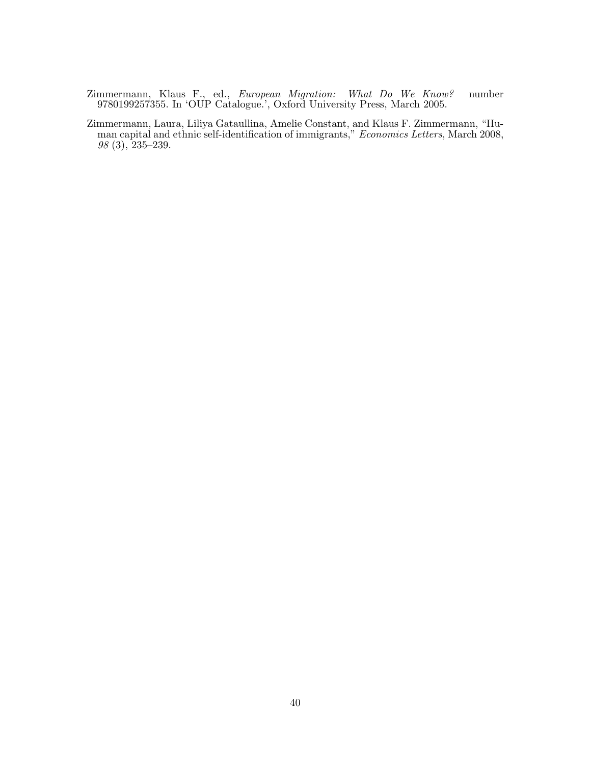Zimmermann, Klaus F., ed., *European Migration: What Do We Know?* number 9780199257355. In 'OUP Catalogue.', Oxford University Press, March 2005.

Zimmermann, Laura, Liliya Gataullina, Amelie Constant, and Klaus F. Zimmermann, "Human capital and ethnic self-identification of immigrants," *Economics Letters*, March 2008, *98* (3), 235–239.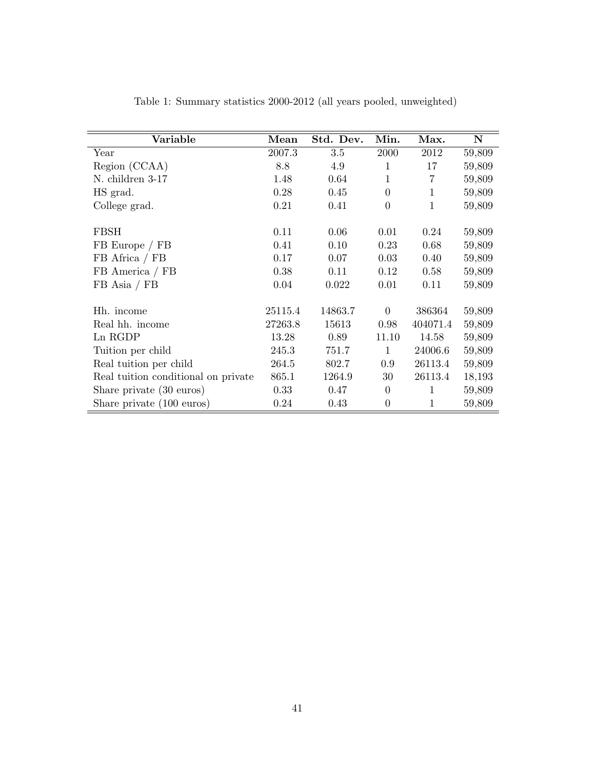Table 1: Summary statistics 2000-2012 (all years pooled, unweighted)

| Variable | Mean | Std. Dev. | Min. | Max. | N |
|---|---|---|---|---|---|
| Year | 2007.3 | 3.5 | 2000 | 2012 | 59,809 |
| Region (CCAA) | 8.8 | 4.9 | 1 | 17 | 59,809 |
| N. children 3-17 | 1.48 | 0.64 | 1 | 7 | 59,809 |
| HS grad. | 0.28 | 0.45 | 0 | 1 | 59,809 |
| College grad. | 0.21 | 0.41 | 0 | 1 | 59,809 |
| | | | | | |
| FBSH | 0.11 | 0.06 | 0.01 | 0.24 | 59,809 |
| FB Europe / FB | 0.41 | 0.10 | 0.23 | 0.68 | 59,809 |
| FB Africa / FB | 0.17 | 0.07 | 0.03 | 0.40 | 59,809 |
| FB America / FB | 0.38 | 0.11 | 0.12 | 0.58 | 59,809 |
| FB Asia / FB | 0.04 | 0.022 | 0.01 | 0.11 | 59,809 |
| | | | | | |
| Hh. income | 25115.4 | 14863.7 | 0 | 386364 | 59,809 |
| Real hh. income | 27263.8 | 15613 | 0.98 | 404071.4 | 59,809 |
| Ln RGDP | 13.28 | 0.89 | 11.10 | 14.58 | 59,809 |
| Tuition per child | 245.3 | 751.7 | 1 | 24006.6 | 59,809 |
| Real tuition per child | 264.5 | 802.7 | 0.9 | 26113.4 | 59,809 |
| Real tuition conditional on private | 865.1 | 1264.9 | 30 | 26113.4 | 18,193 |
| Share private (30 euros) | 0.33 | 0.47 | 0 | 1 | 59,809 |
| Share private (100 euros) | 0.24 | 0.43 | 0 | 1 | 59,809 |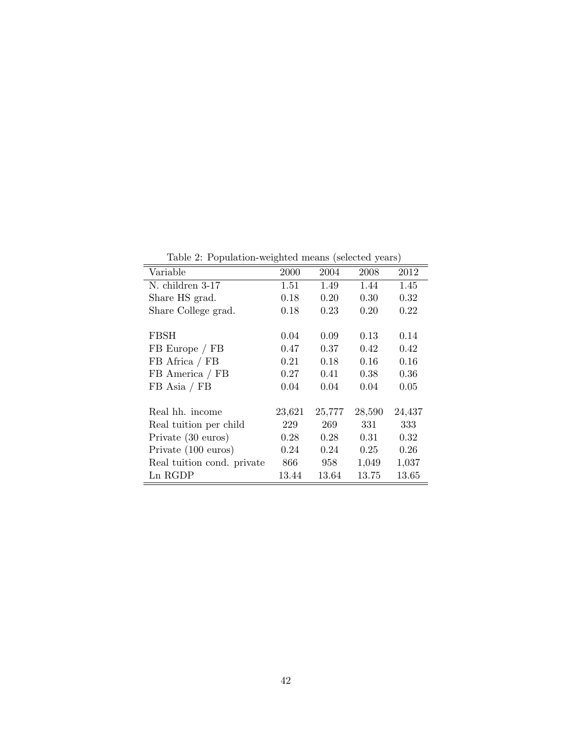Table 2: Population-weighted means (selected years)

| Variable | 2000 | 2004 | 2008 | 2012 |
|---|---|---|---|---|
| N. children 3-17 | 1.51 | 1.49 | 1.44 | 1.45 |
| Share HS grad. | 0.18 | 0.20 | 0.30 | 0.32 |
| Share College grad. | 0.18 | 0.23 | 0.20 | 0.22 |
| | | | | |
| FBSH | 0.04 | 0.09 | 0.13 | 0.14 |
| FB Europe / FB | 0.47 | 0.37 | 0.42 | 0.42 |
| FB Africa / FB | 0.21 | 0.18 | 0.16 | 0.16 |
| FB America / FB | 0.27 | 0.41 | 0.38 | 0.36 |
| FB Asia / FB | 0.04 | 0.04 | 0.04 | 0.05 |
| | | | | |
| Real hh. income | 23,621 | 25,777 | 28,590 | 24,437 |
| Real tuition per child | 229 | 269 | 331 | 333 |
| Private (30 euros) | 0.28 | 0.28 | 0.31 | 0.32 |
| Private (100 euros) | 0.24 | 0.24 | 0.25 | 0.26 |
| Real tuition cond. private | 866 | 958 | 1,049 | 1,037 |
| Ln RGDP | 13.44 | 13.64 | 13.75 | 13.65 |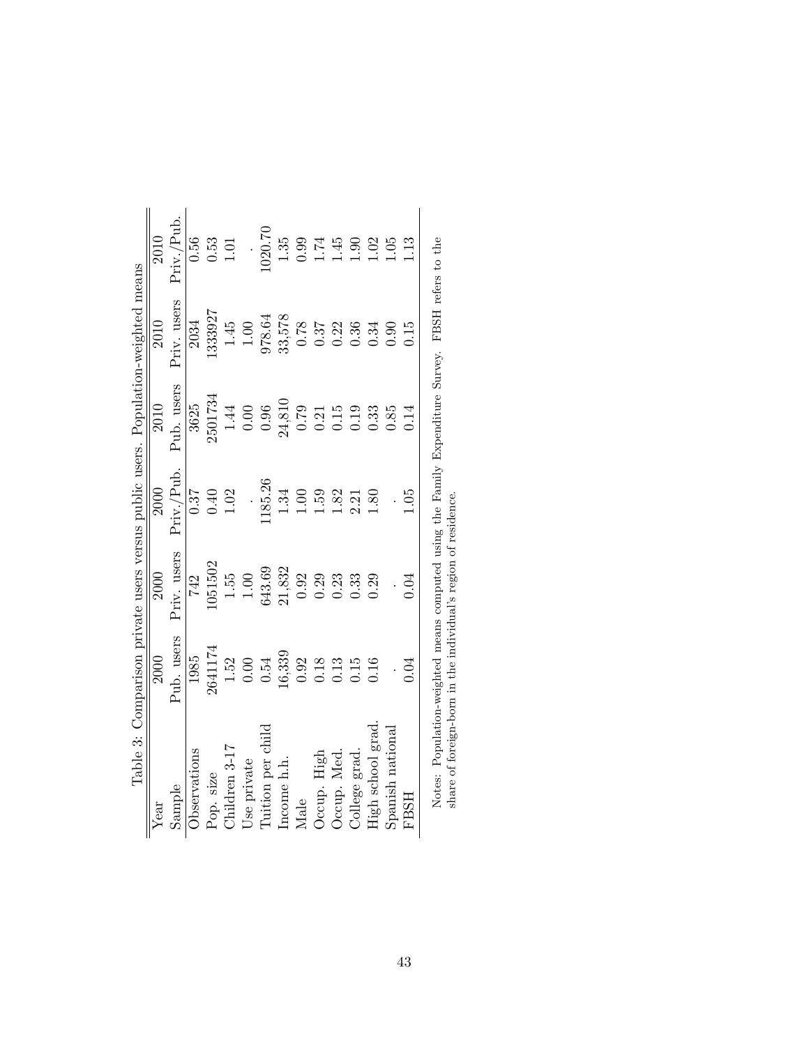Table 3: Comparison private users versus public users. Population-weighted means

| Year | 2000 | 2000 | 2000 | 2010 | 2010 | 2010 |
|---|---|---|---|---|---|---|
| Sample | Pub. users | Priv. users | Priv./Pub. | Pub. users | Priv. users | Priv./Pub. |
| Observations | 1985 | 742 | 0.37 | 3625 | 2034 | 0.56 |
| Pop. size | 2641174 | 1051502 | 0.40 | 2501734 | 1333927 | 0.53 |
| Children 3-17 | 1.52 | 1.55 | 1.02 | 1.44 | 1.45 | 1.01 |
| Use private | 0.00 | 1.00 | . | 0.00 | 1.00 | . |
| Tuition per child | 0.54 | 643.69 | 1185.26 | 0.96 | 978.64 | 1020.70 |
| Income h.h. | 16,339 | 21,832 | 1.34 | 24,810 | 33,578 | 1.35 |
| Male | 0.92 | 0.92 | 1.00 | 0.79 | 0.78 | 0.99 |
| Occup. High | 0.18 | 0.29 | 1.59 | 0.21 | 0.37 | 1.74 |
| Occup. Med. | 0.13 | 0.23 | 1.82 | 0.15 | 0.22 | 1.45 |
| College grad. | 0.15 | 0.33 | 2.21 | 0.19 | 0.36 | 1.90 |
| High school grad. | 0.16 | 0.29 | 1.80 | 0.33 | 0.34 | 1.02 |
| Spanish national | . | . | . | 0.85 | 0.90 | 1.05 |
| FBSH | 0.04 | 0.04 | 1.05 | 0.14 | 0.15 | 1.13 |

Notes: Population-weighted means computed using the Family Expenditure Survey. FBSH refers to the share of foreign-born in the individual's region of residence.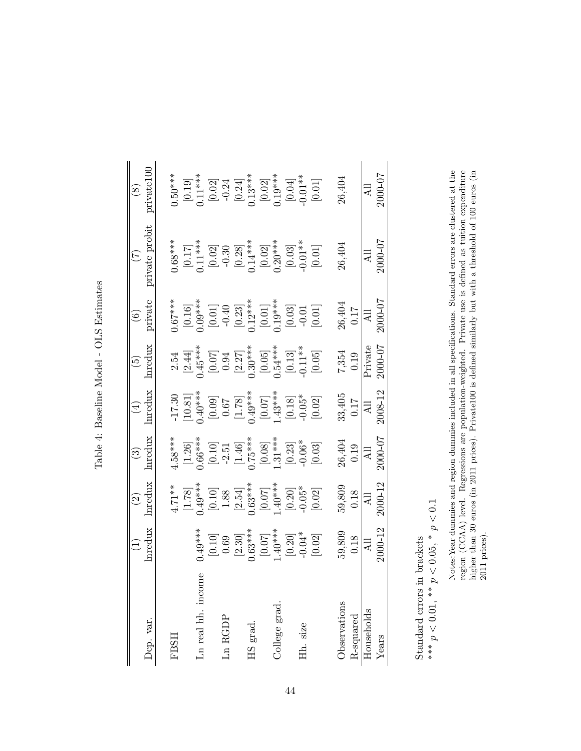Table 4: Baseline Model - OLS Estimates

| Dep. var. | (1) lnredux | (2) lnredux | (3) lnredux | (4) lnredux | (5) lnredux | (6) private | (7) private probit | (8) private100 |
|---|---|---|---|---|---|---|---|---|
| FBSH | | 4.71** | 4.58*** | -17.30 | 2.54 | 0.67*** | 0.68*** | 0.50*** |
| | | [1.78] | [1.26] | [10.81] | [2.44] | [0.16] | [0.17] | [0.19] |
| Ln real hh. income | 0.49*** | 0.49*** | 0.66*** | 0.40*** | 0.45*** | 0.09*** | 0.11*** | 0.11*** |
| | [0.10] | [0.10] | [0.10] | [0.09] | [0.07] | [0.01] | [0.02] | [0.02] |
| Ln RGDP | 0.69 | 1.88 | -2.51 | 0.67 | 0.94 | -0.40 | -0.30 | -0.24 |
| | [2.30] | [2.54] | [1.46] | [1.78] | [2.27] | [0.23] | [0.28] | [0.24] |
| HS grad. | 0.63*** | 0.63*** | 0.75*** | 0.49*** | 0.30*** | 0.12*** | 0.14*** | 0.13*** |
| | [0.07] | [0.07] | [0.08] | [0.07] | [0.05] | [0.01] | [0.02] | [0.02] |
| College grad. | 1.40*** | 1.40*** | 1.31*** | 1.43*** | 0.54*** | 0.19*** | 0.20*** | 0.19*** |
| | [0.20] | [0.20] | [0.23] | [0.18] | [0.13] | [0.03] | [0.03] | [0.04] |
| Hh. size | -0.04* | -0.05* | -0.06* | -0.05* | -0.11** | -0.01 | -0.01** | -0.01** |
| | [0.02] | [0.02] | [0.03] | [0.02] | [0.05] | [0.01] | [0.01] | [0.01] |
| Observations | 59,809 | 59,809 | 26,404 | 33,405 | 7,354 | 26,404 | 26,404 | 26,404 |
| R-squared | 0.18 | 0.18 | 0.19 | 0.17 | 0.19 | 0.17 | | |
| Households | All | All | All | All | Private | All | All | All |
| Years | 2000-12 | 2000-12 | 2000-07 | 2008-12 | 2000-07 | 2000-07 | 2000-07 | 2000-07 |

Standard errors in brackets
*** $p < 0.01$, ** $p < 0.05$, * $p < 0.1$

Notes:Year dummies and region dummies included in all specifications. Standard errors are clustered at the region (CCAA) level. Regressions are population-weighted. Private use is defined as tuition expenditure higher than 30 euros (in 2011 prices). Private100 is defined similarly but with a threshold of 100 euros (in 2011 prices).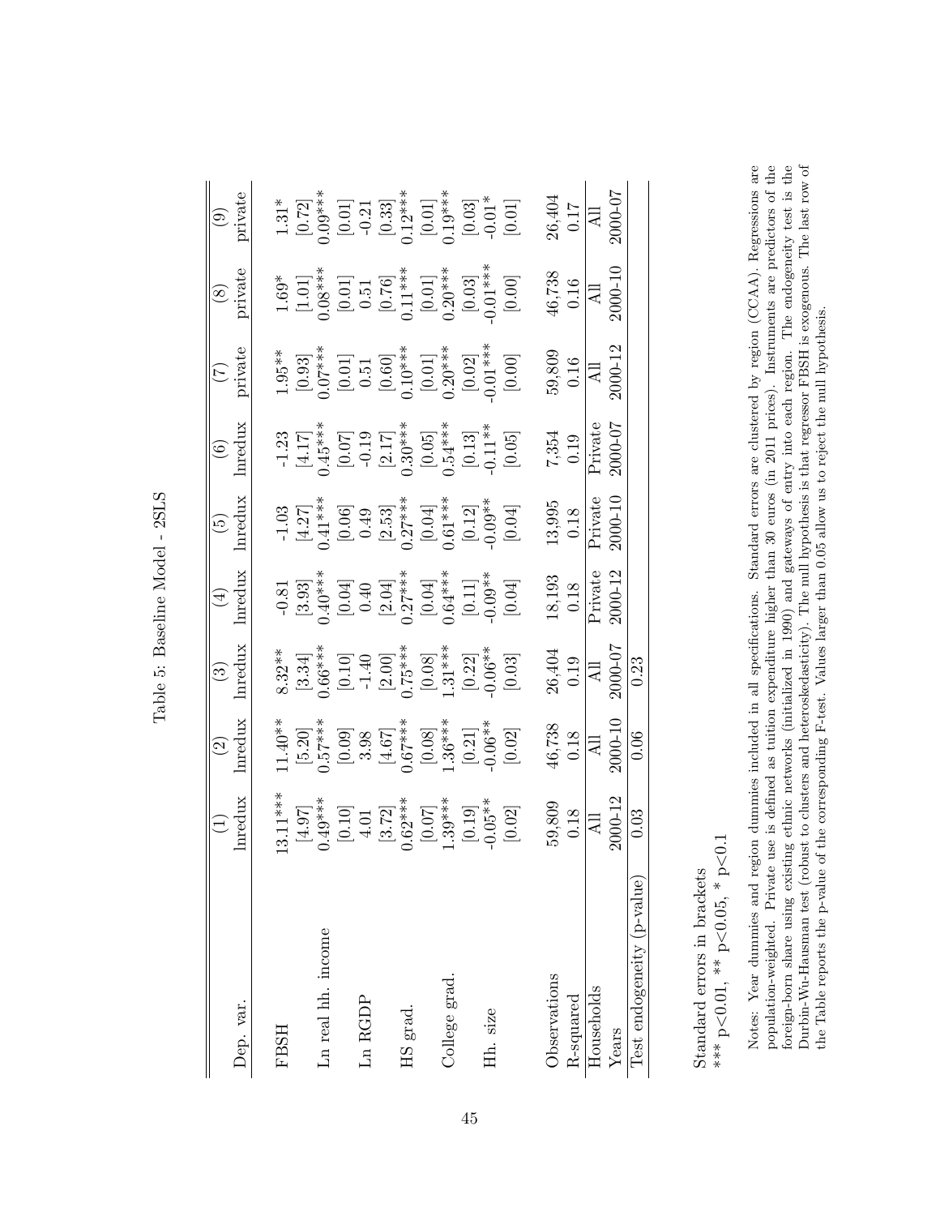Table 5: Baseline Model - 2SLS

| Dep. var. | (1) lnredux | (2) lnredux | (3) lnredux | (4) lnredux | (5) lnredux | (6) lnredux | (7) private | (8) private | (9) private |
|---|---|---|---|---|---|---|---|---|---|
| FBSH | 13.11*** | 11.40** | 8.32** | -0.81 | -1.03 | -1.23 | 1.95** | 1.69* | 1.31* |
| | [4.97] | [5.20] | [3.34] | [3.93] | [4.27] | [4.17] | [0.93] | [1.01] | [0.72] |
| Ln real hh. income | 0.49*** | 0.57*** | 0.66*** | 0.40*** | 0.41*** | 0.45*** | 0.07*** | 0.08*** | 0.09*** |
| | [0.10] | [0.09] | [0.10] | [0.04] | [0.06] | [0.07] | [0.01] | [0.01] | [0.01] |
| Ln RGDP | 4.01 | 3.98 | -1.40 | 0.40 | 0.49 | -0.19 | 0.51 | 0.51 | -0.21 |
| | [3.72] | [4.67] | [2.00] | [2.04] | [2.53] | [2.17] | [0.60] | [0.76] | [0.33] |
| HS grad. | 0.62*** | 0.67*** | 0.75*** | 0.27*** | 0.27*** | 0.30*** | 0.10*** | 0.11*** | 0.12*** |
| | [0.07] | [0.08] | [0.08] | [0.04] | [0.04] | [0.05] | [0.01] | [0.01] | [0.01] |
| College grad. | 1.39*** | 1.36*** | 1.31*** | 0.64*** | 0.61*** | 0.54*** | 0.20*** | 0.20*** | 0.19*** |
| | [0.19] | [0.21] | [0.22] | [0.11] | [0.12] | [0.13] | [0.02] | [0.03] | [0.03] |
| Hh. size | -0.05** | -0.06** | -0.06** | -0.09** | -0.09** | -0.11** | -0.01*** | -0.01*** | -0.01* |
| | [0.02] | [0.02] | [0.03] | [0.04] | [0.04] | [0.05] | [0.00] | [0.00] | [0.01] |
| Observations | 59,809 | 46,738 | 26,404 | 18,193 | 13,995 | 7,354 | 59,809 | 46,738 | 26,404 |
| R-squared | 0.18 | 0.18 | 0.19 | 0.18 | 0.18 | 0.19 | 0.16 | 0.16 | 0.17 |
| Households | All | All | All | Private | Private | Private | All | All | All |
| Years | 2000-12 | 2000-10 | 2000-07 | 2000-12 | 2000-10 | 2000-07 | 2000-12 | 2000-10 | 2000-07 |
| Test endogeneity (p-value) | 0.03 | 0.06 | 0.23 | | | | | | |

Standard errors in brackets

*** p<0.01, ** p<0.05, * p<0.1

Notes: Year dummies and region dummies included in all specifications. Standard errors are clustered by region (CCAA). Regressions are population-weighted. Private use is defined as tuition expenditure higher than 30 euros (in 2011 prices). Instruments are predictors of the foreign-born share using existing ethnic networks (initialized in 1990) and gateways of entry into each region. The endogeneity test is the Durbin-Wu-Hausman test (robust to clusters and heteroskedasticity). The null hypothesis is that regressor FBSH is exogenous. The last row of the Table reports the p-value of the corresponding F-test. Values larger than 0.05 allow us to reject the null hypothesis.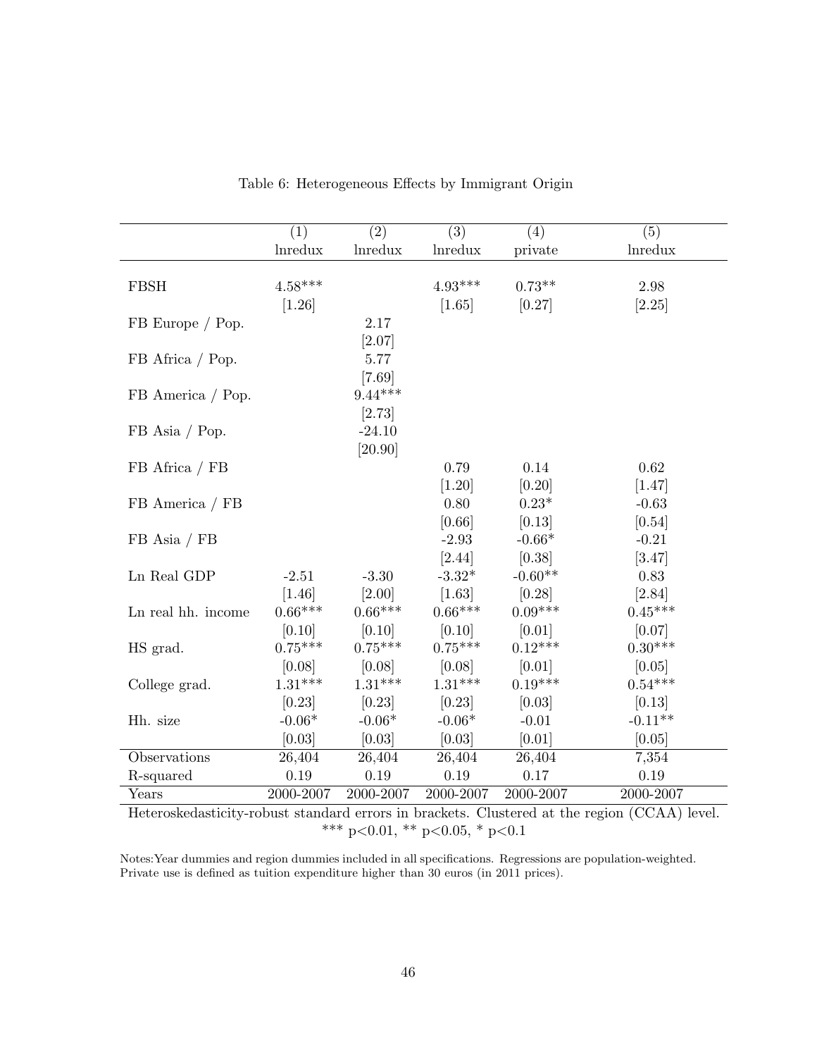Table 6: Heterogeneous Effects by Immigrant Origin

| | (1) | (2) | (3) | (4) | (5) |
|---|---|---|---|---|---|
| | lnredux | lnredux | lnredux | private | lnredux |
| FBSH | 4.58*** | | 4.93*** | 0.73** | 2.98 |
| | [1.26] | | [1.65] | [0.27] | [2.25] |
| FB Europe / Pop. | | 2.17 | | | |
| | | [2.07] | | | |
| FB Africa / Pop. | | 5.77 | | | |
| | | [7.69] | | | |
| FB America / Pop. | | 9.44*** | | | |
| | | [2.73] | | | |
| FB Asia / Pop. | | -24.10 | | | |
| | | [20.90] | | | |
| FB Africa / FB | | | 0.79 | 0.14 | 0.62 |
| | | | [1.20] | [0.20] | [1.47] |
| FB America / FB | | | 0.80 | 0.23* | -0.63 |
| | | | [0.66] | [0.13] | [0.54] |
| FB Asia / FB | | | -2.93 | -0.66* | -0.21 |
| | | | [2.44] | [0.38] | [3.47] |
| Ln Real GDP | -2.51 | -3.30 | -3.32* | -0.60** | 0.83 |
| | [1.46] | [2.00] | [1.63] | [0.28] | [2.84] |
| Ln real hh. income | 0.66*** | 0.66*** | 0.66*** | 0.09*** | 0.45*** |
| | [0.10] | [0.10] | [0.10] | [0.01] | [0.07] |
| HS grad. | 0.75*** | 0.75*** | 0.75*** | 0.12*** | 0.30*** |
| | [0.08] | [0.08] | [0.08] | [0.01] | [0.05] |
| College grad. | 1.31*** | 1.31*** | 1.31*** | 0.19*** | 0.54*** |
| | [0.23] | [0.23] | [0.23] | [0.03] | [0.13] |
| Hh. size | -0.06* | -0.06* | -0.06* | -0.01 | -0.11** |
| | [0.03] | [0.03] | [0.03] | [0.01] | [0.05] |
| Observations | 26,404 | 26,404 | 26,404 | 26,404 | 7,354 |
| R-squared | 0.19 | 0.19 | 0.19 | 0.17 | 0.19 |
| Years | 2000-2007 | 2000-2007 | 2000-2007 | 2000-2007 | 2000-2007 |

Heteroskedasticity-robust standard errors in brackets. Clustered at the region (CCAA) level.
*** p<0.01, ** p<0.05, * p<0.1

Notes:Year dummies and region dummies included in all specifications. Regressions are population-weighted. Private use is defined as tuition expenditure higher than 30 euros (in 2011 prices).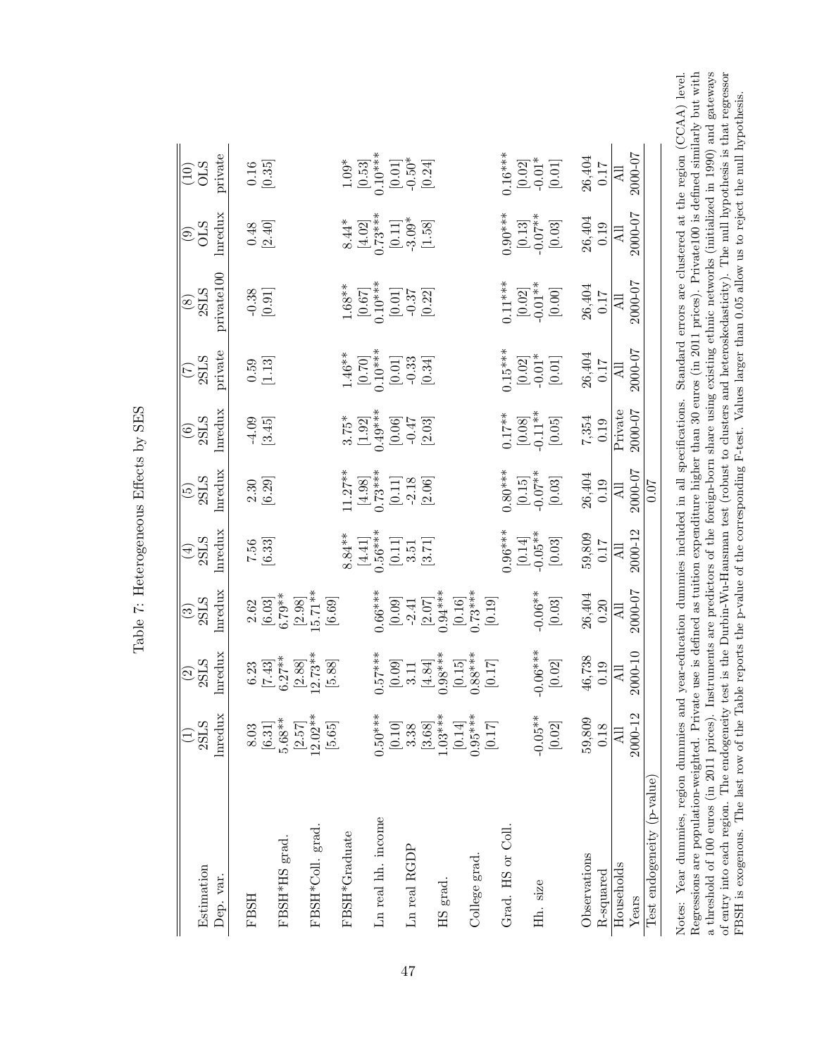Table 7: Heterogeneous Effects by SES

| Estimation | (1) 2SLS | (2) 2SLS | (3) 2SLS | (4) 2SLS | (5) 2SLS | (6) 2SLS | (7) 2SLS | (8) 2SLS | (9) OLS | (10) OLS |
|---|---|---|---|---|---|---|---|---|---|---|
| Dep. var. | lnredux | lnredux | lnredux | lnredux | lnredux | lnredux | private | private100 | lnredux | private |
| FBSH | 8.03 | 6.23 | 2.62 | 7.56 | 2.30 | -4.09 | 0.59 | -0.38 | 0.48 | 0.16 |
| | [6.31] | [7.43] | [6.03] | [6.33] | [6.29] | [3.45] | [1.13] | [0.91] | [2.40] | [0.35] |
| FBSH*HS grad. | 5.68** | 6.27** | 6.79** | | | | | | | |
| | [2.57] | [2.88] | [2.98] | | | | | | | |
| FBSH*Coll. grad. | 12.02** | 12.73** | 15.71** | | | | | | | |
| | [5.65] | [5.88] | [6.69] | | | | | | | |
| FBSH*Graduate | | | | 8.84** | 11.27** | 3.75* | 1.46** | 1.68** | 8.44* | 1.09* |
| | | | | [4.41] | [4.98] | [1.92] | [0.70] | [0.67] | [4.02] | [0.53] |
| Ln real hh. income | 0.50*** | 0.57*** | 0.66*** | 0.56*** | 0.73*** | 0.49*** | 0.10*** | 0.10*** | 0.73*** | 0.10*** |
| | [0.10] | [0.09] | [0.09] | [0.11] | [0.11] | [0.06] | [0.01] | [0.01] | [0.11] | [0.01] |
| Ln real RGDP | 3.38 | 3.11 | -2.41 | 3.51 | -2.18 | -0.47 | -0.33 | -0.37 | -3.09* | -0.50* |
| | [3.68] | [4.84] | [2.07] | [3.71] | [2.06] | [2.03] | [0.34] | [0.22] | [1.58] | [0.24] |
| HS grad. | 1.03*** | 0.98*** | 0.94*** | | | | | | | |
| | [0.14] | [0.15] | [0.16] | | | | | | | |
| College grad. | 0.95*** | 0.88*** | 0.73*** | | | | | | | |
| | [0.17] | [0.17] | [0.19] | | | | | | | |
| Grad. HS or Coll. | | | | 0.96*** | 0.80*** | 0.17** | 0.15*** | 0.11*** | 0.90*** | 0.16*** |
| | | | | [0.14] | [0.15] | [0.08] | [0.02] | [0.02] | [0.13] | [0.02] |
| Hh. size | -0.05** | -0.06*** | -0.06** | -0.05** | -0.07** | -0.11** | -0.01* | -0.01** | -0.07** | -0.01* |
| | [0.02] | [0.02] | [0.03] | [0.03] | [0.03] | [0.05] | [0.01] | [0.00] | [0.03] | [0.01] |
| Observations | 59,809 | 46,738 | 26,404 | 59,809 | 26,404 | 7,354 | 26,404 | 26,404 | 26,404 | 26,404 |
| R-squared | 0.18 | 0.19 | 0.20 | 0.17 | 0.19 | 0.19 | 0.17 | 0.17 | 0.19 | 0.17 |
| Households | All | All | All | All | All | Private | All | All | All | All |
| Years | 2000-12 | 2000-10 | 2000-07 | 2000-12 | 2000-07 | 2000-07 | 2000-07 | 2000-07 | 2000-07 | 2000-07 |
| Test endogeneity (p-value) | | | | | 0.07 | | | | | |

Notes: Year dummies, region dummies and year-education dummies included in all specifications. Standard errors are clustered at the region (CCAA) level. Regressions are population-weighted. Private use is defined as tuition expenditure higher than 30 euros (in 2011 prices). Private100 is defined similarly but with a threshold of 100 euros (in 2011 prices). Instruments are predictors of the foreign-born share using existing ethnic networks (initialized in 1990) and gateways of entry into each region. The endogeneity test is the Durbin-Wu-Hausman test (robust to clusters and heteroskedasticity). The null hypothesis is that regressor FBSH is exogenous. The last row of the Table reports the p-value of the corresponding F-test. Values larger than 0.05 allow us to reject the null hypothesis.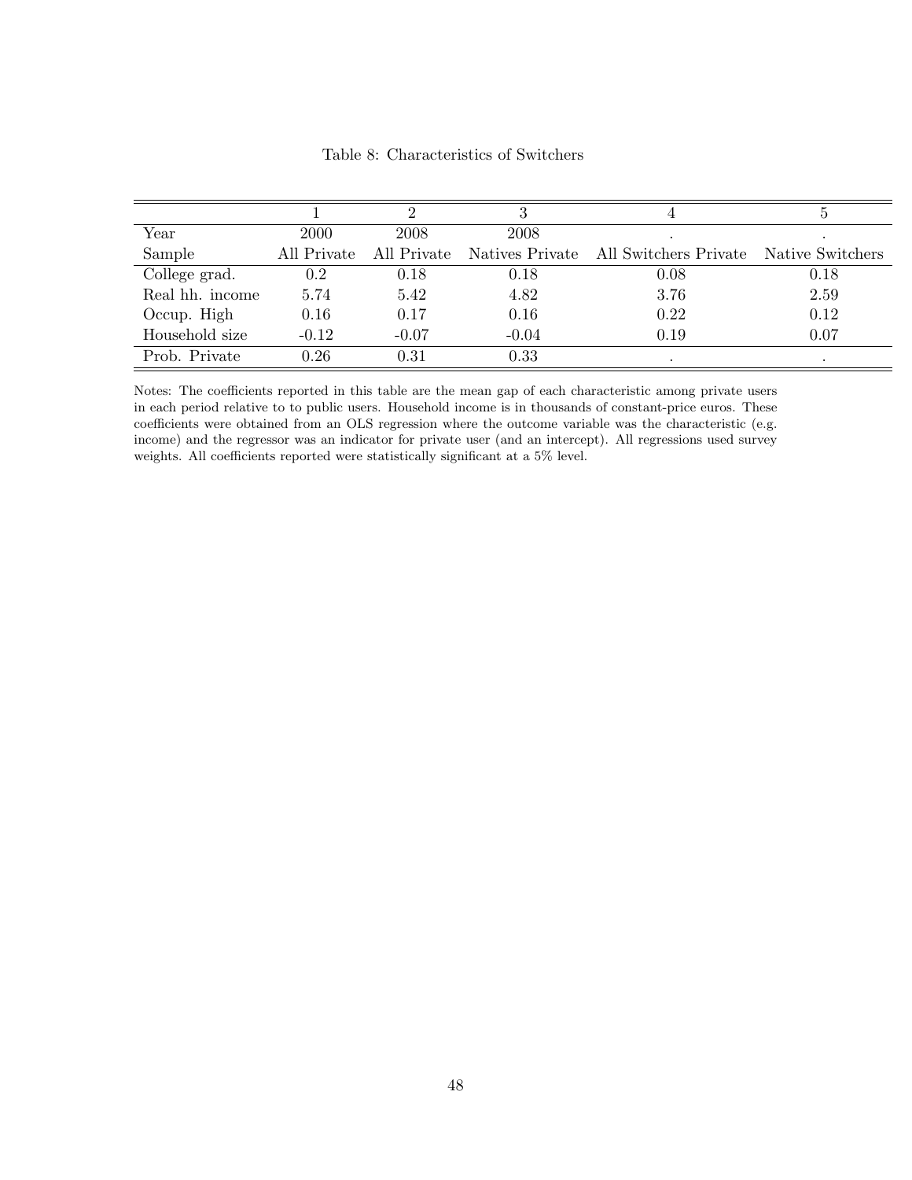Table 8: Characteristics of Switchers

| | 1 | 2 | 3 | 4 | 5 |
|---|---|---|---|---|---|
| Year | 2000 | 2008 | 2008 | . | . |
| Sample | All Private | All Private | Natives Private | All Switchers Private | Native Switchers |
| College grad. | 0.2 | 0.18 | 0.18 | 0.08 | 0.18 |
| Real hh. income | 5.74 | 5.42 | 4.82 | 3.76 | 2.59 |
| Occup. High | 0.16 | 0.17 | 0.16 | 0.22 | 0.12 |
| Household size | -0.12 | -0.07 | -0.04 | 0.19 | 0.07 |
| Prob. Private | 0.26 | 0.31 | 0.33 | . | . |

Notes: The coefficients reported in this table are the mean gap of each characteristic among private users in each period relative to to public users. Household income is in thousands of constant-price euros. These coefficients were obtained from an OLS regression where the outcome variable was the characteristic (e.g. income) and the regressor was an indicator for private user (and an intercept). All regressions used survey weights. All coefficients reported were statistically significant at a 5% level.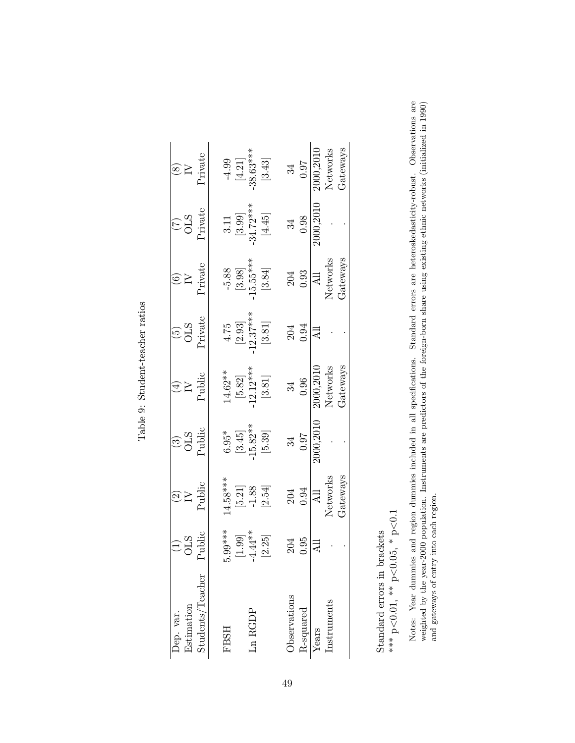Table 9: Student-teacher ratios

| Dep. var. | (1) | (2) | (3) | (4) | (5) | (6) | (7) | (8) |
|---|---|---|---|---|---|---|---|---|
| Estimation | OLS | IV | OLS | IV | OLS | IV | OLS | IV |
| Students/Teacher | Public | Public | Public | Public | Private | Private | Private | Private |
| FBSH | 5.99*** | 14.58*** | 6.95* | 14.62** | 4.75 | -5.88 | 3.11 | -4.99 |
| | [1.99] | [5.21] | [3.45] | [5.82] | [2.93] | [3.98] | [3.99] | [4.21] |
| Ln RGDP | -4.44** | -1.88 | -15.82** | -12.12*** | -12.37*** | -15.55*** | -34.72*** | -38.63*** |
| | [2.25] | [2.54] | [5.39] | [3.81] | [3.81] | [3.84] | [4.45] | [3.43] |
| Observations | 204 | 204 | 34 | 34 | 204 | 204 | 34 | 34 |
| R-squared | 0.95 | 0.94 | 0.97 | 0.96 | 0.94 | 0.93 | 0.98 | 0.97 |
| Years | All | All | 2000,2010 | 2000,2010 | All | All | 2000,2010 | 2000,2010 |
| Instruments | . | Networks | . | Networks | . | Networks | . | Networks |
| | . | Gateways | . | Gateways | . | Gateways | . | Gateways |

Standard errors in brackets

*** p<0.01, ** p<0.05, * p<0.1

Notes: Year dummies and region dummies included in all specifications. Standard errors are heteroskedasticity-robust. Observations are weighted by the year-2000 population. Instruments are predictors of the foreign-born share using existing ethnic networks (initialized in 1990) and gateways of entry into each region.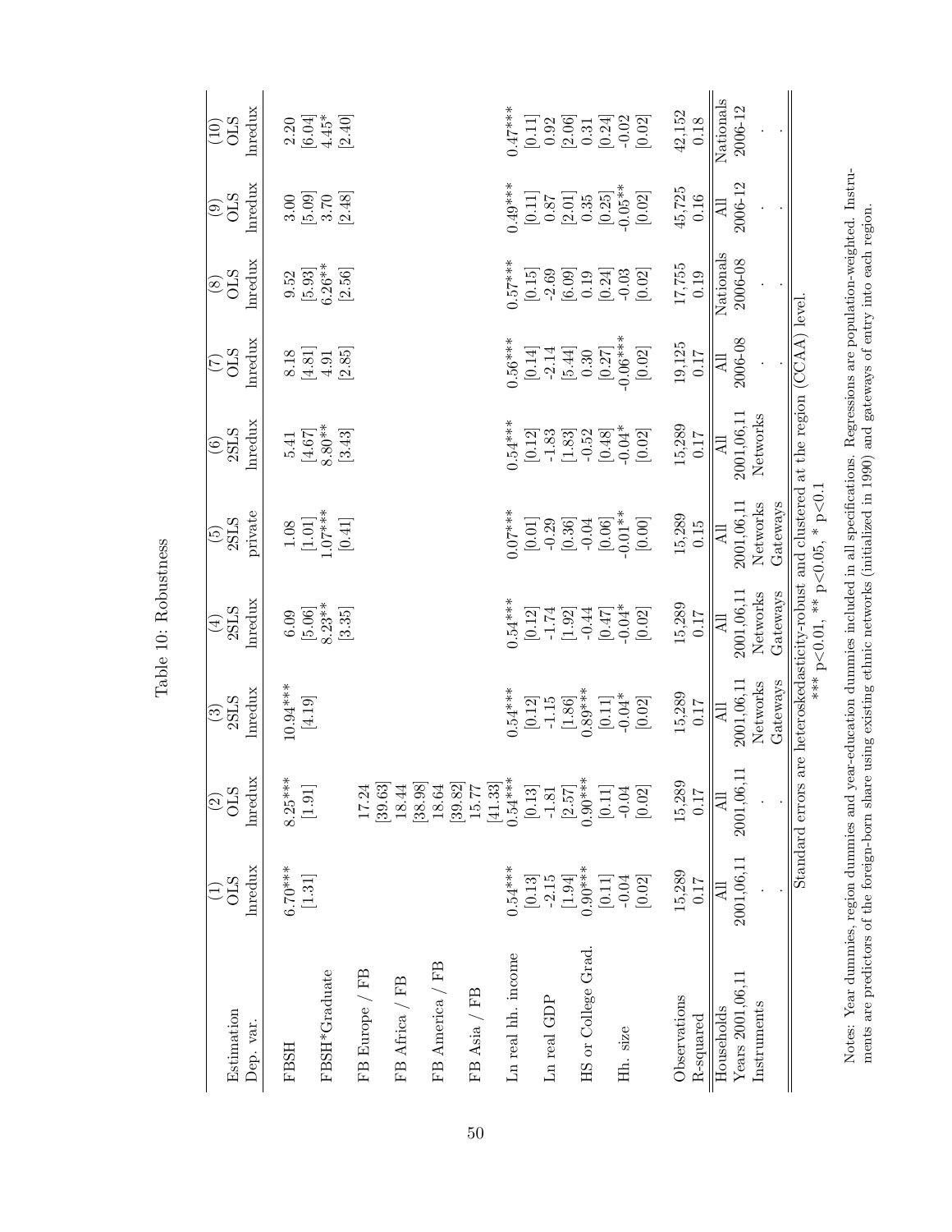Table 10: Robustness

| Estimation | (1) OLS | (2) OLS | (3) 2SLS | (4) 2SLS | (5) 2SLS | (6) 2SLS | (7) OLS | (8) OLS | (9) OLS | (10) OLS |
|---|---|---|---|---|---|---|---|---|---|---|
| Dep. var. | lnredux | lnredux | lnredux | lnredux | private | lnredux | lnredux | lnredux | lnredux | lnredux |
| FBSH | 6.70*** | 8.25*** | 10.94*** | 6.09 | 1.08 | 5.41 | 8.18 | 9.52 | 3.00 | 2.20 |
| | [1.31] | [1.91] | [4.19] | [5.06] | [1.01] | [4.67] | [4.81] | [5.93] | [5.09] | [6.04] |
| FBSH*Graduate | | | | 8.23** | 1.07*** | 8.80** | 4.91 | 6.26** | 3.70 | 4.45* |
| | | | | [3.35] | [0.41] | [3.43] | [2.85] | [2.56] | [2.48] | [2.40] |
| FB Europe / FB | | 17.24 | | | | | | | | |
| | | [39.63] | | | | | | | | |
| FB Africa / FB | | 18.44 | | | | | | | | |
| | | [38.98] | | | | | | | | |
| FB America / FB | | 18.64 | | | | | | | | |
| | | [39.82] | | | | | | | | |
| FB Asia / FB | | 15.77 | | | | | | | | |
| | | [41.33] | | | | | | | | |
| Ln real hh. income | 0.54*** | 0.54*** | 0.54*** | 0.54*** | 0.07*** | 0.54*** | 0.56*** | 0.57*** | 0.49*** | 0.47*** |
| | [0.13] | [0.13] | [0.12] | [0.12] | [0.01] | [0.12] | [0.14] | [0.15] | [0.11] | [0.11] |
| Ln real GDP | -2.15 | -1.81 | -1.15 | -1.74 | -0.29 | -1.83 | -2.14 | -2.69 | 0.87 | 0.92 |
| | [1.94] | [2.57] | [1.86] | [1.92] | [0.36] | [1.83] | [5.44] | [6.09] | [2.01] | [2.06] |
| HS or College Grad. | 0.90*** | 0.90*** | 0.89*** | -0.44 | -0.04 | -0.52 | 0.30 | 0.19 | 0.35 | 0.31 |
| | [0.11] | [0.11] | [0.11] | [0.47] | [0.06] | [0.48] | [0.27] | [0.24] | [0.25] | [0.24] |
| Hh. size | -0.04 | -0.04 | -0.04* | -0.04* | -0.01** | -0.04* | -0.06*** | -0.03 | -0.05** | -0.02 |
| | [0.02] | [0.02] | [0.02] | [0.02] | [0.00] | [0.02] | [0.02] | [0.02] | [0.02] | [0.02] |
| Observations | 15,289 | 15,289 | 15,289 | 15,289 | 15,289 | 15,289 | 19,125 | 17,755 | 45,725 | 42,152 |
| R-squared | 0.17 | 0.17 | 0.17 | 0.17 | 0.15 | 0.17 | 0.17 | 0.19 | 0.16 | 0.18 |
| Households | All | All | All | All | All | All | All | Nationals | All | Nationals |
| Years 2001,06,11 | 2001,06,11 | 2001,06,11 | 2001,06,11 | 2001,06,11 | 2001,06,11 | 2001,06,11 | 2006-08 | 2006-08 | 2006-12 | 2006-12 |
| Instruments | . | . | Networks Gateways | Networks Gateways | Networks Gateways | Networks | . | . | . | . |

Standard errors are heteroskedasticity-robust and clustered at the region (CCAA) level.
*** p<0.01, ** p<0.05, * p<0.1

Notes: Year dummies, region dummies and year-education dummies included in all specifications. Regressions are population-weighted. Instruments are predictors of the foreign-born share using existing ethnic networks (initialized in 1990) and gateways of entry into each region.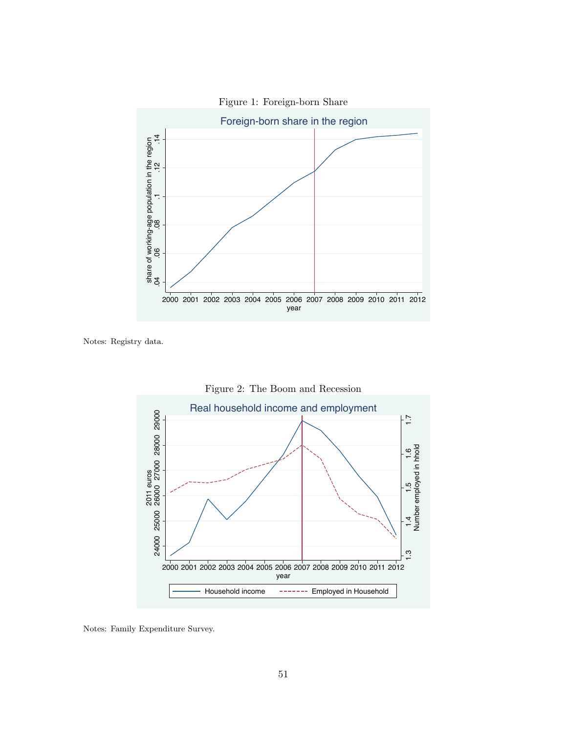Figure 1: Foreign-born Share

Notes: Registry data.

Figure 2: The Boom and Recession

Notes: Family Expenditure Survey.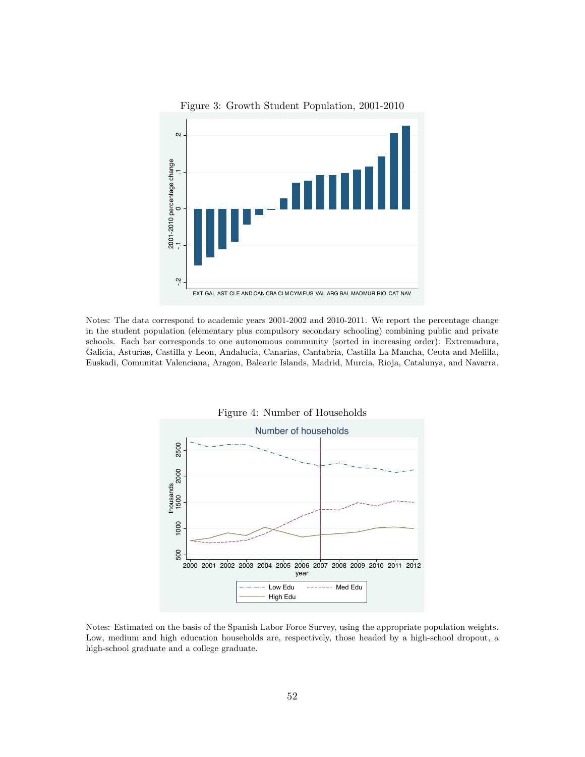Figure 3: Growth Student Population, 2001-2010

Notes: The data correspond to academic years 2001-2002 and 2010-2011. We report the percentage change in the student population (elementary plus compulsory secondary schooling) combining public and private schools. Each bar corresponds to one autonomous community (sorted in increasing order): Extremadura, Galicia, Asturias, Castilla y Leon, Andalucia, Canarias, Cantabria, Castilla La Mancha, Ceuta and Melilla, Euskadi, Comunitat Valenciana, Aragon, Balearic Islands, Madrid, Murcia, Rioja, Catalunya, and Navarra.

Figure 4: Number of Households

Notes: Estimated on the basis of the Spanish Labor Force Survey, using the appropriate population weights. Low, medium and high education households are, respectively, those headed by a high-school dropout, a high-school graduate and a college graduate.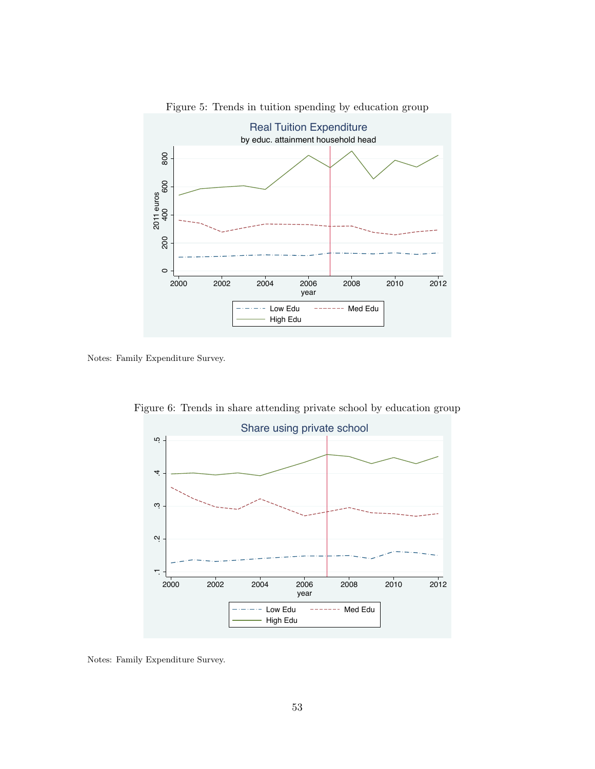Figure 5: Trends in tuition spending by education group

Notes: Family Expenditure Survey.

Figure 6: Trends in share attending private school by education group

Notes: Family Expenditure Survey.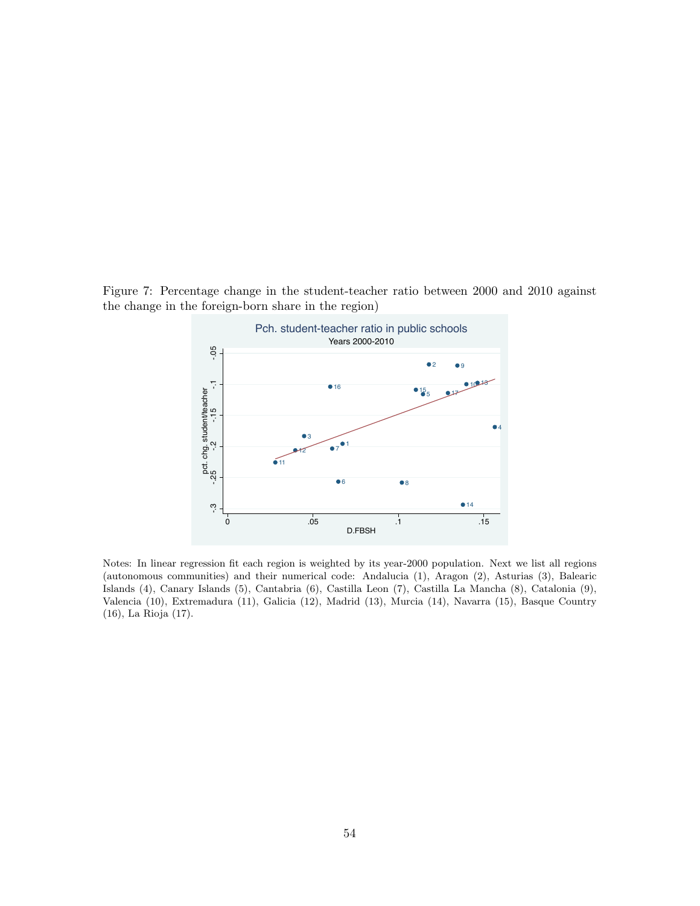Figure 7: Percentage change in the student-teacher ratio between 2000 and 2010 against the change in the foreign-born share in the region)

Notes: In linear regression fit each region is weighted by its year-2000 population. Next we list all regions (autonomous communities) and their numerical code: Andalucia (1), Aragon (2), Asturias (3), Balearic Islands (4), Canary Islands (5), Cantabria (6), Castilla Leon (7), Castilla La Mancha (8), Catalonia (9), Valencia (10), Extremadura (11), Galicia (12), Madrid (13), Murcia (14), Navarra (15), Basque Country (16), La Rioja (17).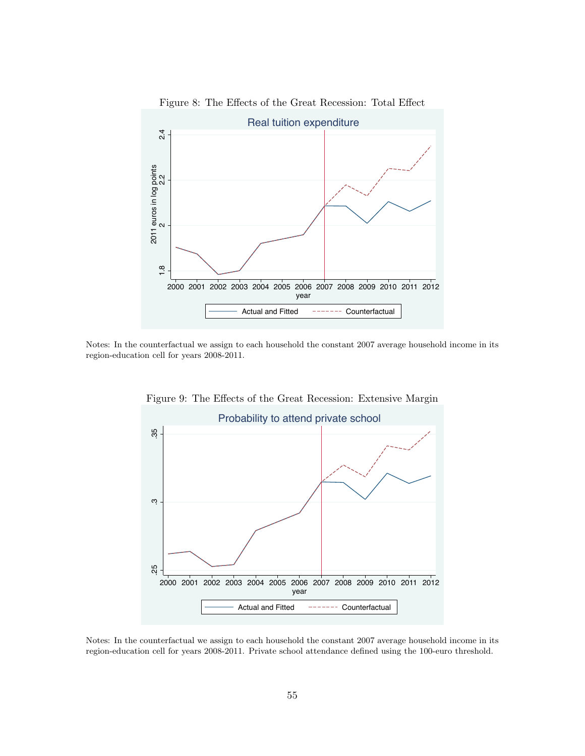Figure 8: The Effects of the Great Recession: Total Effect

Notes: In the counterfactual we assign to each household the constant 2007 average household income in its region-education cell for years 2008-2011.

Figure 9: The Effects of the Great Recession: Extensive Margin

Notes: In the counterfactual we assign to each household the constant 2007 average household income in its region-education cell for years 2008-2011. Private school attendance defined using the 100-euro threshold.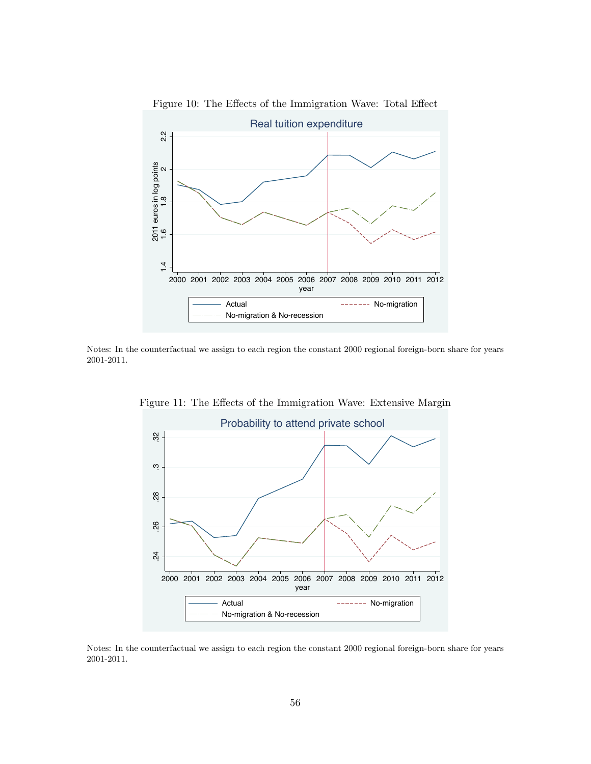Figure 10: The Effects of the Immigration Wave: Total Effect

Notes: In the counterfactual we assign to each region the constant 2000 regional foreign-born share for years 2001-2011.

Figure 11: The Effects of the Immigration Wave: Extensive Margin

Notes: In the counterfactual we assign to each region the constant 2000 regional foreign-born share for years 2001-2011.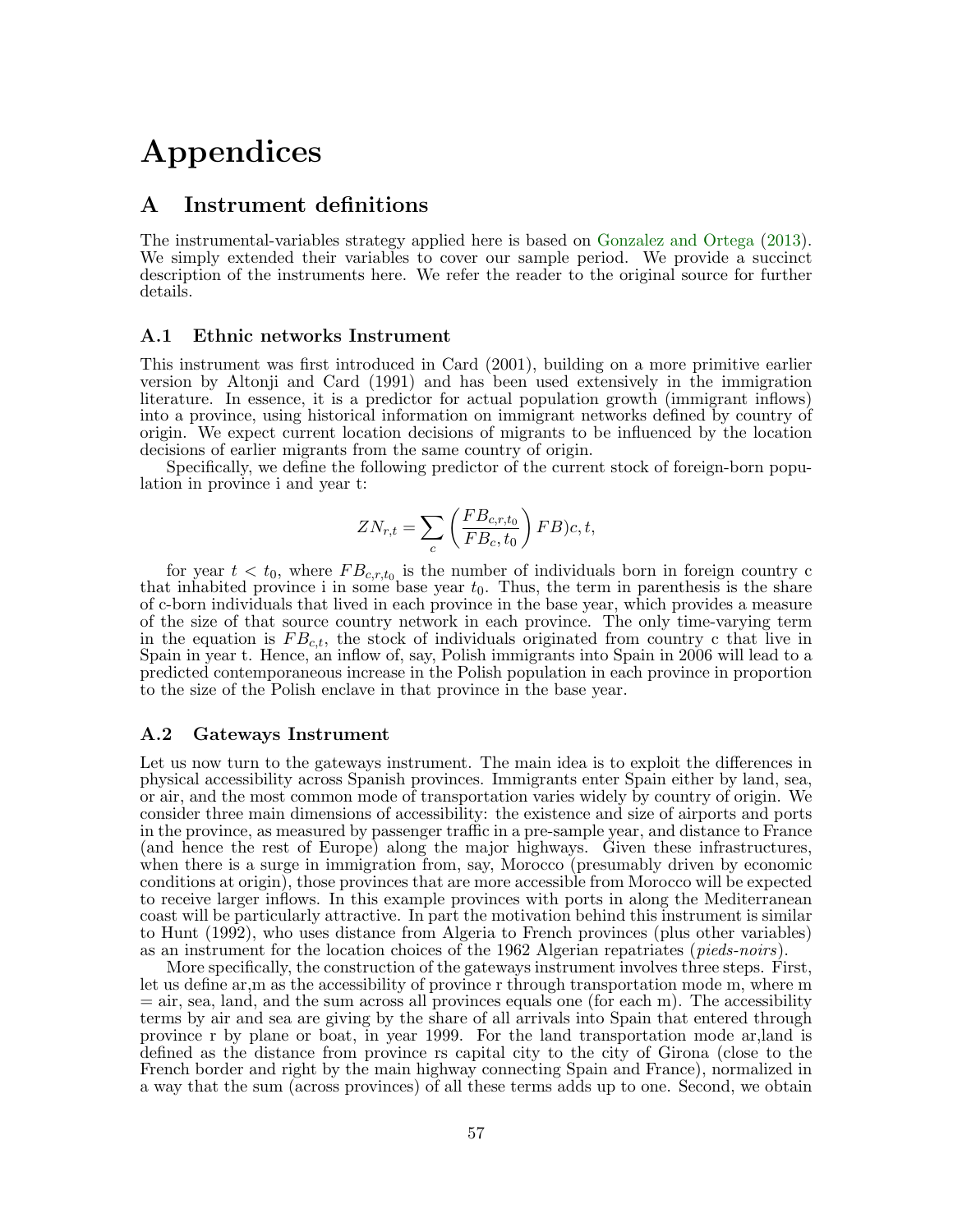# Appendices

## A Instrument definitions

The instrumental-variables strategy applied here is based on Gonzalez and Ortega (2013). We simply extended their variables to cover our sample period. We provide a succinct description of the instruments here. We refer the reader to the original source for further details.

### A.1 Ethnic networks Instrument

This instrument was first introduced in Card (2001), building on a more primitive earlier version by Altonji and Card (1991) and has been used extensively in the immigration literature. In essence, it is a predictor for actual population growth (immigrant inflows) into a province, using historical information on immigrant networks defined by country of origin. We expect current location decisions of migrants to be influenced by the location decisions of earlier migrants from the same country of origin.

Specifically, we define the following predictor of the current stock of foreign-born population in province i and year t:

$$ZN_{r,t} = \sum_{c} \left( \frac{FB_{c,r,t_0}}{FB_c, t_0} \right) FB)c, t,$$

for year $t < t_0$, where $FB_{c,r,t_0}$ is the number of individuals born in foreign country c that inhabited province i in some base year $t_0$. Thus, the term in parenthesis is the share of c-born individuals that lived in each province in the base year, which provides a measure of the size of that source country network in each province. The only time-varying term in the equation is $FB_{c,t}$, the stock of individuals originated from country c that live in Spain in year t. Hence, an inflow of, say, Polish immigrants into Spain in 2006 will lead to a predicted contemporaneous increase in the Polish population in each province in proportion to the size of the Polish enclave in that province in the base year.

### A.2 Gateways Instrument

Let us now turn to the gateways instrument. The main idea is to exploit the differences in physical accessibility across Spanish provinces. Immigrants enter Spain either by land, sea, or air, and the most common mode of transportation varies widely by country of origin. We consider three main dimensions of accessibility: the existence and size of airports and ports in the province, as measured by passenger traffic in a pre-sample year, and distance to France (and hence the rest of Europe) along the major highways. Given these infrastructures, when there is a surge in immigration from, say, Morocco (presumably driven by economic conditions at origin), those provinces that are more accessible from Morocco will be expected to receive larger inflows. In this example provinces with ports in along the Mediterranean coast will be particularly attractive. In part the motivation behind this instrument is similar to Hunt (1992), who uses distance from Algeria to French provinces (plus other variables) as an instrument for the location choices of the 1962 Algerian repatriates (*pieds-noirs*).

More specifically, the construction of the gateways instrument involves three steps. First, let us define ar,m as the accessibility of province r through transportation mode m, where m = air, sea, land, and the sum across all provinces equals one (for each m). The accessibility terms by air and sea are giving by the share of all arrivals into Spain that entered through province r by plane or boat, in year 1999. For the land transportation mode ar,land is defined as the distance from province rs capital city to the city of Girona (close to the French border and right by the main highway connecting Spain and France), normalized in a way that the sum (across provinces) of all these terms adds up to one. Second, we obtain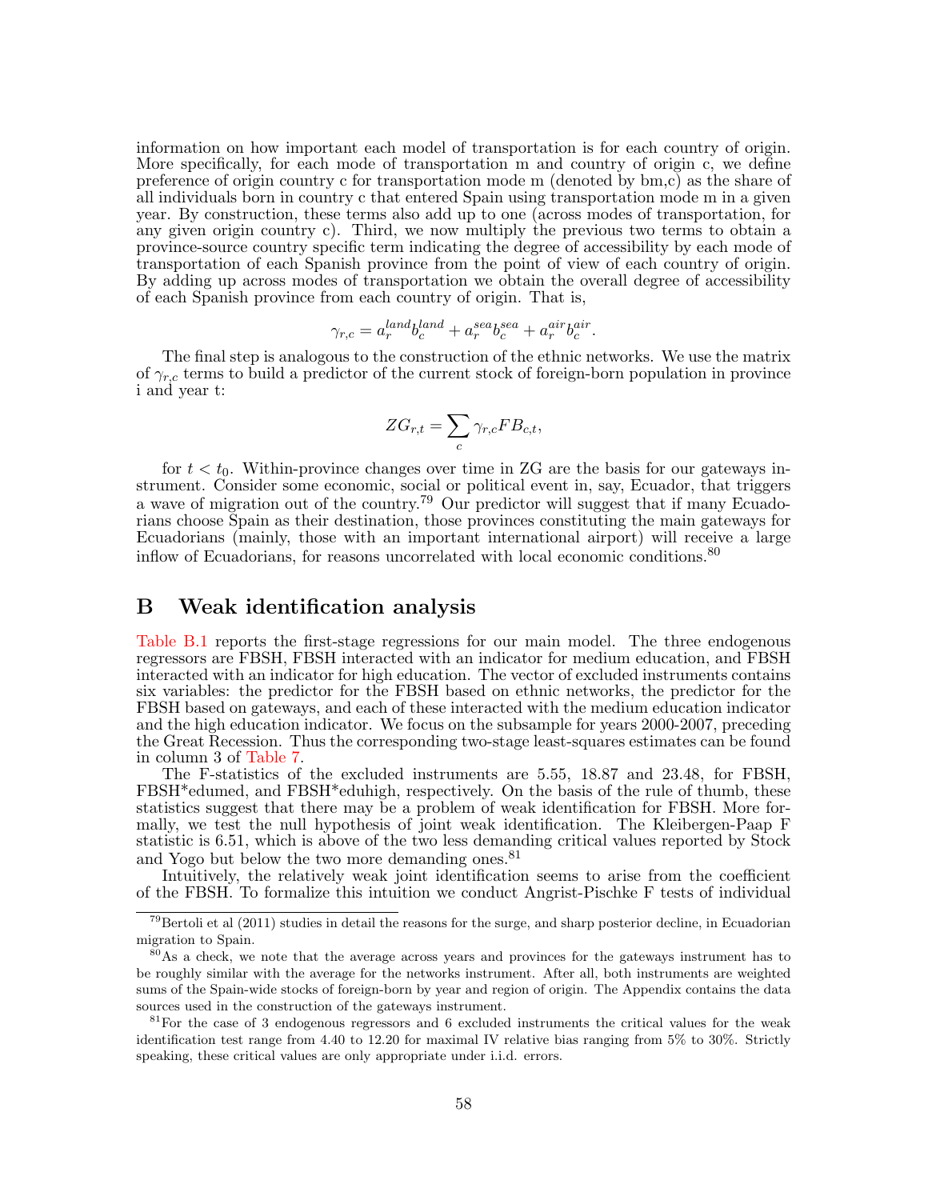information on how important each model of transportation is for each country of origin. More specifically, for each mode of transportation m and country of origin c, we define preference of origin country c for transportation mode m (denoted by bm,c) as the share of all individuals born in country c that entered Spain using transportation mode m in a given year. By construction, these terms also add up to one (across modes of transportation, for any given origin country c). Third, we now multiply the previous two terms to obtain a province-source country specific term indicating the degree of accessibility by each mode of transportation of each Spanish province from the point of view of each country of origin. By adding up across modes of transportation we obtain the overall degree of accessibility of each Spanish province from each country of origin. That is,

$$\gamma_{r,c} = a_r^{land} b_c^{land} + a_r^{sea} b_c^{sea} + a_r^{air} b_c^{air}.$$

The final step is analogous to the construction of the ethnic networks. We use the matrix of $\gamma_{r,c}$ terms to build a predictor of the current stock of foreign-born population in province i and year t:

$$ZG_{r,t} = \sum_c \gamma_{r,c} FB_{c,t},$$

for $t < t_0$. Within-province changes over time in ZG are the basis for our gateways instrument. Consider some economic, social or political event in, say, Ecuador, that triggers a wave of migration out of the country.[79] Our predictor will suggest that if many Ecuadorians choose Spain as their destination, those provinces constituting the main gateways for Ecuadorians (mainly, those with an important international airport) will receive a large inflow of Ecuadorians, for reasons uncorrelated with local economic conditions.[80]

# B Weak identification analysis

Table B.1 reports the first-stage regressions for our main model. The three endogenous regressors are FBSH, FBSH interacted with an indicator for medium education, and FBSH interacted with an indicator for high education. The vector of excluded instruments contains six variables: the predictor for the FBSH based on ethnic networks, the predictor for the FBSH based on gateways, and each of these interacted with the medium education indicator and the high education indicator. We focus on the subsample for years 2000-2007, preceding the Great Recession. Thus the corresponding two-stage least-squares estimates can be found in column 3 of Table 7.

The F-statistics of the excluded instruments are 5.55, 18.87 and 23.48, for FBSH, FBSH*edumed, and FBSH*eduhigh, respectively. On the basis of the rule of thumb, these statistics suggest that there may be a problem of weak identification for FBSH. More formally, we test the null hypothesis of joint weak identification. The Kleibergen-Paap F statistic is 6.51, which is above of the two less demanding critical values reported by Stock and Yogo but below the two more demanding ones.[81]

Intuitively, the relatively weak joint identification seems to arise from the coefficient of the FBSH. To formalize this intuition we conduct Angrist-Pischke F tests of individual

[79] Bertoli et al (2011) studies in detail the reasons for the surge, and sharp posterior decline, in Ecuadorian migration to Spain.

[80] As a check, we note that the average across years and provinces for the gateways instrument has to be roughly similar with the average for the networks instrument. After all, both instruments are weighted sums of the Spain-wide stocks of foreign-born by year and region of origin. The Appendix contains the data sources used in the construction of the gateways instrument.

[81] For the case of 3 endogenous regressors and 6 excluded instruments the critical values for the weak identification test range from 4.40 to 12.20 for maximal IV relative bias ranging from 5% to 30%. Strictly speaking, these critical values are only appropriate under i.i.d. errors.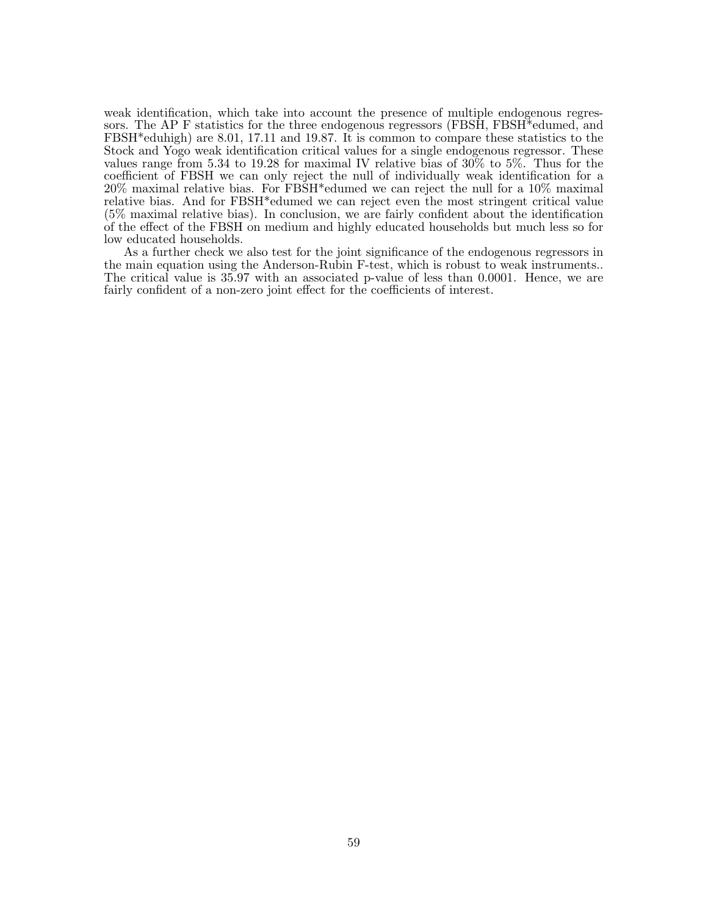weak identification, which take into account the presence of multiple endogenous regressors. The AP F statistics for the three endogenous regressors (FBSH, FBSH*edumed, and FBSH*eduhigh) are 8.01, 17.11 and 19.87. It is common to compare these statistics to the Stock and Yogo weak identification critical values for a single endogenous regressor. These values range from 5.34 to 19.28 for maximal IV relative bias of 30% to 5%. Thus for the coefficient of FBSH we can only reject the null of individually weak identification for a 20% maximal relative bias. For FBSH*edumed we can reject the null for a 10% maximal relative bias. And for FBSH*edumed we can reject even the most stringent critical value (5% maximal relative bias). In conclusion, we are fairly confident about the identification of the effect of the FBSH on medium and highly educated households but much less so for low educated households.

As a further check we also test for the joint significance of the endogenous regressors in the main equation using the Anderson-Rubin F-test, which is robust to weak instruments.. The critical value is 35.97 with an associated p-value of less than 0.0001. Hence, we are fairly confident of a non-zero joint effect for the coefficients of interest.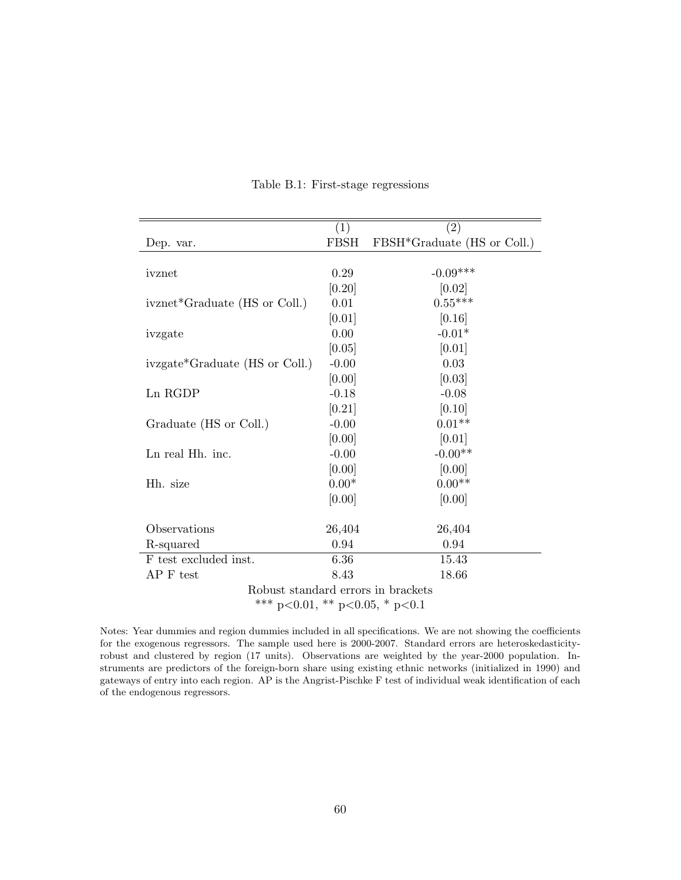Table B.1: First-stage regressions

| | (1) | (2) |
|---|---|---|
| Dep. var. | FBSH | FBSH*Graduate (HS or Coll.) |
| ivznet | 0.29 | -0.09*** |
| | [0.20] | [0.02] |
| ivznet*Graduate (HS or Coll.) | 0.01 | 0.55*** |
| | [0.01] | [0.16] |
| ivzgate | 0.00 | -0.01* |
| | [0.05] | [0.01] |
| ivzgate*Graduate (HS or Coll.) | -0.00 | 0.03 |
| | [0.00] | [0.03] |
| Ln RGDP | -0.18 | -0.08 |
| | [0.21] | [0.10] |
| Graduate (HS or Coll.) | -0.00 | 0.01** |
| | [0.00] | [0.01] |
| Ln real Hh. inc. | -0.00 | -0.00** |
| | [0.00] | [0.00] |
| Hh. size | 0.00* | 0.00** |
| | [0.00] | [0.00] |
| Observations | 26,404 | 26,404 |
| R-squared | 0.94 | 0.94 |
| F test excluded inst. | 6.36 | 15.43 |
| AP F test | 8.43 | 18.66 |

Robust standard errors in brackets

*** p<0.01, ** p<0.05, * p<0.1

Notes: Year dummies and region dummies included in all specifications. We are not showing the coefficients for the exogenous regressors. The sample used here is 2000-2007. Standard errors are heteroskedasticity-robust and clustered by region (17 units). Observations are weighted by the year-2000 population. Instruments are predictors of the foreign-born share using existing ethnic networks (initialized in 1990) and gateways of entry into each region. AP is the Angrist-Pischke F test of individual weak identification of each of the endogenous regressors.